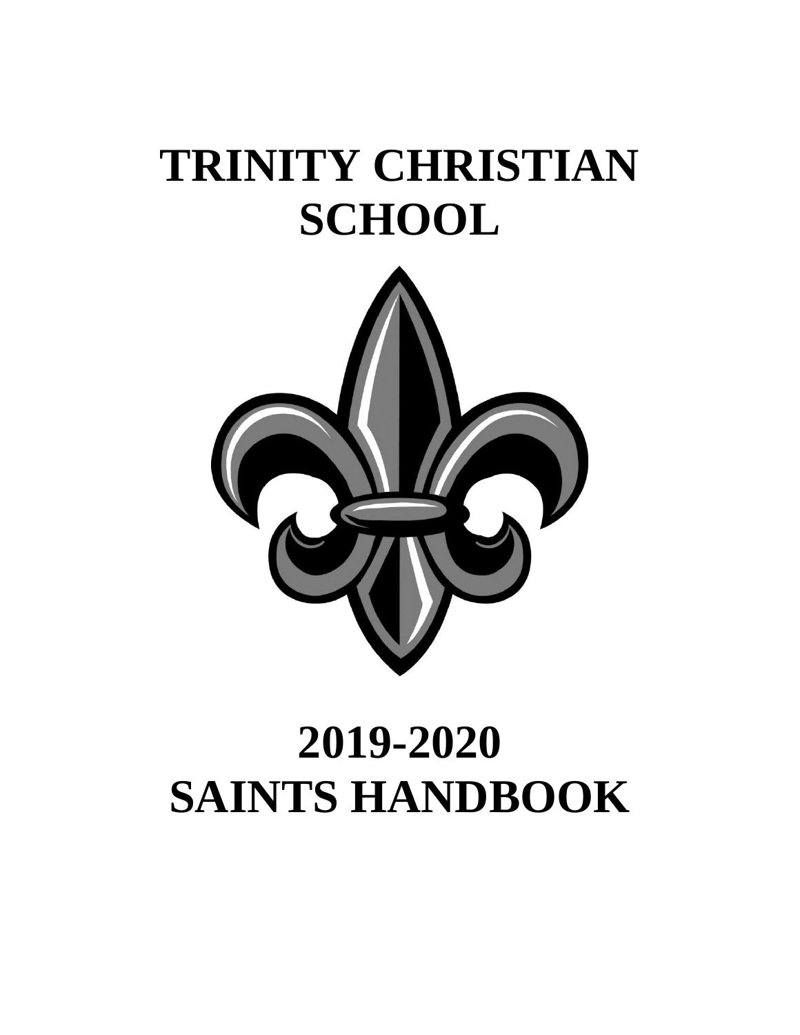# TRINITY CHRISTIAN SCHOOL

# 2019-2020
# SAINTS HANDBOOK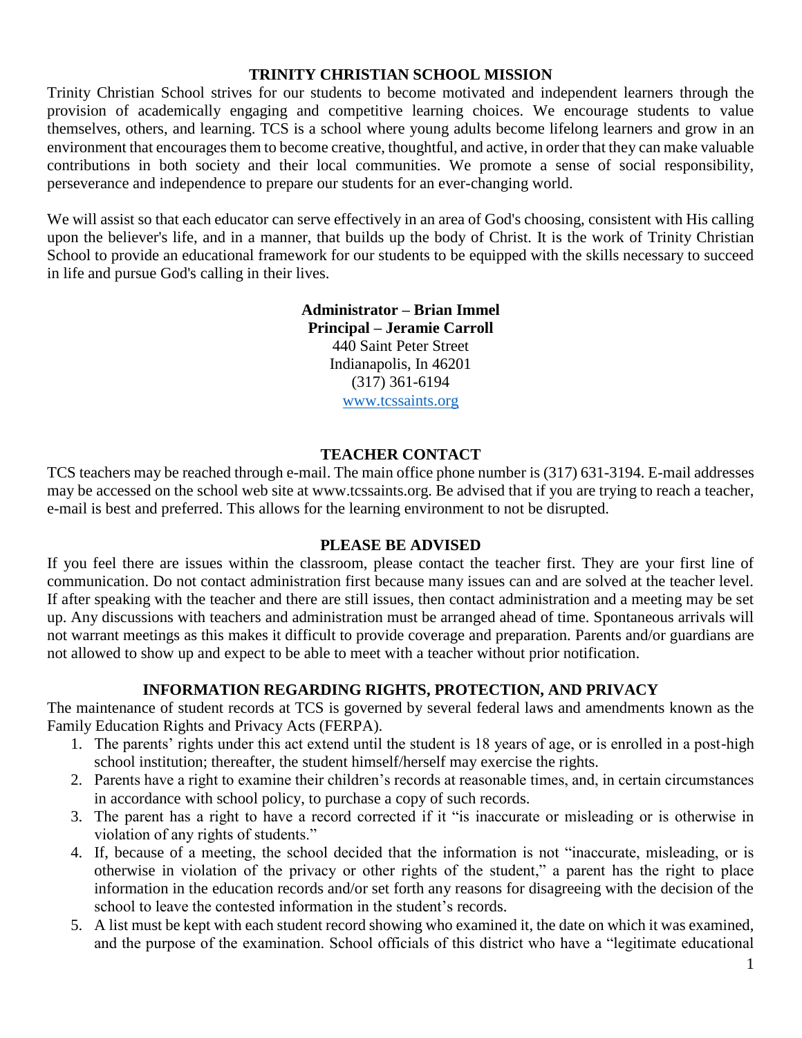## TRINITY CHRISTIAN SCHOOL MISSION

Trinity Christian School strives for our students to become motivated and independent learners through the provision of academically engaging and competitive learning choices. We encourage students to value themselves, others, and learning. TCS is a school where young adults become lifelong learners and grow in an environment that encourages them to become creative, thoughtful, and active, in order that they can make valuable contributions in both society and their local communities. We promote a sense of social responsibility, perseverance and independence to prepare our students for an ever-changing world.

We will assist so that each educator can serve effectively in an area of God's choosing, consistent with His calling upon the believer's life, and in a manner, that builds up the body of Christ. It is the work of Trinity Christian School to provide an educational framework for our students to be equipped with the skills necessary to succeed in life and pursue God's calling in their lives.

**Administrator – Brian Immel**
**Principal – Jeramie Carroll**
440 Saint Peter Street
Indianapolis, In 46201
(317) 361-6194
www.tcssaints.org

## TEACHER CONTACT

TCS teachers may be reached through e-mail. The main office phone number is (317) 631-3194. E-mail addresses may be accessed on the school web site at www.tcssaints.org. Be advised that if you are trying to reach a teacher, e-mail is best and preferred. This allows for the learning environment to not be disrupted.

## PLEASE BE ADVISED

If you feel there are issues within the classroom, please contact the teacher first. They are your first line of communication. Do not contact administration first because many issues can and are solved at the teacher level. If after speaking with the teacher and there are still issues, then contact administration and a meeting may be set up. Any discussions with teachers and administration must be arranged ahead of time. Spontaneous arrivals will not warrant meetings as this makes it difficult to provide coverage and preparation. Parents and/or guardians are not allowed to show up and expect to be able to meet with a teacher without prior notification.

## INFORMATION REGARDING RIGHTS, PROTECTION, AND PRIVACY

The maintenance of student records at TCS is governed by several federal laws and amendments known as the Family Education Rights and Privacy Acts (FERPA).

1. The parents' rights under this act extend until the student is 18 years of age, or is enrolled in a post-high school institution; thereafter, the student himself/herself may exercise the rights.
2. Parents have a right to examine their children's records at reasonable times, and, in certain circumstances in accordance with school policy, to purchase a copy of such records.
3. The parent has a right to have a record corrected if it "is inaccurate or misleading or is otherwise in violation of any rights of students."
4. If, because of a meeting, the school decided that the information is not "inaccurate, misleading, or is otherwise in violation of the privacy or other rights of the student," a parent has the right to place information in the education records and/or set forth any reasons for disagreeing with the decision of the school to leave the contested information in the student's records.
5. A list must be kept with each student record showing who examined it, the date on which it was examined, and the purpose of the examination. School officials of this district who have a "legitimate educational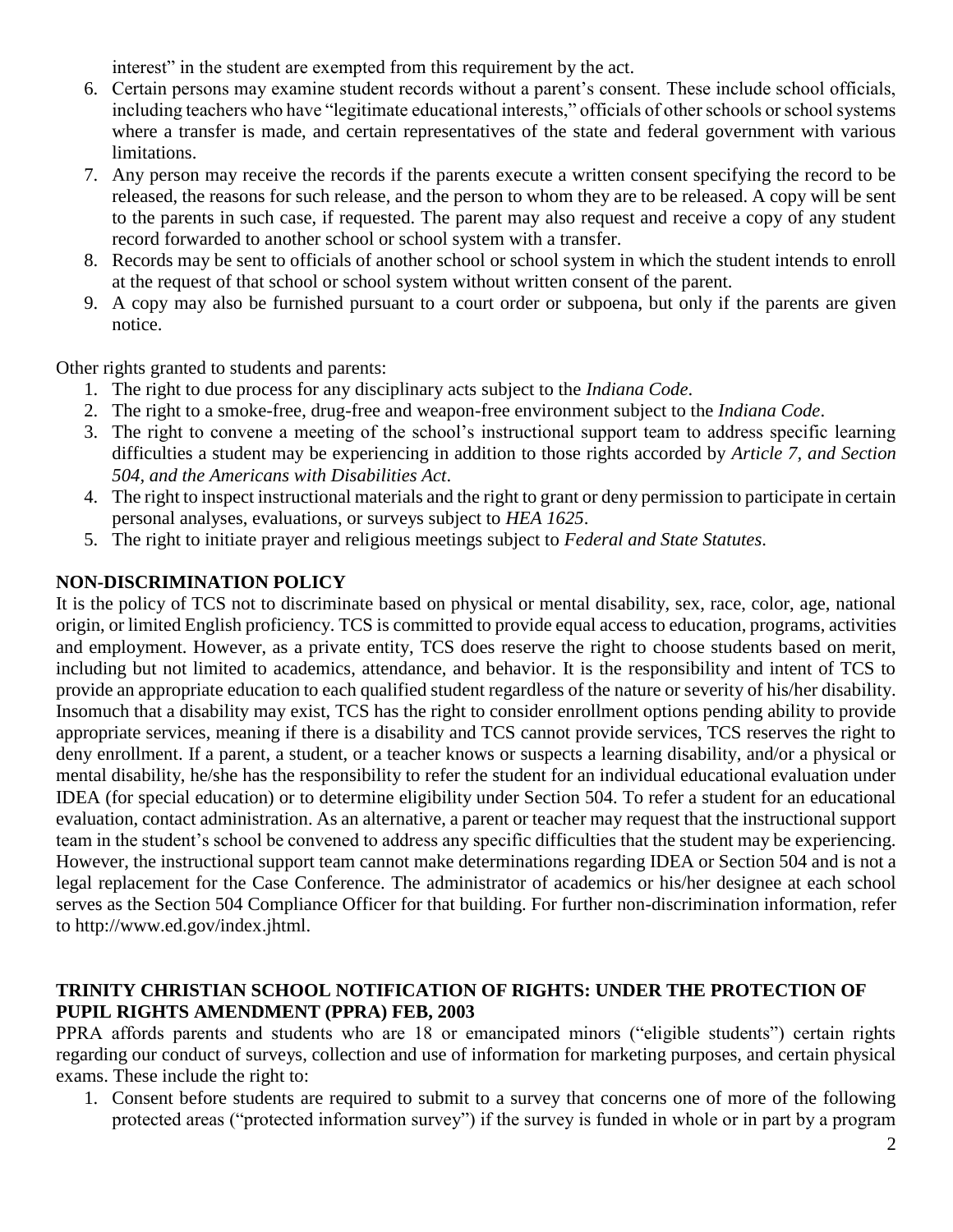interest" in the student are exempted from this requirement by the act.

6. Certain persons may examine student records without a parent's consent. These include school officials, including teachers who have "legitimate educational interests," officials of other schools or school systems where a transfer is made, and certain representatives of the state and federal government with various limitations.
7. Any person may receive the records if the parents execute a written consent specifying the record to be released, the reasons for such release, and the person to whom they are to be released. A copy will be sent to the parents in such case, if requested. The parent may also request and receive a copy of any student record forwarded to another school or school system with a transfer.
8. Records may be sent to officials of another school or school system in which the student intends to enroll at the request of that school or school system without written consent of the parent.
9. A copy may also be furnished pursuant to a court order or subpoena, but only if the parents are given notice.

Other rights granted to students and parents:

1. The right to due process for any disciplinary acts subject to the *Indiana Code*.
2. The right to a smoke-free, drug-free and weapon-free environment subject to the *Indiana Code*.
3. The right to convene a meeting of the school's instructional support team to address specific learning difficulties a student may be experiencing in addition to those rights accorded by *Article 7, and Section 504, and the Americans with Disabilities Act*.
4. The right to inspect instructional materials and the right to grant or deny permission to participate in certain personal analyses, evaluations, or surveys subject to *HEA 1625*.
5. The right to initiate prayer and religious meetings subject to *Federal and State Statutes*.

## NON-DISCRIMINATION POLICY

It is the policy of TCS not to discriminate based on physical or mental disability, sex, race, color, age, national origin, or limited English proficiency. TCS is committed to provide equal access to education, programs, activities and employment. However, as a private entity, TCS does reserve the right to choose students based on merit, including but not limited to academics, attendance, and behavior. It is the responsibility and intent of TCS to provide an appropriate education to each qualified student regardless of the nature or severity of his/her disability. Insomuch that a disability may exist, TCS has the right to consider enrollment options pending ability to provide appropriate services, meaning if there is a disability and TCS cannot provide services, TCS reserves the right to deny enrollment. If a parent, a student, or a teacher knows or suspects a learning disability, and/or a physical or mental disability, he/she has the responsibility to refer the student for an individual educational evaluation under IDEA (for special education) or to determine eligibility under Section 504. To refer a student for an educational evaluation, contact administration. As an alternative, a parent or teacher may request that the instructional support team in the student's school be convened to address any specific difficulties that the student may be experiencing. However, the instructional support team cannot make determinations regarding IDEA or Section 504 and is not a legal replacement for the Case Conference. The administrator of academics or his/her designee at each school serves as the Section 504 Compliance Officer for that building. For further non-discrimination information, refer to http://www.ed.gov/index.jhtml.

## TRINITY CHRISTIAN SCHOOL NOTIFICATION OF RIGHTS: UNDER THE PROTECTION OF PUPIL RIGHTS AMENDMENT (PPRA) FEB, 2003

PPRA affords parents and students who are 18 or emancipated minors ("eligible students") certain rights regarding our conduct of surveys, collection and use of information for marketing purposes, and certain physical exams. These include the right to:

1. Consent before students are required to submit to a survey that concerns one of more of the following protected areas ("protected information survey") if the survey is funded in whole or in part by a program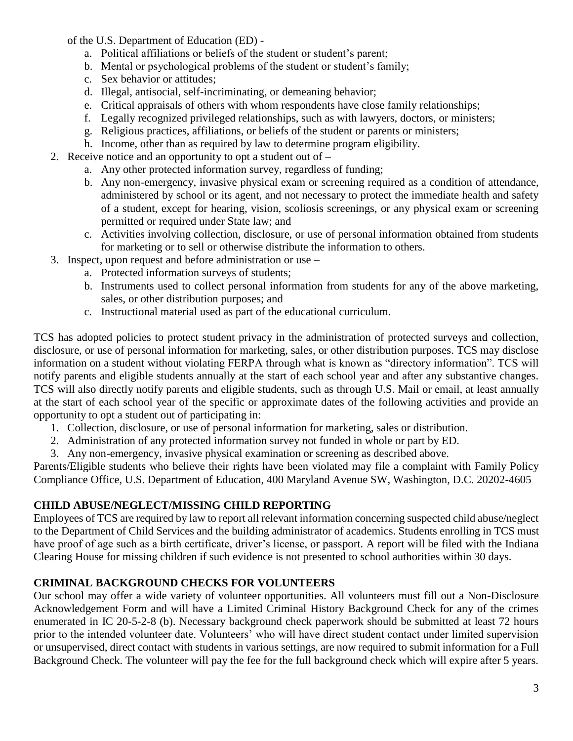of the U.S. Department of Education (ED) -

   a. Political affiliations or beliefs of the student or student's parent;
   b. Mental or psychological problems of the student or student's family;
   c. Sex behavior or attitudes;
   d. Illegal, antisocial, self-incriminating, or demeaning behavior;
   e. Critical appraisals of others with whom respondents have close family relationships;
   f. Legally recognized privileged relationships, such as with lawyers, doctors, or ministers;
   g. Religious practices, affiliations, or beliefs of the student or parents or ministers;
   h. Income, other than as required by law to determine program eligibility.

2. Receive notice and an opportunity to opt a student out of –
   a. Any other protected information survey, regardless of funding;
   b. Any non-emergency, invasive physical exam or screening required as a condition of attendance, administered by school or its agent, and not necessary to protect the immediate health and safety of a student, except for hearing, vision, scoliosis screenings, or any physical exam or screening permitted or required under State law; and
   c. Activities involving collection, disclosure, or use of personal information obtained from students for marketing or to sell or otherwise distribute the information to others.
3. Inspect, upon request and before administration or use –
   a. Protected information surveys of students;
   b. Instruments used to collect personal information from students for any of the above marketing, sales, or other distribution purposes; and
   c. Instructional material used as part of the educational curriculum.

TCS has adopted policies to protect student privacy in the administration of protected surveys and collection, disclosure, or use of personal information for marketing, sales, or other distribution purposes. TCS may disclose information on a student without violating FERPA through what is known as "directory information". TCS will notify parents and eligible students annually at the start of each school year and after any substantive changes. TCS will also directly notify parents and eligible students, such as through U.S. Mail or email, at least annually at the start of each school year of the specific or approximate dates of the following activities and provide an opportunity to opt a student out of participating in:

1. Collection, disclosure, or use of personal information for marketing, sales or distribution.
2. Administration of any protected information survey not funded in whole or part by ED.
3. Any non-emergency, invasive physical examination or screening as described above.

Parents/Eligible students who believe their rights have been violated may file a complaint with Family Policy Compliance Office, U.S. Department of Education, 400 Maryland Avenue SW, Washington, D.C. 20202-4605

## CHILD ABUSE/NEGLECT/MISSING CHILD REPORTING

Employees of TCS are required by law to report all relevant information concerning suspected child abuse/neglect to the Department of Child Services and the building administrator of academics. Students enrolling in TCS must have proof of age such as a birth certificate, driver's license, or passport. A report will be filed with the Indiana Clearing House for missing children if such evidence is not presented to school authorities within 30 days.

## CRIMINAL BACKGROUND CHECKS FOR VOLUNTEERS

Our school may offer a wide variety of volunteer opportunities. All volunteers must fill out a Non-Disclosure Acknowledgement Form and will have a Limited Criminal History Background Check for any of the crimes enumerated in IC 20-5-2-8 (b). Necessary background check paperwork should be submitted at least 72 hours prior to the intended volunteer date. Volunteers' who will have direct student contact under limited supervision or unsupervised, direct contact with students in various settings, are now required to submit information for a Full Background Check. The volunteer will pay the fee for the full background check which will expire after 5 years.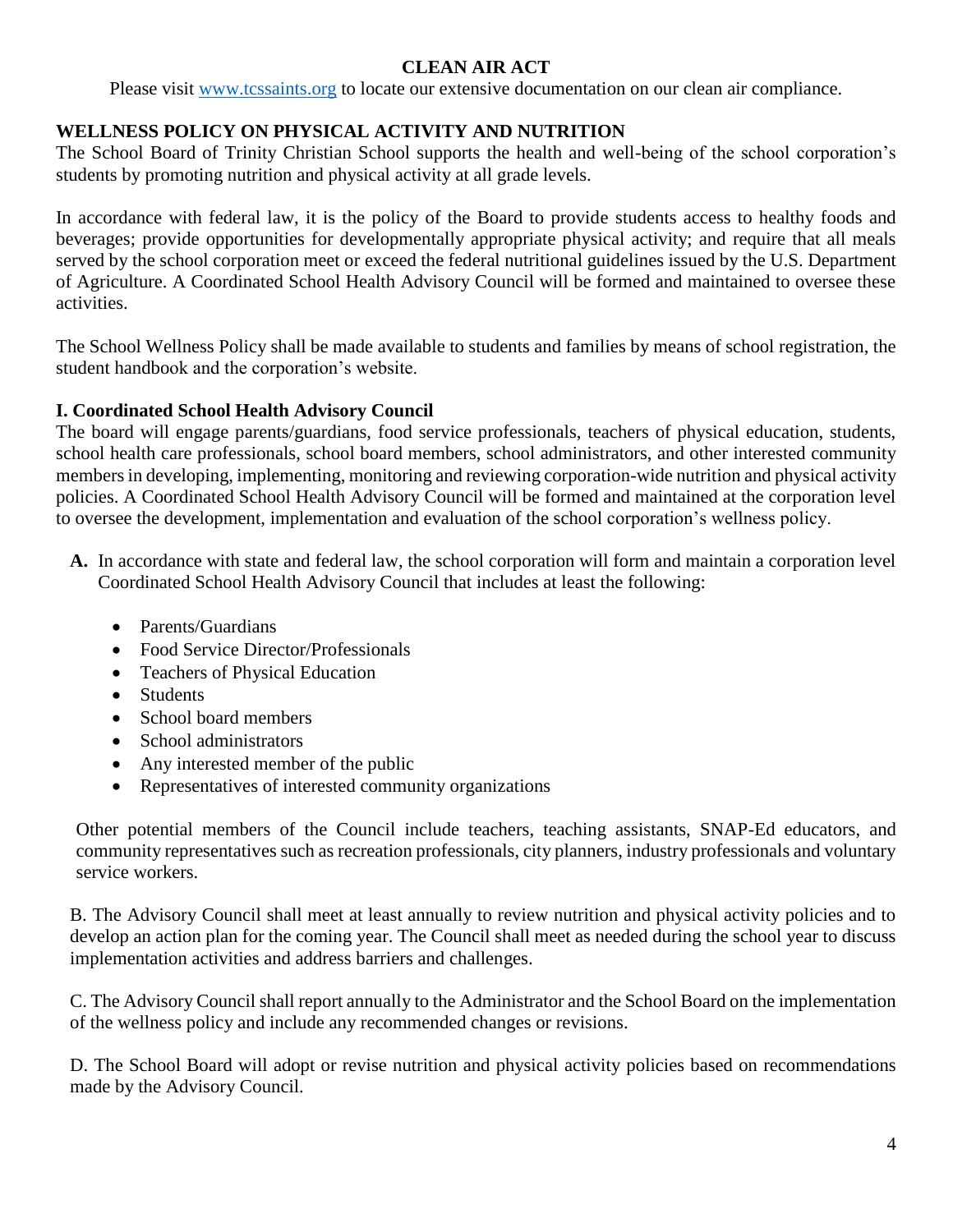## CLEAN AIR ACT

Please visit [www.tcssaints.org](http://www.tcssaints.org) to locate our extensive documentation on our clean air compliance.

## WELLNESS POLICY ON PHYSICAL ACTIVITY AND NUTRITION

The School Board of Trinity Christian School supports the health and well-being of the school corporation's students by promoting nutrition and physical activity at all grade levels.

In accordance with federal law, it is the policy of the Board to provide students access to healthy foods and beverages; provide opportunities for developmentally appropriate physical activity; and require that all meals served by the school corporation meet or exceed the federal nutritional guidelines issued by the U.S. Department of Agriculture. A Coordinated School Health Advisory Council will be formed and maintained to oversee these activities.

The School Wellness Policy shall be made available to students and families by means of school registration, the student handbook and the corporation's website.

### I. Coordinated School Health Advisory Council

The board will engage parents/guardians, food service professionals, teachers of physical education, students, school health care professionals, school board members, school administrators, and other interested community members in developing, implementing, monitoring and reviewing corporation-wide nutrition and physical activity policies. A Coordinated School Health Advisory Council will be formed and maintained at the corporation level to oversee the development, implementation and evaluation of the school corporation's wellness policy.

**A.** In accordance with state and federal law, the school corporation will form and maintain a corporation level Coordinated School Health Advisory Council that includes at least the following:

- Parents/Guardians
- Food Service Director/Professionals
- Teachers of Physical Education
- Students
- School board members
- School administrators
- Any interested member of the public
- Representatives of interested community organizations

Other potential members of the Council include teachers, teaching assistants, SNAP-Ed educators, and community representatives such as recreation professionals, city planners, industry professionals and voluntary service workers.

B. The Advisory Council shall meet at least annually to review nutrition and physical activity policies and to develop an action plan for the coming year. The Council shall meet as needed during the school year to discuss implementation activities and address barriers and challenges.

C. The Advisory Council shall report annually to the Administrator and the School Board on the implementation of the wellness policy and include any recommended changes or revisions.

D. The School Board will adopt or revise nutrition and physical activity policies based on recommendations made by the Advisory Council.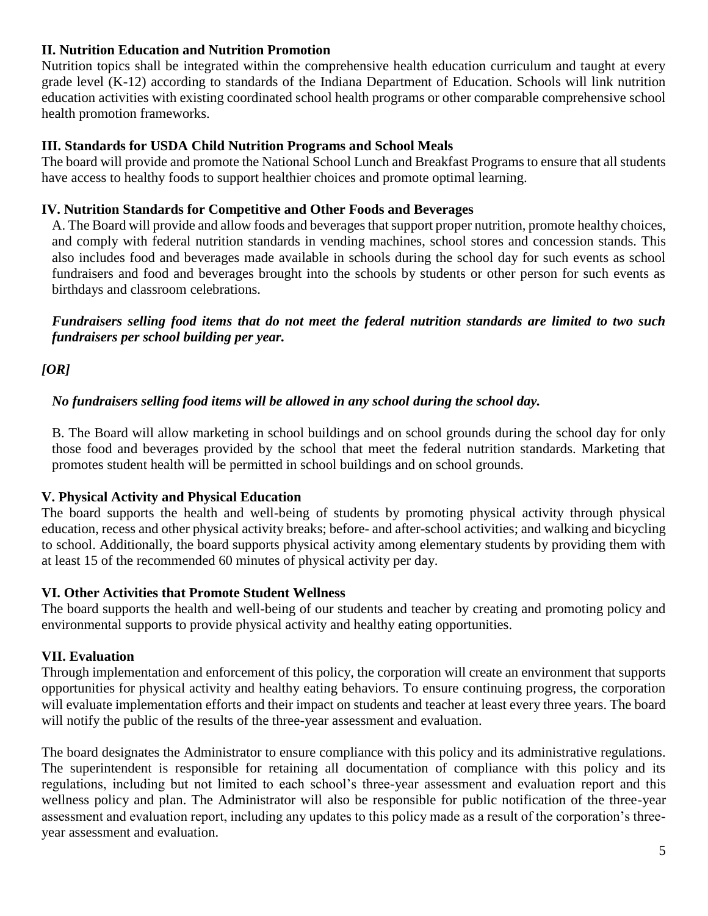### II. Nutrition Education and Nutrition Promotion

Nutrition topics shall be integrated within the comprehensive health education curriculum and taught at every grade level (K-12) according to standards of the Indiana Department of Education. Schools will link nutrition education activities with existing coordinated school health programs or other comparable comprehensive school health promotion frameworks.

### III. Standards for USDA Child Nutrition Programs and School Meals

The board will provide and promote the National School Lunch and Breakfast Programs to ensure that all students have access to healthy foods to support healthier choices and promote optimal learning.

### IV. Nutrition Standards for Competitive and Other Foods and Beverages

A. The Board will provide and allow foods and beverages that support proper nutrition, promote healthy choices, and comply with federal nutrition standards in vending machines, school stores and concession stands. This also includes food and beverages made available in schools during the school day for such events as school fundraisers and food and beverages brought into the schools by students or other person for such events as birthdays and classroom celebrations.

***Fundraisers selling food items that do not meet the federal nutrition standards are limited to two such fundraisers per school building per year.***

***[OR]***

***No fundraisers selling food items will be allowed in any school during the school day.***

B. The Board will allow marketing in school buildings and on school grounds during the school day for only those food and beverages provided by the school that meet the federal nutrition standards. Marketing that promotes student health will be permitted in school buildings and on school grounds.

### V. Physical Activity and Physical Education

The board supports the health and well-being of students by promoting physical activity through physical education, recess and other physical activity breaks; before- and after-school activities; and walking and bicycling to school. Additionally, the board supports physical activity among elementary students by providing them with at least 15 of the recommended 60 minutes of physical activity per day.

### VI. Other Activities that Promote Student Wellness

The board supports the health and well-being of our students and teacher by creating and promoting policy and environmental supports to provide physical activity and healthy eating opportunities.

### VII. Evaluation

Through implementation and enforcement of this policy, the corporation will create an environment that supports opportunities for physical activity and healthy eating behaviors. To ensure continuing progress, the corporation will evaluate implementation efforts and their impact on students and teacher at least every three years. The board will notify the public of the results of the three-year assessment and evaluation.

The board designates the Administrator to ensure compliance with this policy and its administrative regulations. The superintendent is responsible for retaining all documentation of compliance with this policy and its regulations, including but not limited to each school's three-year assessment and evaluation report and this wellness policy and plan. The Administrator will also be responsible for public notification of the three-year assessment and evaluation report, including any updates to this policy made as a result of the corporation's three-year assessment and evaluation.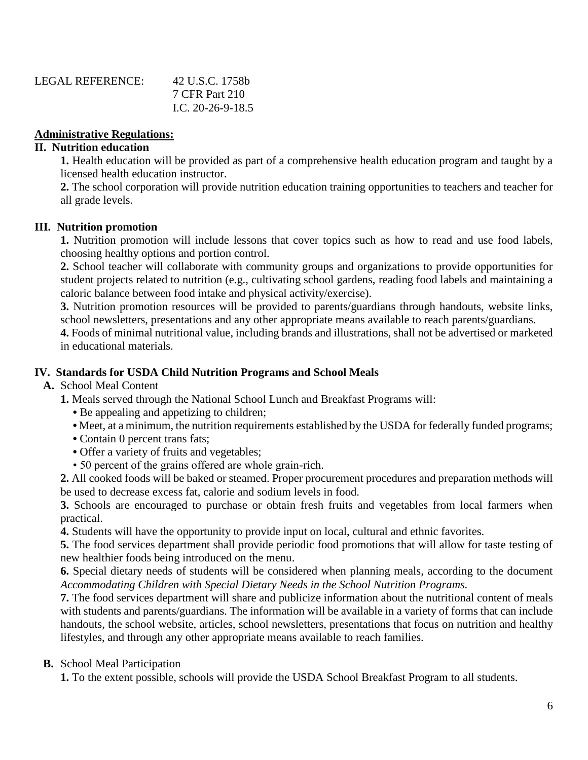LEGAL REFERENCE: 42 U.S.C. 1758b
7 CFR Part 210
I.C. 20-26-9-18.5

**Administrative Regulations:**

**II. Nutrition education**

**1.** Health education will be provided as part of a comprehensive health education program and taught by a licensed health education instructor.

**2.** The school corporation will provide nutrition education training opportunities to teachers and teacher for all grade levels.

**III. Nutrition promotion**

**1.** Nutrition promotion will include lessons that cover topics such as how to read and use food labels, choosing healthy options and portion control.

**2.** School teacher will collaborate with community groups and organizations to provide opportunities for student projects related to nutrition (e.g., cultivating school gardens, reading food labels and maintaining a caloric balance between food intake and physical activity/exercise).

**3.** Nutrition promotion resources will be provided to parents/guardians through handouts, website links, school newsletters, presentations and any other appropriate means available to reach parents/guardians.

**4.** Foods of minimal nutritional value, including brands and illustrations, shall not be advertised or marketed in educational materials.

**IV. Standards for USDA Child Nutrition Programs and School Meals**

**A.** School Meal Content

**1.** Meals served through the National School Lunch and Breakfast Programs will:

- Be appealing and appetizing to children;
- Meet, at a minimum, the nutrition requirements established by the USDA for federally funded programs;
- Contain 0 percent trans fats;
- Offer a variety of fruits and vegetables;
- 50 percent of the grains offered are whole grain-rich.

**2.** All cooked foods will be baked or steamed. Proper procurement procedures and preparation methods will be used to decrease excess fat, calorie and sodium levels in food.

**3.** Schools are encouraged to purchase or obtain fresh fruits and vegetables from local farmers when practical.

**4.** Students will have the opportunity to provide input on local, cultural and ethnic favorites.

**5.** The food services department shall provide periodic food promotions that will allow for taste testing of new healthier foods being introduced on the menu.

**6.** Special dietary needs of students will be considered when planning meals, according to the document *Accommodating Children with Special Dietary Needs in the School Nutrition Programs.*

**7.** The food services department will share and publicize information about the nutritional content of meals with students and parents/guardians. The information will be available in a variety of forms that can include handouts, the school website, articles, school newsletters, presentations that focus on nutrition and healthy lifestyles, and through any other appropriate means available to reach families.

**B.** School Meal Participation

**1.** To the extent possible, schools will provide the USDA School Breakfast Program to all students.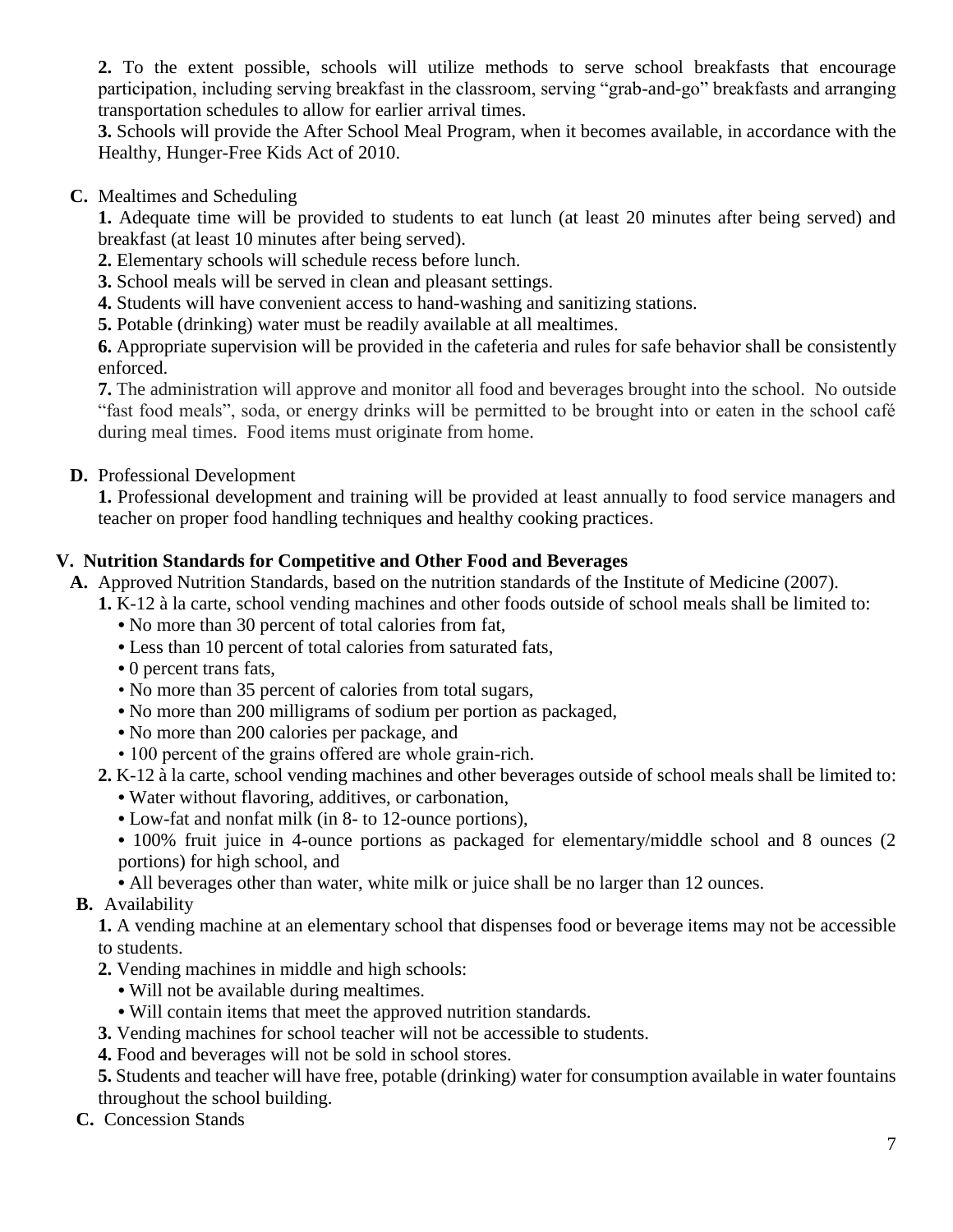**2.** To the extent possible, schools will utilize methods to serve school breakfasts that encourage participation, including serving breakfast in the classroom, serving "grab-and-go" breakfasts and arranging transportation schedules to allow for earlier arrival times.

**3.** Schools will provide the After School Meal Program, when it becomes available, in accordance with the Healthy, Hunger-Free Kids Act of 2010.

**C.** Mealtimes and Scheduling

**1.** Adequate time will be provided to students to eat lunch (at least 20 minutes after being served) and breakfast (at least 10 minutes after being served).

**2.** Elementary schools will schedule recess before lunch.

**3.** School meals will be served in clean and pleasant settings.

**4.** Students will have convenient access to hand-washing and sanitizing stations.

**5.** Potable (drinking) water must be readily available at all mealtimes.

**6.** Appropriate supervision will be provided in the cafeteria and rules for safe behavior shall be consistently enforced.

**7.** The administration will approve and monitor all food and beverages brought into the school. No outside "fast food meals", soda, or energy drinks will be permitted to be brought into or eaten in the school café during meal times. Food items must originate from home.

**D.** Professional Development

**1.** Professional development and training will be provided at least annually to food service managers and teacher on proper food handling techniques and healthy cooking practices.

## V. Nutrition Standards for Competitive and Other Food and Beverages

**A.** Approved Nutrition Standards, based on the nutrition standards of the Institute of Medicine (2007).

**1.** K-12 à la carte, school vending machines and other foods outside of school meals shall be limited to:

- No more than 30 percent of total calories from fat,
- Less than 10 percent of total calories from saturated fats,
- 0 percent trans fats,
- No more than 35 percent of calories from total sugars,
- No more than 200 milligrams of sodium per portion as packaged,
- No more than 200 calories per package, and
- 100 percent of the grains offered are whole grain-rich.

**2.** K-12 à la carte, school vending machines and other beverages outside of school meals shall be limited to:

- Water without flavoring, additives, or carbonation,
- Low-fat and nonfat milk (in 8- to 12-ounce portions),
- 100% fruit juice in 4-ounce portions as packaged for elementary/middle school and 8 ounces (2 portions) for high school, and
- All beverages other than water, white milk or juice shall be no larger than 12 ounces.

**B.** Availability

**1.** A vending machine at an elementary school that dispenses food or beverage items may not be accessible to students.

**2.** Vending machines in middle and high schools:

- Will not be available during mealtimes.
- Will contain items that meet the approved nutrition standards.

**3.** Vending machines for school teacher will not be accessible to students.

**4.** Food and beverages will not be sold in school stores.

**5.** Students and teacher will have free, potable (drinking) water for consumption available in water fountains throughout the school building.

**C.** Concession Stands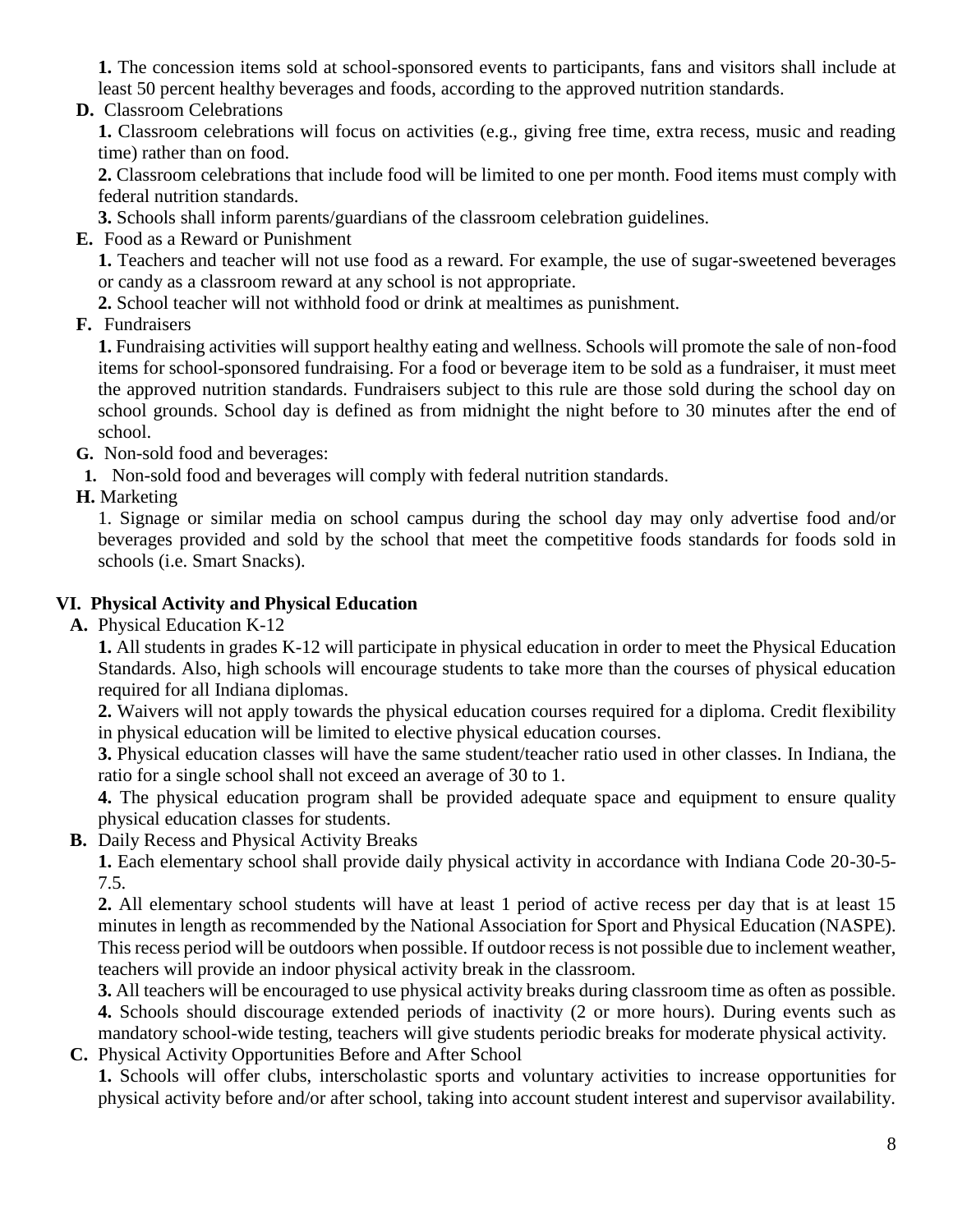**1.** The concession items sold at school-sponsored events to participants, fans and visitors shall include at least 50 percent healthy beverages and foods, according to the approved nutrition standards.

**D.** Classroom Celebrations

**1.** Classroom celebrations will focus on activities (e.g., giving free time, extra recess, music and reading time) rather than on food.

**2.** Classroom celebrations that include food will be limited to one per month. Food items must comply with federal nutrition standards.

**3.** Schools shall inform parents/guardians of the classroom celebration guidelines.

**E.** Food as a Reward or Punishment

**1.** Teachers and teacher will not use food as a reward. For example, the use of sugar-sweetened beverages or candy as a classroom reward at any school is not appropriate.

**2.** School teacher will not withhold food or drink at mealtimes as punishment.

**F.** Fundraisers

**1.** Fundraising activities will support healthy eating and wellness. Schools will promote the sale of non-food items for school-sponsored fundraising. For a food or beverage item to be sold as a fundraiser, it must meet the approved nutrition standards. Fundraisers subject to this rule are those sold during the school day on school grounds. School day is defined as from midnight the night before to 30 minutes after the end of school.

**G.** Non-sold food and beverages:

**1.** Non-sold food and beverages will comply with federal nutrition standards.

**H.** Marketing

1. Signage or similar media on school campus during the school day may only advertise food and/or beverages provided and sold by the school that meet the competitive foods standards for foods sold in schools (i.e. Smart Snacks).

## VI. Physical Activity and Physical Education

**A.** Physical Education K-12

**1.** All students in grades K-12 will participate in physical education in order to meet the Physical Education Standards. Also, high schools will encourage students to take more than the courses of physical education required for all Indiana diplomas.

**2.** Waivers will not apply towards the physical education courses required for a diploma. Credit flexibility in physical education will be limited to elective physical education courses.

**3.** Physical education classes will have the same student/teacher ratio used in other classes. In Indiana, the ratio for a single school shall not exceed an average of 30 to 1.

**4.** The physical education program shall be provided adequate space and equipment to ensure quality physical education classes for students.

**B.** Daily Recess and Physical Activity Breaks

**1.** Each elementary school shall provide daily physical activity in accordance with Indiana Code 20-30-5-7.5.

**2.** All elementary school students will have at least 1 period of active recess per day that is at least 15 minutes in length as recommended by the National Association for Sport and Physical Education (NASPE). This recess period will be outdoors when possible. If outdoor recess is not possible due to inclement weather, teachers will provide an indoor physical activity break in the classroom.

**3.** All teachers will be encouraged to use physical activity breaks during classroom time as often as possible.

**4.** Schools should discourage extended periods of inactivity (2 or more hours). During events such as mandatory school-wide testing, teachers will give students periodic breaks for moderate physical activity.

**C.** Physical Activity Opportunities Before and After School

**1.** Schools will offer clubs, interscholastic sports and voluntary activities to increase opportunities for physical activity before and/or after school, taking into account student interest and supervisor availability.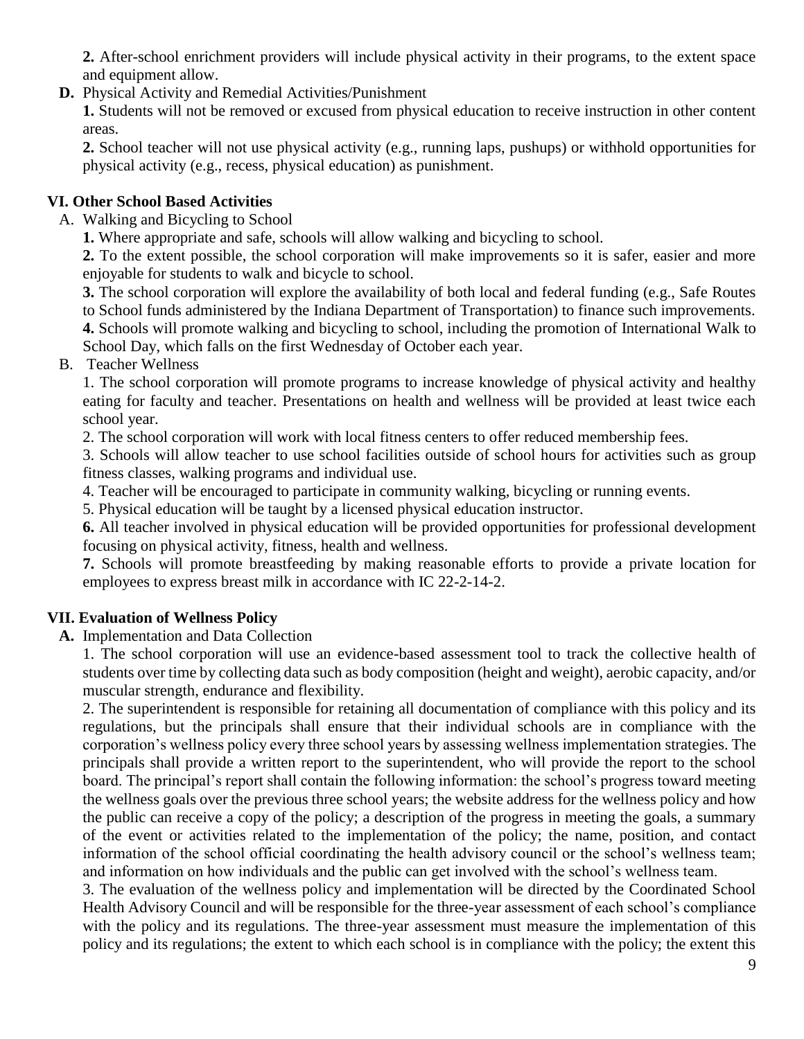**2.** After-school enrichment providers will include physical activity in their programs, to the extent space and equipment allow.

**D.** Physical Activity and Remedial Activities/Punishment

**1.** Students will not be removed or excused from physical education to receive instruction in other content areas.

**2.** School teacher will not use physical activity (e.g., running laps, pushups) or withhold opportunities for physical activity (e.g., recess, physical education) as punishment.

## VI. Other School Based Activities

A. Walking and Bicycling to School

**1.** Where appropriate and safe, schools will allow walking and bicycling to school.

**2.** To the extent possible, the school corporation will make improvements so it is safer, easier and more enjoyable for students to walk and bicycle to school.

**3.** The school corporation will explore the availability of both local and federal funding (e.g., Safe Routes to School funds administered by the Indiana Department of Transportation) to finance such improvements.

**4.** Schools will promote walking and bicycling to school, including the promotion of International Walk to School Day, which falls on the first Wednesday of October each year.

B. Teacher Wellness

1. The school corporation will promote programs to increase knowledge of physical activity and healthy eating for faculty and teacher. Presentations on health and wellness will be provided at least twice each school year.

2. The school corporation will work with local fitness centers to offer reduced membership fees.

3. Schools will allow teacher to use school facilities outside of school hours for activities such as group fitness classes, walking programs and individual use.

4. Teacher will be encouraged to participate in community walking, bicycling or running events.

5. Physical education will be taught by a licensed physical education instructor.

**6.** All teacher involved in physical education will be provided opportunities for professional development focusing on physical activity, fitness, health and wellness.

**7.** Schools will promote breastfeeding by making reasonable efforts to provide a private location for employees to express breast milk in accordance with IC 22-2-14-2.

## VII. Evaluation of Wellness Policy

**A.** Implementation and Data Collection

1. The school corporation will use an evidence-based assessment tool to track the collective health of students over time by collecting data such as body composition (height and weight), aerobic capacity, and/or muscular strength, endurance and flexibility.

2. The superintendent is responsible for retaining all documentation of compliance with this policy and its regulations, but the principals shall ensure that their individual schools are in compliance with the corporation's wellness policy every three school years by assessing wellness implementation strategies. The principals shall provide a written report to the superintendent, who will provide the report to the school board. The principal's report shall contain the following information: the school's progress toward meeting the wellness goals over the previous three school years; the website address for the wellness policy and how the public can receive a copy of the policy; a description of the progress in meeting the goals, a summary of the event or activities related to the implementation of the policy; the name, position, and contact information of the school official coordinating the health advisory council or the school's wellness team; and information on how individuals and the public can get involved with the school's wellness team.

3. The evaluation of the wellness policy and implementation will be directed by the Coordinated School Health Advisory Council and will be responsible for the three-year assessment of each school's compliance with the policy and its regulations. The three-year assessment must measure the implementation of this policy and its regulations; the extent to which each school is in compliance with the policy; the extent this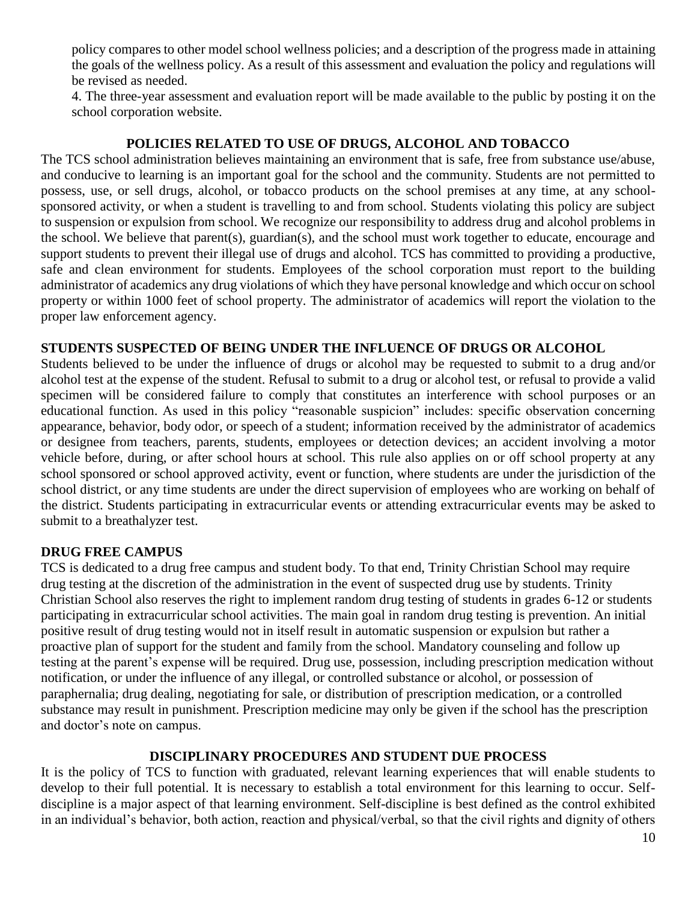policy compares to other model school wellness policies; and a description of the progress made in attaining the goals of the wellness policy. As a result of this assessment and evaluation the policy and regulations will be revised as needed.

4. The three-year assessment and evaluation report will be made available to the public by posting it on the school corporation website.

## POLICIES RELATED TO USE OF DRUGS, ALCOHOL AND TOBACCO

The TCS school administration believes maintaining an environment that is safe, free from substance use/abuse, and conducive to learning is an important goal for the school and the community. Students are not permitted to possess, use, or sell drugs, alcohol, or tobacco products on the school premises at any time, at any school-sponsored activity, or when a student is travelling to and from school. Students violating this policy are subject to suspension or expulsion from school. We recognize our responsibility to address drug and alcohol problems in the school. We believe that parent(s), guardian(s), and the school must work together to educate, encourage and support students to prevent their illegal use of drugs and alcohol. TCS has committed to providing a productive, safe and clean environment for students. Employees of the school corporation must report to the building administrator of academics any drug violations of which they have personal knowledge and which occur on school property or within 1000 feet of school property. The administrator of academics will report the violation to the proper law enforcement agency.

### STUDENTS SUSPECTED OF BEING UNDER THE INFLUENCE OF DRUGS OR ALCOHOL

Students believed to be under the influence of drugs or alcohol may be requested to submit to a drug and/or alcohol test at the expense of the student. Refusal to submit to a drug or alcohol test, or refusal to provide a valid specimen will be considered failure to comply that constitutes an interference with school purposes or an educational function. As used in this policy "reasonable suspicion" includes: specific observation concerning appearance, behavior, body odor, or speech of a student; information received by the administrator of academics or designee from teachers, parents, students, employees or detection devices; an accident involving a motor vehicle before, during, or after school hours at school. This rule also applies on or off school property at any school sponsored or school approved activity, event or function, where students are under the jurisdiction of the school district, or any time students are under the direct supervision of employees who are working on behalf of the district. Students participating in extracurricular events or attending extracurricular events may be asked to submit to a breathalyzer test.

### DRUG FREE CAMPUS

TCS is dedicated to a drug free campus and student body. To that end, Trinity Christian School may require drug testing at the discretion of the administration in the event of suspected drug use by students. Trinity Christian School also reserves the right to implement random drug testing of students in grades 6-12 or students participating in extracurricular school activities. The main goal in random drug testing is prevention. An initial positive result of drug testing would not in itself result in automatic suspension or expulsion but rather a proactive plan of support for the student and family from the school. Mandatory counseling and follow up testing at the parent's expense will be required. Drug use, possession, including prescription medication without notification, or under the influence of any illegal, or controlled substance or alcohol, or possession of paraphernalia; drug dealing, negotiating for sale, or distribution of prescription medication, or a controlled substance may result in punishment. Prescription medicine may only be given if the school has the prescription and doctor's note on campus.

## DISCIPLINARY PROCEDURES AND STUDENT DUE PROCESS

It is the policy of TCS to function with graduated, relevant learning experiences that will enable students to develop to their full potential. It is necessary to establish a total environment for this learning to occur. Self-discipline is a major aspect of that learning environment. Self-discipline is best defined as the control exhibited in an individual's behavior, both action, reaction and physical/verbal, so that the civil rights and dignity of others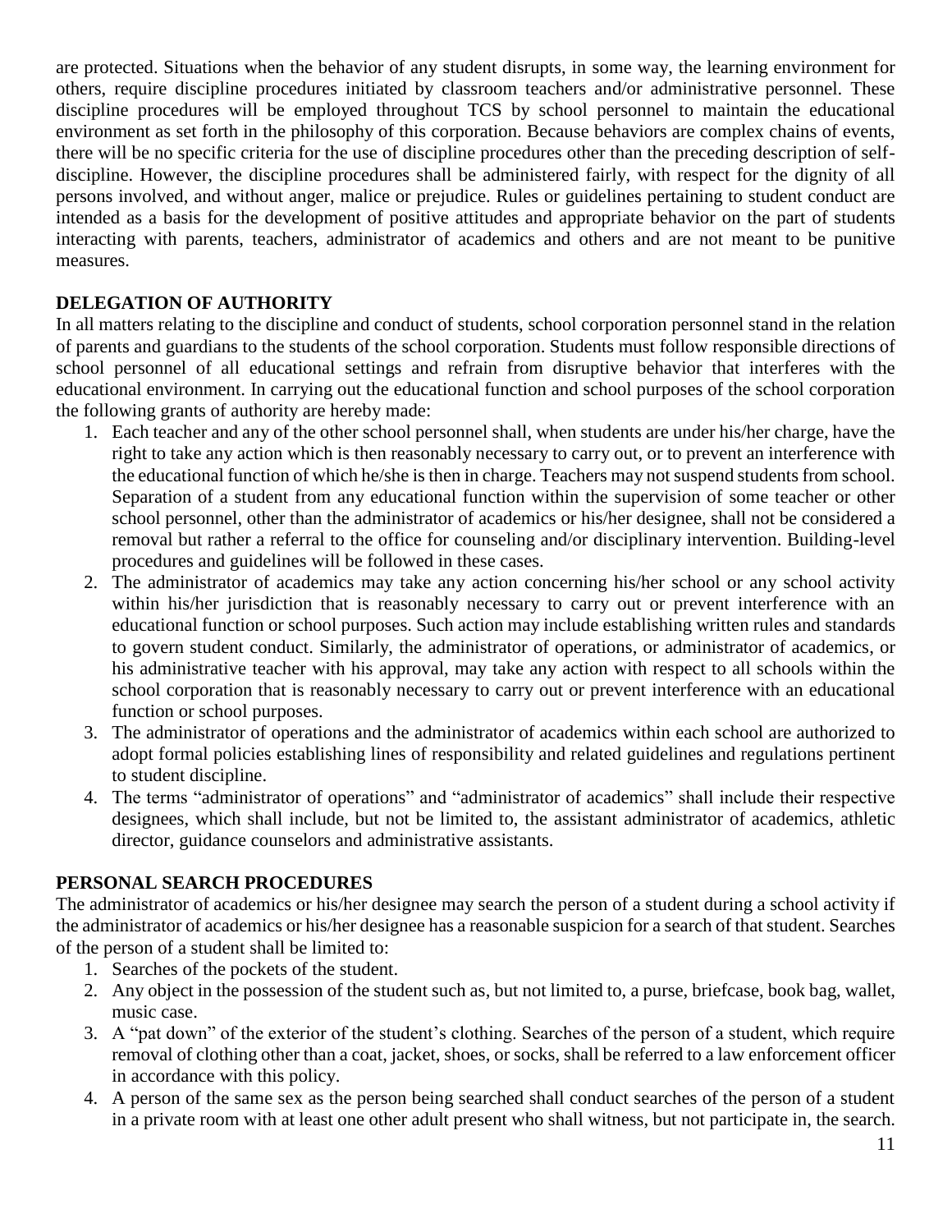are protected. Situations when the behavior of any student disrupts, in some way, the learning environment for others, require discipline procedures initiated by classroom teachers and/or administrative personnel. These discipline procedures will be employed throughout TCS by school personnel to maintain the educational environment as set forth in the philosophy of this corporation. Because behaviors are complex chains of events, there will be no specific criteria for the use of discipline procedures other than the preceding description of self-discipline. However, the discipline procedures shall be administered fairly, with respect for the dignity of all persons involved, and without anger, malice or prejudice. Rules or guidelines pertaining to student conduct are intended as a basis for the development of positive attitudes and appropriate behavior on the part of students interacting with parents, teachers, administrator of academics and others and are not meant to be punitive measures.

## DELEGATION OF AUTHORITY

In all matters relating to the discipline and conduct of students, school corporation personnel stand in the relation of parents and guardians to the students of the school corporation. Students must follow responsible directions of school personnel of all educational settings and refrain from disruptive behavior that interferes with the educational environment. In carrying out the educational function and school purposes of the school corporation the following grants of authority are hereby made:

1. Each teacher and any of the other school personnel shall, when students are under his/her charge, have the right to take any action which is then reasonably necessary to carry out, or to prevent an interference with the educational function of which he/she is then in charge. Teachers may not suspend students from school. Separation of a student from any educational function within the supervision of some teacher or other school personnel, other than the administrator of academics or his/her designee, shall not be considered a removal but rather a referral to the office for counseling and/or disciplinary intervention. Building-level procedures and guidelines will be followed in these cases.
2. The administrator of academics may take any action concerning his/her school or any school activity within his/her jurisdiction that is reasonably necessary to carry out or prevent interference with an educational function or school purposes. Such action may include establishing written rules and standards to govern student conduct. Similarly, the administrator of operations, or administrator of academics, or his administrative teacher with his approval, may take any action with respect to all schools within the school corporation that is reasonably necessary to carry out or prevent interference with an educational function or school purposes.
3. The administrator of operations and the administrator of academics within each school are authorized to adopt formal policies establishing lines of responsibility and related guidelines and regulations pertinent to student discipline.
4. The terms "administrator of operations" and "administrator of academics" shall include their respective designees, which shall include, but not be limited to, the assistant administrator of academics, athletic director, guidance counselors and administrative assistants.

## PERSONAL SEARCH PROCEDURES

The administrator of academics or his/her designee may search the person of a student during a school activity if the administrator of academics or his/her designee has a reasonable suspicion for a search of that student. Searches of the person of a student shall be limited to:

1. Searches of the pockets of the student.
2. Any object in the possession of the student such as, but not limited to, a purse, briefcase, book bag, wallet, music case.
3. A "pat down" of the exterior of the student's clothing. Searches of the person of a student, which require removal of clothing other than a coat, jacket, shoes, or socks, shall be referred to a law enforcement officer in accordance with this policy.
4. A person of the same sex as the person being searched shall conduct searches of the person of a student in a private room with at least one other adult present who shall witness, but not participate in, the search.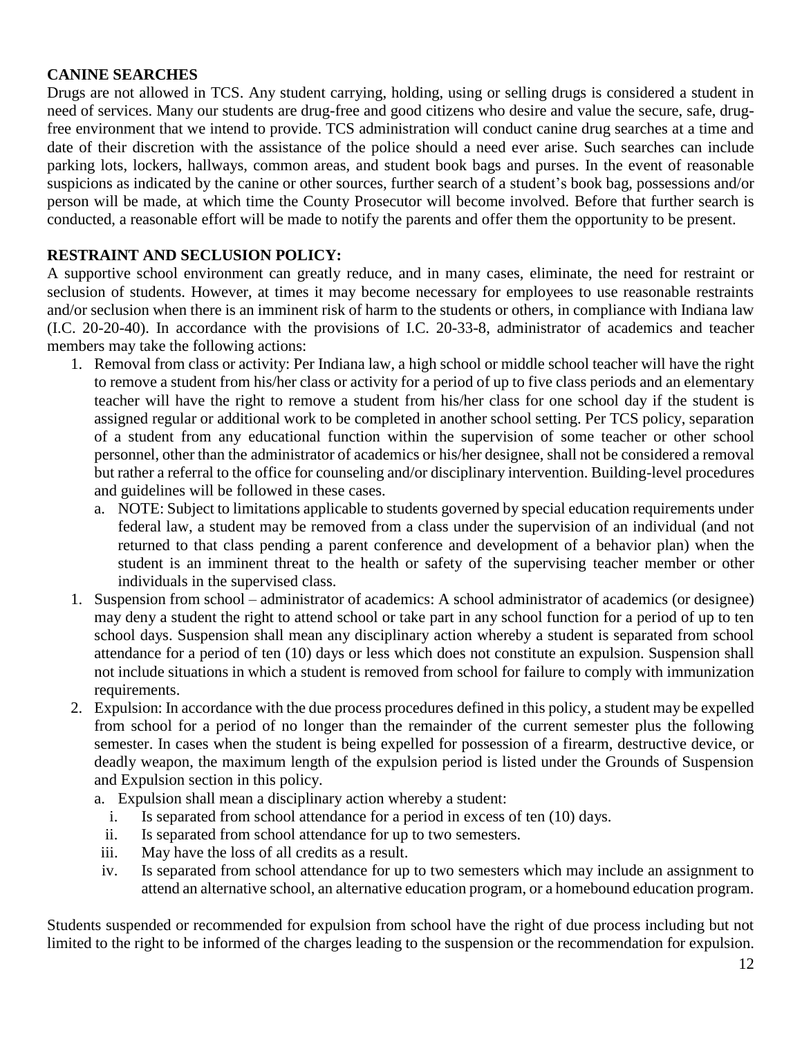**CANINE SEARCHES**

Drugs are not allowed in TCS. Any student carrying, holding, using or selling drugs is considered a student in need of services. Many our students are drug-free and good citizens who desire and value the secure, safe, drug-free environment that we intend to provide. TCS administration will conduct canine drug searches at a time and date of their discretion with the assistance of the police should a need ever arise. Such searches can include parking lots, lockers, hallways, common areas, and student book bags and purses. In the event of reasonable suspicions as indicated by the canine or other sources, further search of a student's book bag, possessions and/or person will be made, at which time the County Prosecutor will become involved. Before that further search is conducted, a reasonable effort will be made to notify the parents and offer them the opportunity to be present.

**RESTRAINT AND SECLUSION POLICY:**

A supportive school environment can greatly reduce, and in many cases, eliminate, the need for restraint or seclusion of students. However, at times it may become necessary for employees to use reasonable restraints and/or seclusion when there is an imminent risk of harm to the students or others, in compliance with Indiana law (I.C. 20-20-40). In accordance with the provisions of I.C. 20-33-8, administrator of academics and teacher members may take the following actions:

1. Removal from class or activity: Per Indiana law, a high school or middle school teacher will have the right to remove a student from his/her class or activity for a period of up to five class periods and an elementary teacher will have the right to remove a student from his/her class for one school day if the student is assigned regular or additional work to be completed in another school setting. Per TCS policy, separation of a student from any educational function within the supervision of some teacher or other school personnel, other than the administrator of academics or his/her designee, shall not be considered a removal but rather a referral to the office for counseling and/or disciplinary intervention. Building-level procedures and guidelines will be followed in these cases.
   a. NOTE: Subject to limitations applicable to students governed by special education requirements under federal law, a student may be removed from a class under the supervision of an individual (and not returned to that class pending a parent conference and development of a behavior plan) when the student is an imminent threat to the health or safety of the supervising teacher member or other individuals in the supervised class.
1. Suspension from school – administrator of academics: A school administrator of academics (or designee) may deny a student the right to attend school or take part in any school function for a period of up to ten school days. Suspension shall mean any disciplinary action whereby a student is separated from school attendance for a period of ten (10) days or less which does not constitute an expulsion. Suspension shall not include situations in which a student is removed from school for failure to comply with immunization requirements.
2. Expulsion: In accordance with the due process procedures defined in this policy, a student may be expelled from school for a period of no longer than the remainder of the current semester plus the following semester. In cases when the student is being expelled for possession of a firearm, destructive device, or deadly weapon, the maximum length of the expulsion period is listed under the Grounds of Suspension and Expulsion section in this policy.
   a. Expulsion shall mean a disciplinary action whereby a student:
      i. Is separated from school attendance for a period in excess of ten (10) days.
      ii. Is separated from school attendance for up to two semesters.
      iii. May have the loss of all credits as a result.
      iv. Is separated from school attendance for up to two semesters which may include an assignment to attend an alternative school, an alternative education program, or a homebound education program.

Students suspended or recommended for expulsion from school have the right of due process including but not limited to the right to be informed of the charges leading to the suspension or the recommendation for expulsion.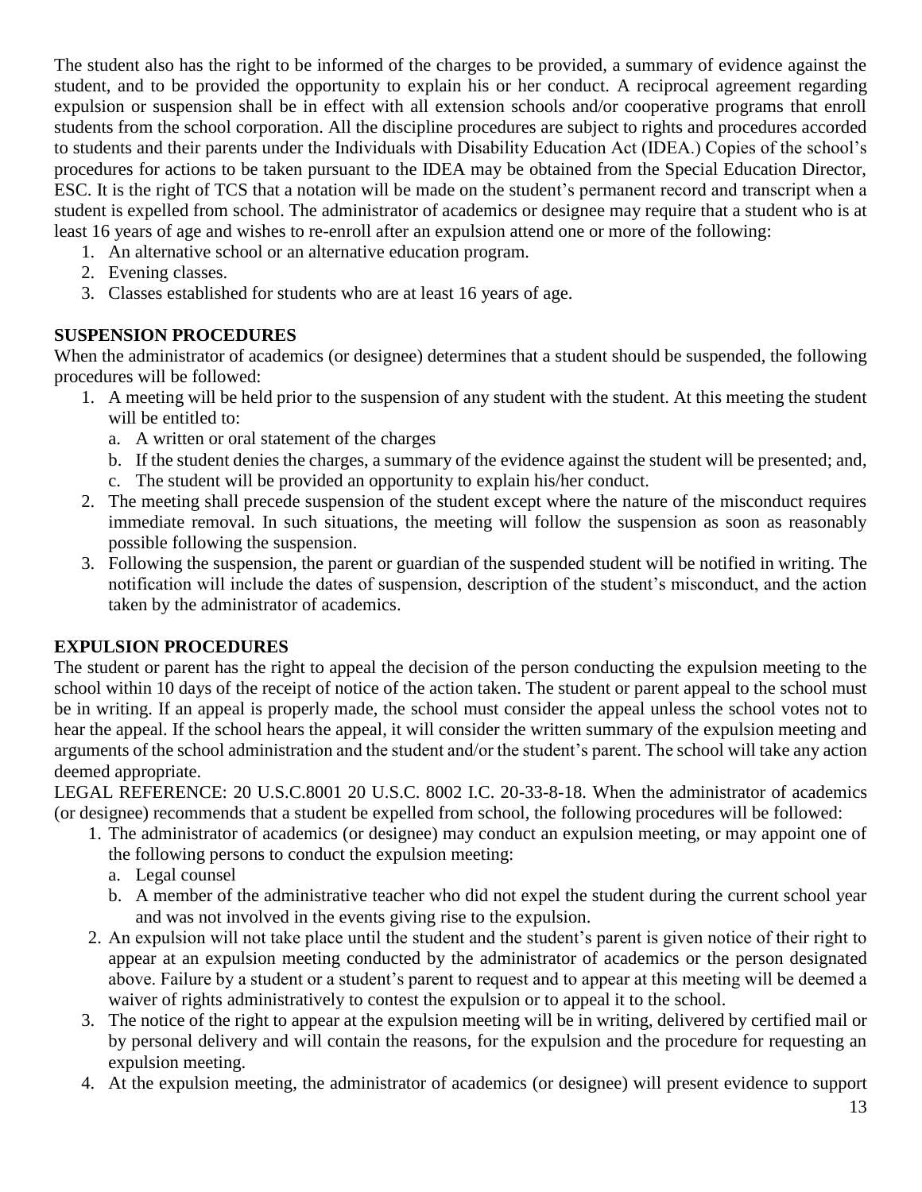The student also has the right to be informed of the charges to be provided, a summary of evidence against the student, and to be provided the opportunity to explain his or her conduct. A reciprocal agreement regarding expulsion or suspension shall be in effect with all extension schools and/or cooperative programs that enroll students from the school corporation. All the discipline procedures are subject to rights and procedures accorded to students and their parents under the Individuals with Disability Education Act (IDEA.) Copies of the school's procedures for actions to be taken pursuant to the IDEA may be obtained from the Special Education Director, ESC. It is the right of TCS that a notation will be made on the student's permanent record and transcript when a student is expelled from school. The administrator of academics or designee may require that a student who is at least 16 years of age and wishes to re-enroll after an expulsion attend one or more of the following:

1. An alternative school or an alternative education program.
2. Evening classes.
3. Classes established for students who are at least 16 years of age.

**SUSPENSION PROCEDURES**

When the administrator of academics (or designee) determines that a student should be suspended, the following procedures will be followed:

1. A meeting will be held prior to the suspension of any student with the student. At this meeting the student will be entitled to:
   a. A written or oral statement of the charges
   b. If the student denies the charges, a summary of the evidence against the student will be presented; and,
   c. The student will be provided an opportunity to explain his/her conduct.
2. The meeting shall precede suspension of the student except where the nature of the misconduct requires immediate removal. In such situations, the meeting will follow the suspension as soon as reasonably possible following the suspension.
3. Following the suspension, the parent or guardian of the suspended student will be notified in writing. The notification will include the dates of suspension, description of the student's misconduct, and the action taken by the administrator of academics.

**EXPULSION PROCEDURES**

The student or parent has the right to appeal the decision of the person conducting the expulsion meeting to the school within 10 days of the receipt of notice of the action taken. The student or parent appeal to the school must be in writing. If an appeal is properly made, the school must consider the appeal unless the school votes not to hear the appeal. If the school hears the appeal, it will consider the written summary of the expulsion meeting and arguments of the school administration and the student and/or the student's parent. The school will take any action deemed appropriate.

LEGAL REFERENCE: 20 U.S.C.8001 20 U.S.C. 8002 I.C. 20-33-8-18. When the administrator of academics (or designee) recommends that a student be expelled from school, the following procedures will be followed:

1. The administrator of academics (or designee) may conduct an expulsion meeting, or may appoint one of the following persons to conduct the expulsion meeting:
   a. Legal counsel
   b. A member of the administrative teacher who did not expel the student during the current school year and was not involved in the events giving rise to the expulsion.
2. An expulsion will not take place until the student and the student's parent is given notice of their right to appear at an expulsion meeting conducted by the administrator of academics or the person designated above. Failure by a student or a student's parent to request and to appear at this meeting will be deemed a waiver of rights administratively to contest the expulsion or to appeal it to the school.
3. The notice of the right to appear at the expulsion meeting will be in writing, delivered by certified mail or by personal delivery and will contain the reasons, for the expulsion and the procedure for requesting an expulsion meeting.
4. At the expulsion meeting, the administrator of academics (or designee) will present evidence to support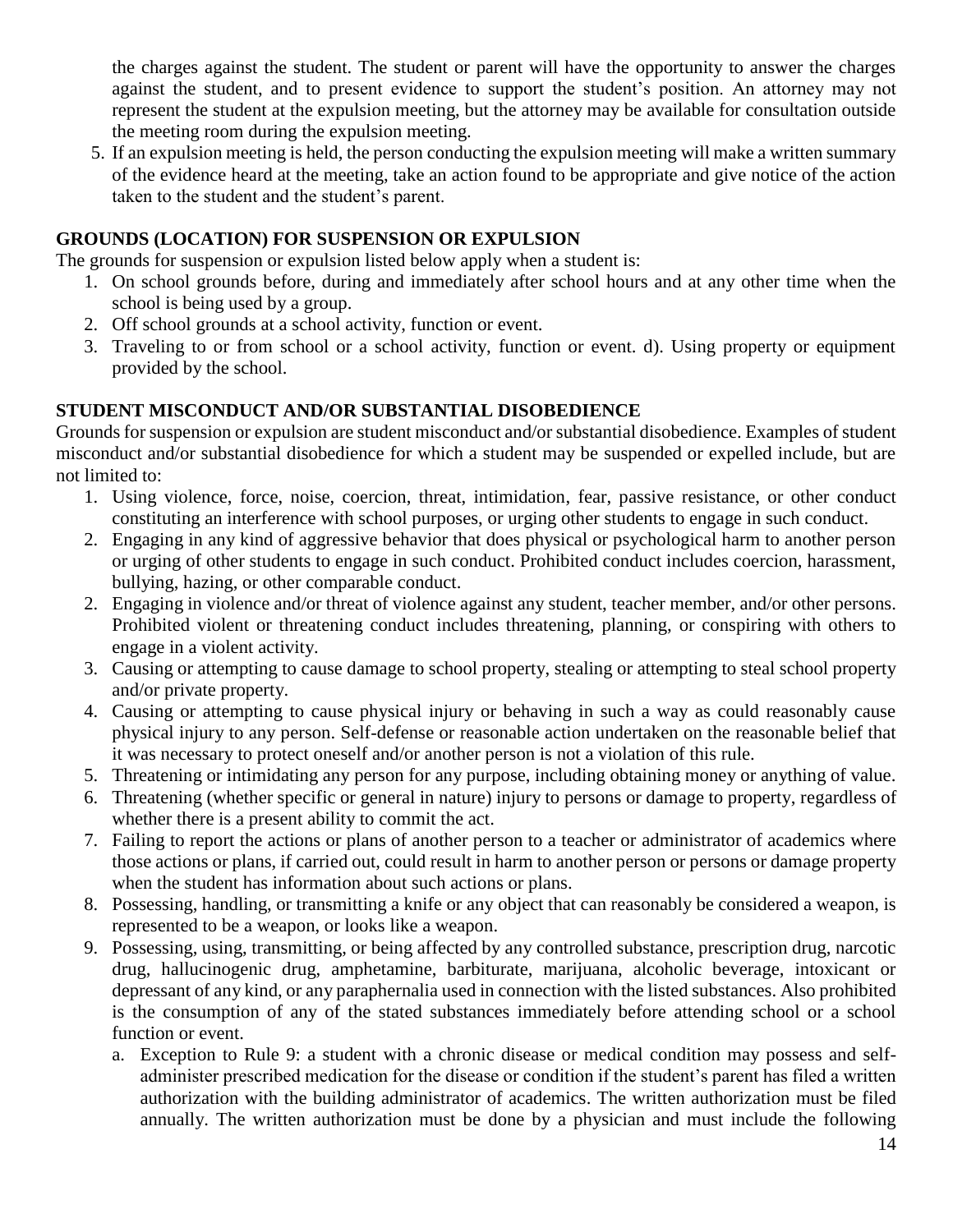the charges against the student. The student or parent will have the opportunity to answer the charges against the student, and to present evidence to support the student's position. An attorney may not represent the student at the expulsion meeting, but the attorney may be available for consultation outside the meeting room during the expulsion meeting.

5. If an expulsion meeting is held, the person conducting the expulsion meeting will make a written summary of the evidence heard at the meeting, take an action found to be appropriate and give notice of the action taken to the student and the student's parent.

## GROUNDS (LOCATION) FOR SUSPENSION OR EXPULSION

The grounds for suspension or expulsion listed below apply when a student is:

1. On school grounds before, during and immediately after school hours and at any other time when the school is being used by a group.
2. Off school grounds at a school activity, function or event.
3. Traveling to or from school or a school activity, function or event. d). Using property or equipment provided by the school.

## STUDENT MISCONDUCT AND/OR SUBSTANTIAL DISOBEDIENCE

Grounds for suspension or expulsion are student misconduct and/or substantial disobedience. Examples of student misconduct and/or substantial disobedience for which a student may be suspended or expelled include, but are not limited to:

1. Using violence, force, noise, coercion, threat, intimidation, fear, passive resistance, or other conduct constituting an interference with school purposes, or urging other students to engage in such conduct.
2. Engaging in any kind of aggressive behavior that does physical or psychological harm to another person or urging of other students to engage in such conduct. Prohibited conduct includes coercion, harassment, bullying, hazing, or other comparable conduct.
2. Engaging in violence and/or threat of violence against any student, teacher member, and/or other persons. Prohibited violent or threatening conduct includes threatening, planning, or conspiring with others to engage in a violent activity.
3. Causing or attempting to cause damage to school property, stealing or attempting to steal school property and/or private property.
4. Causing or attempting to cause physical injury or behaving in such a way as could reasonably cause physical injury to any person. Self-defense or reasonable action undertaken on the reasonable belief that it was necessary to protect oneself and/or another person is not a violation of this rule.
5. Threatening or intimidating any person for any purpose, including obtaining money or anything of value.
6. Threatening (whether specific or general in nature) injury to persons or damage to property, regardless of whether there is a present ability to commit the act.
7. Failing to report the actions or plans of another person to a teacher or administrator of academics where those actions or plans, if carried out, could result in harm to another person or persons or damage property when the student has information about such actions or plans.
8. Possessing, handling, or transmitting a knife or any object that can reasonably be considered a weapon, is represented to be a weapon, or looks like a weapon.
9. Possessing, using, transmitting, or being affected by any controlled substance, prescription drug, narcotic drug, hallucinogenic drug, amphetamine, barbiturate, marijuana, alcoholic beverage, intoxicant or depressant of any kind, or any paraphernalia used in connection with the listed substances. Also prohibited is the consumption of any of the stated substances immediately before attending school or a school function or event.
   a. Exception to Rule 9: a student with a chronic disease or medical condition may possess and self-administer prescribed medication for the disease or condition if the student's parent has filed a written authorization with the building administrator of academics. The written authorization must be filed annually. The written authorization must be done by a physician and must include the following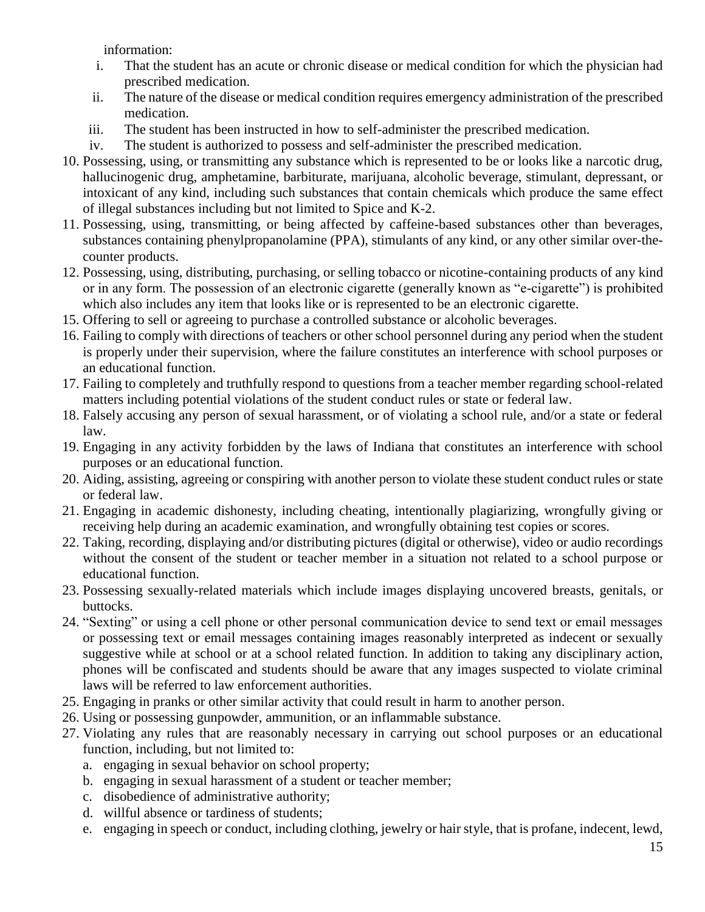information:

i. That the student has an acute or chronic disease or medical condition for which the physician had prescribed medication.
ii. The nature of the disease or medical condition requires emergency administration of the prescribed medication.
iii. The student has been instructed in how to self-administer the prescribed medication.
iv. The student is authorized to possess and self-administer the prescribed medication.

10. Possessing, using, or transmitting any substance which is represented to be or looks like a narcotic drug, hallucinogenic drug, amphetamine, barbiturate, marijuana, alcoholic beverage, stimulant, depressant, or intoxicant of any kind, including such substances that contain chemicals which produce the same effect of illegal substances including but not limited to Spice and K-2.
11. Possessing, using, transmitting, or being affected by caffeine-based substances other than beverages, substances containing phenylpropanolamine (PPA), stimulants of any kind, or any other similar over-the-counter products.
12. Possessing, using, distributing, purchasing, or selling tobacco or nicotine-containing products of any kind or in any form. The possession of an electronic cigarette (generally known as "e-cigarette") is prohibited which also includes any item that looks like or is represented to be an electronic cigarette.
15. Offering to sell or agreeing to purchase a controlled substance or alcoholic beverages.
16. Failing to comply with directions of teachers or other school personnel during any period when the student is properly under their supervision, where the failure constitutes an interference with school purposes or an educational function.
17. Failing to completely and truthfully respond to questions from a teacher member regarding school-related matters including potential violations of the student conduct rules or state or federal law.
18. Falsely accusing any person of sexual harassment, or of violating a school rule, and/or a state or federal law.
19. Engaging in any activity forbidden by the laws of Indiana that constitutes an interference with school purposes or an educational function.
20. Aiding, assisting, agreeing or conspiring with another person to violate these student conduct rules or state or federal law.
21. Engaging in academic dishonesty, including cheating, intentionally plagiarizing, wrongfully giving or receiving help during an academic examination, and wrongfully obtaining test copies or scores.
22. Taking, recording, displaying and/or distributing pictures (digital or otherwise), video or audio recordings without the consent of the student or teacher member in a situation not related to a school purpose or educational function.
23. Possessing sexually-related materials which include images displaying uncovered breasts, genitals, or buttocks.
24. "Sexting" or using a cell phone or other personal communication device to send text or email messages or possessing text or email messages containing images reasonably interpreted as indecent or sexually suggestive while at school or at a school related function. In addition to taking any disciplinary action, phones will be confiscated and students should be aware that any images suspected to violate criminal laws will be referred to law enforcement authorities.
25. Engaging in pranks or other similar activity that could result in harm to another person.
26. Using or possessing gunpowder, ammunition, or an inflammable substance.
27. Violating any rules that are reasonably necessary in carrying out school purposes or an educational function, including, but not limited to:
    a. engaging in sexual behavior on school property;
    b. engaging in sexual harassment of a student or teacher member;
    c. disobedience of administrative authority;
    d. willful absence or tardiness of students;
    e. engaging in speech or conduct, including clothing, jewelry or hair style, that is profane, indecent, lewd,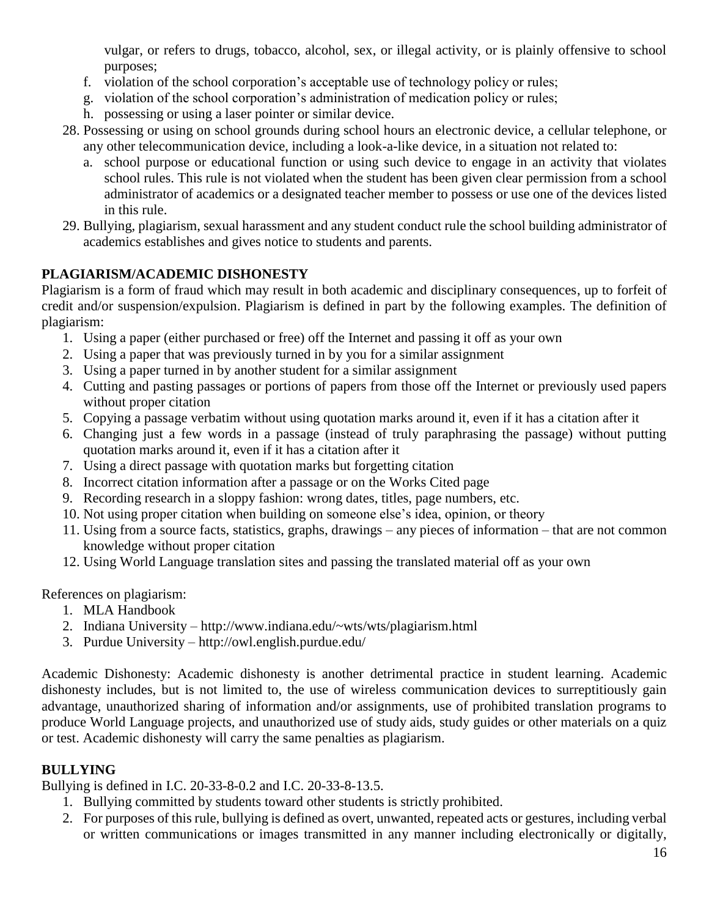vulgar, or refers to drugs, tobacco, alcohol, sex, or illegal activity, or is plainly offensive to school purposes;

   f. violation of the school corporation's acceptable use of technology policy or rules;
   g. violation of the school corporation's administration of medication policy or rules;
   h. possessing or using a laser pointer or similar device.

28. Possessing or using on school grounds during school hours an electronic device, a cellular telephone, or any other telecommunication device, including a look-a-like device, in a situation not related to:
    a. school purpose or educational function or using such device to engage in an activity that violates school rules. This rule is not violated when the student has been given clear permission from a school administrator of academics or a designated teacher member to possess or use one of the devices listed in this rule.
29. Bullying, plagiarism, sexual harassment and any student conduct rule the school building administrator of academics establishes and gives notice to students and parents.

**PLAGIARISM/ACADEMIC DISHONESTY**

Plagiarism is a form of fraud which may result in both academic and disciplinary consequences, up to forfeit of credit and/or suspension/expulsion. Plagiarism is defined in part by the following examples. The definition of plagiarism:

1. Using a paper (either purchased or free) off the Internet and passing it off as your own
2. Using a paper that was previously turned in by you for a similar assignment
3. Using a paper turned in by another student for a similar assignment
4. Cutting and pasting passages or portions of papers from those off the Internet or previously used papers without proper citation
5. Copying a passage verbatim without using quotation marks around it, even if it has a citation after it
6. Changing just a few words in a passage (instead of truly paraphrasing the passage) without putting quotation marks around it, even if it has a citation after it
7. Using a direct passage with quotation marks but forgetting citation
8. Incorrect citation information after a passage or on the Works Cited page
9. Recording research in a sloppy fashion: wrong dates, titles, page numbers, etc.
10. Not using proper citation when building on someone else's idea, opinion, or theory
11. Using from a source facts, statistics, graphs, drawings – any pieces of information – that are not common knowledge without proper citation
12. Using World Language translation sites and passing the translated material off as your own

References on plagiarism:

1. MLA Handbook
2. Indiana University – http://www.indiana.edu/~wts/wts/plagiarism.html
3. Purdue University – http://owl.english.purdue.edu/

Academic Dishonesty: Academic dishonesty is another detrimental practice in student learning. Academic dishonesty includes, but is not limited to, the use of wireless communication devices to surreptitiously gain advantage, unauthorized sharing of information and/or assignments, use of prohibited translation programs to produce World Language projects, and unauthorized use of study aids, study guides or other materials on a quiz or test. Academic dishonesty will carry the same penalties as plagiarism.

**BULLYING**

Bullying is defined in I.C. 20-33-8-0.2 and I.C. 20-33-8-13.5.

1. Bullying committed by students toward other students is strictly prohibited.
2. For purposes of this rule, bullying is defined as overt, unwanted, repeated acts or gestures, including verbal or written communications or images transmitted in any manner including electronically or digitally,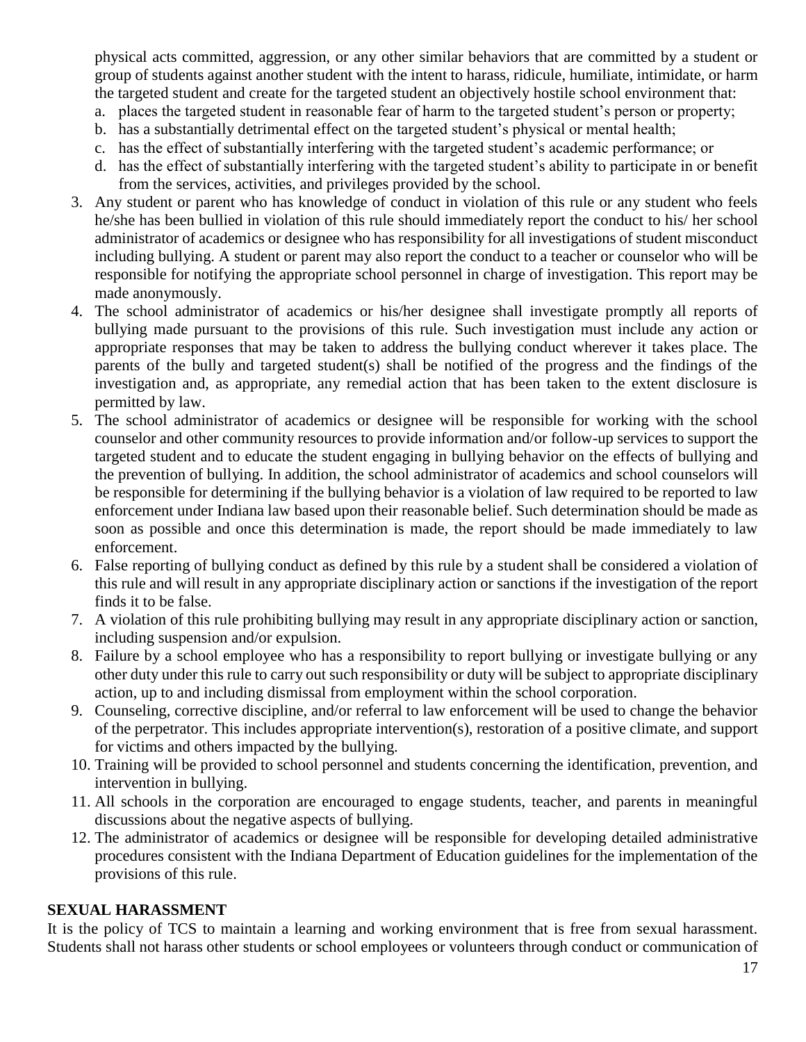physical acts committed, aggression, or any other similar behaviors that are committed by a student or group of students against another student with the intent to harass, ridicule, humiliate, intimidate, or harm the targeted student and create for the targeted student an objectively hostile school environment that:

   a. places the targeted student in reasonable fear of harm to the targeted student's person or property;
   b. has a substantially detrimental effect on the targeted student's physical or mental health;
   c. has the effect of substantially interfering with the targeted student's academic performance; or
   d. has the effect of substantially interfering with the targeted student's ability to participate in or benefit from the services, activities, and privileges provided by the school.

3. Any student or parent who has knowledge of conduct in violation of this rule or any student who feels he/she has been bullied in violation of this rule should immediately report the conduct to his/ her school administrator of academics or designee who has responsibility for all investigations of student misconduct including bullying. A student or parent may also report the conduct to a teacher or counselor who will be responsible for notifying the appropriate school personnel in charge of investigation. This report may be made anonymously.
4. The school administrator of academics or his/her designee shall investigate promptly all reports of bullying made pursuant to the provisions of this rule. Such investigation must include any action or appropriate responses that may be taken to address the bullying conduct wherever it takes place. The parents of the bully and targeted student(s) shall be notified of the progress and the findings of the investigation and, as appropriate, any remedial action that has been taken to the extent disclosure is permitted by law.
5. The school administrator of academics or designee will be responsible for working with the school counselor and other community resources to provide information and/or follow-up services to support the targeted student and to educate the student engaging in bullying behavior on the effects of bullying and the prevention of bullying. In addition, the school administrator of academics and school counselors will be responsible for determining if the bullying behavior is a violation of law required to be reported to law enforcement under Indiana law based upon their reasonable belief. Such determination should be made as soon as possible and once this determination is made, the report should be made immediately to law enforcement.
6. False reporting of bullying conduct as defined by this rule by a student shall be considered a violation of this rule and will result in any appropriate disciplinary action or sanctions if the investigation of the report finds it to be false.
7. A violation of this rule prohibiting bullying may result in any appropriate disciplinary action or sanction, including suspension and/or expulsion.
8. Failure by a school employee who has a responsibility to report bullying or investigate bullying or any other duty under this rule to carry out such responsibility or duty will be subject to appropriate disciplinary action, up to and including dismissal from employment within the school corporation.
9. Counseling, corrective discipline, and/or referral to law enforcement will be used to change the behavior of the perpetrator. This includes appropriate intervention(s), restoration of a positive climate, and support for victims and others impacted by the bullying.
10. Training will be provided to school personnel and students concerning the identification, prevention, and intervention in bullying.
11. All schools in the corporation are encouraged to engage students, teacher, and parents in meaningful discussions about the negative aspects of bullying.
12. The administrator of academics or designee will be responsible for developing detailed administrative procedures consistent with the Indiana Department of Education guidelines for the implementation of the provisions of this rule.

## SEXUAL HARASSMENT

It is the policy of TCS to maintain a learning and working environment that is free from sexual harassment. Students shall not harass other students or school employees or volunteers through conduct or communication of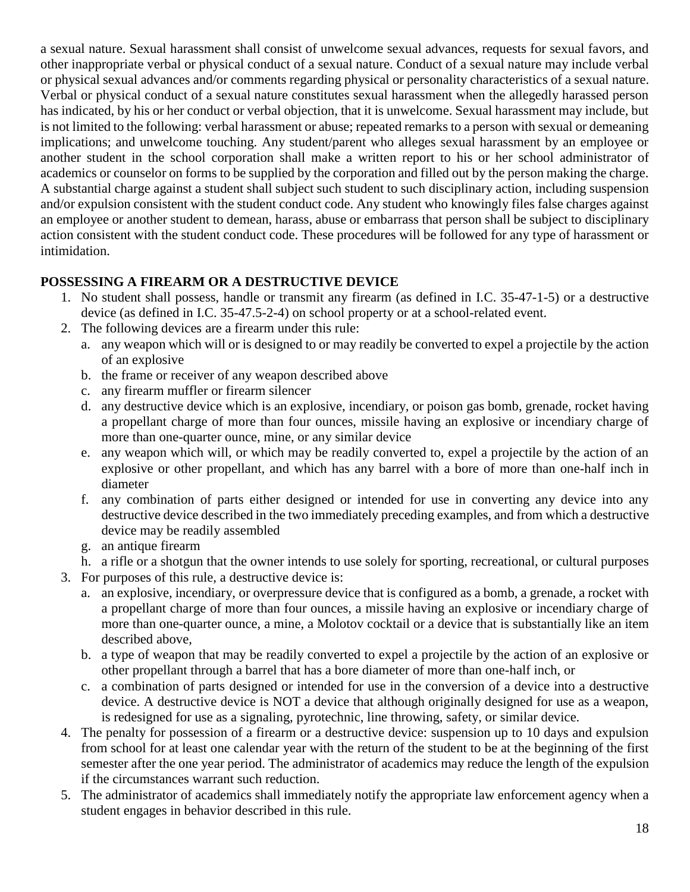a sexual nature. Sexual harassment shall consist of unwelcome sexual advances, requests for sexual favors, and other inappropriate verbal or physical conduct of a sexual nature. Conduct of a sexual nature may include verbal or physical sexual advances and/or comments regarding physical or personality characteristics of a sexual nature. Verbal or physical conduct of a sexual nature constitutes sexual harassment when the allegedly harassed person has indicated, by his or her conduct or verbal objection, that it is unwelcome. Sexual harassment may include, but is not limited to the following: verbal harassment or abuse; repeated remarks to a person with sexual or demeaning implications; and unwelcome touching. Any student/parent who alleges sexual harassment by an employee or another student in the school corporation shall make a written report to his or her school administrator of academics or counselor on forms to be supplied by the corporation and filled out by the person making the charge. A substantial charge against a student shall subject such student to such disciplinary action, including suspension and/or expulsion consistent with the student conduct code. Any student who knowingly files false charges against an employee or another student to demean, harass, abuse or embarrass that person shall be subject to disciplinary action consistent with the student conduct code. These procedures will be followed for any type of harassment or intimidation.

**POSSESSING A FIREARM OR A DESTRUCTIVE DEVICE**

1. No student shall possess, handle or transmit any firearm (as defined in I.C. 35-47-1-5) or a destructive device (as defined in I.C. 35-47.5-2-4) on school property or at a school-related event.
2. The following devices are a firearm under this rule:
   a. any weapon which will or is designed to or may readily be converted to expel a projectile by the action of an explosive
   b. the frame or receiver of any weapon described above
   c. any firearm muffler or firearm silencer
   d. any destructive device which is an explosive, incendiary, or poison gas bomb, grenade, rocket having a propellant charge of more than four ounces, missile having an explosive or incendiary charge of more than one-quarter ounce, mine, or any similar device
   e. any weapon which will, or which may be readily converted to, expel a projectile by the action of an explosive or other propellant, and which has any barrel with a bore of more than one-half inch in diameter
   f. any combination of parts either designed or intended for use in converting any device into any destructive device described in the two immediately preceding examples, and from which a destructive device may be readily assembled
   g. an antique firearm
   h. a rifle or a shotgun that the owner intends to use solely for sporting, recreational, or cultural purposes
3. For purposes of this rule, a destructive device is:
   a. an explosive, incendiary, or overpressure device that is configured as a bomb, a grenade, a rocket with a propellant charge of more than four ounces, a missile having an explosive or incendiary charge of more than one-quarter ounce, a mine, a Molotov cocktail or a device that is substantially like an item described above,
   b. a type of weapon that may be readily converted to expel a projectile by the action of an explosive or other propellant through a barrel that has a bore diameter of more than one-half inch, or
   c. a combination of parts designed or intended for use in the conversion of a device into a destructive device. A destructive device is NOT a device that although originally designed for use as a weapon, is redesigned for use as a signaling, pyrotechnic, line throwing, safety, or similar device.
4. The penalty for possession of a firearm or a destructive device: suspension up to 10 days and expulsion from school for at least one calendar year with the return of the student to be at the beginning of the first semester after the one year period. The administrator of academics may reduce the length of the expulsion if the circumstances warrant such reduction.
5. The administrator of academics shall immediately notify the appropriate law enforcement agency when a student engages in behavior described in this rule.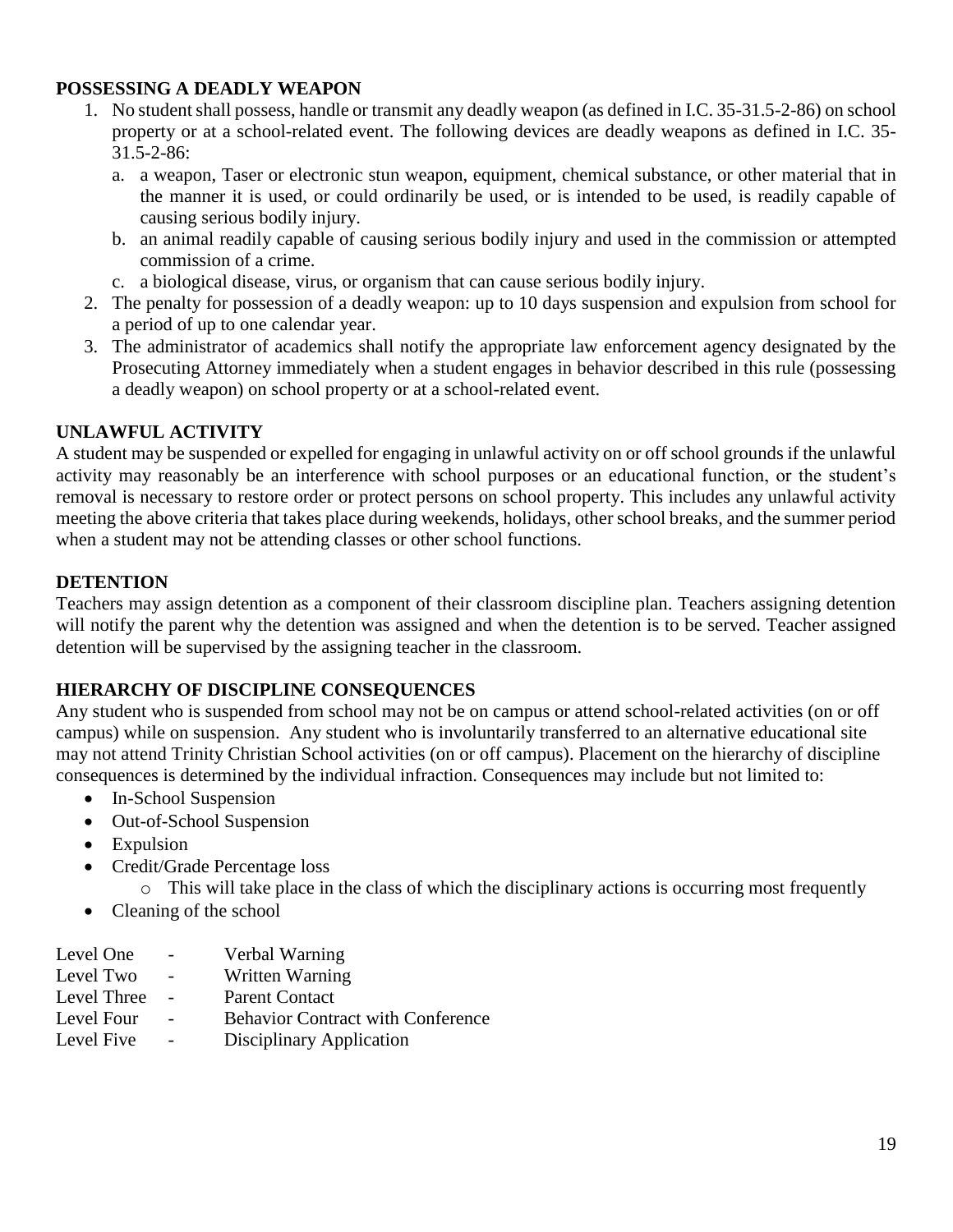**POSSESSING A DEADLY WEAPON**

1. No student shall possess, handle or transmit any deadly weapon (as defined in I.C. 35-31.5-2-86) on school property or at a school-related event. The following devices are deadly weapons as defined in I.C. 35-31.5-2-86:
   a. a weapon, Taser or electronic stun weapon, equipment, chemical substance, or other material that in the manner it is used, or could ordinarily be used, or is intended to be used, is readily capable of causing serious bodily injury.
   b. an animal readily capable of causing serious bodily injury and used in the commission or attempted commission of a crime.
   c. a biological disease, virus, or organism that can cause serious bodily injury.
2. The penalty for possession of a deadly weapon: up to 10 days suspension and expulsion from school for a period of up to one calendar year.
3. The administrator of academics shall notify the appropriate law enforcement agency designated by the Prosecuting Attorney immediately when a student engages in behavior described in this rule (possessing a deadly weapon) on school property or at a school-related event.

**UNLAWFUL ACTIVITY**

A student may be suspended or expelled for engaging in unlawful activity on or off school grounds if the unlawful activity may reasonably be an interference with school purposes or an educational function, or the student's removal is necessary to restore order or protect persons on school property. This includes any unlawful activity meeting the above criteria that takes place during weekends, holidays, other school breaks, and the summer period when a student may not be attending classes or other school functions.

**DETENTION**

Teachers may assign detention as a component of their classroom discipline plan. Teachers assigning detention will notify the parent why the detention was assigned and when the detention is to be served. Teacher assigned detention will be supervised by the assigning teacher in the classroom.

**HIERARCHY OF DISCIPLINE CONSEQUENCES**

Any student who is suspended from school may not be on campus or attend school-related activities (on or off campus) while on suspension. Any student who is involuntarily transferred to an alternative educational site may not attend Trinity Christian School activities (on or off campus). Placement on the hierarchy of discipline consequences is determined by the individual infraction. Consequences may include but not limited to:

- In-School Suspension
- Out-of-School Suspension
- Expulsion
- Credit/Grade Percentage loss
  - This will take place in the class of which the disciplinary actions is occurring most frequently
- Cleaning of the school

Level One - Verbal Warning
Level Two - Written Warning
Level Three - Parent Contact
Level Four - Behavior Contract with Conference
Level Five - Disciplinary Application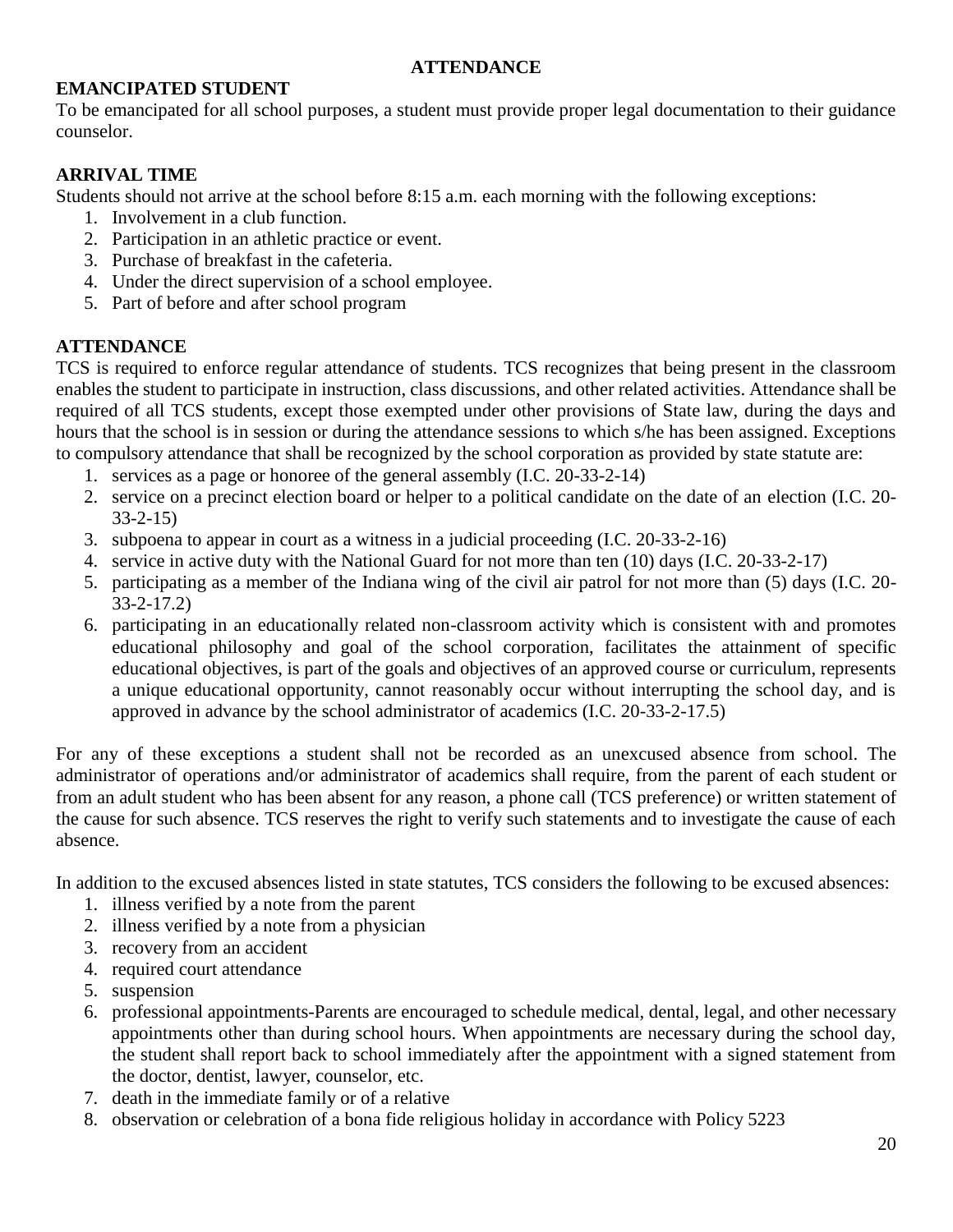# ATTENDANCE

## EMANCIPATED STUDENT

To be emancipated for all school purposes, a student must provide proper legal documentation to their guidance counselor.

## ARRIVAL TIME

Students should not arrive at the school before 8:15 a.m. each morning with the following exceptions:

1. Involvement in a club function.
2. Participation in an athletic practice or event.
3. Purchase of breakfast in the cafeteria.
4. Under the direct supervision of a school employee.
5. Part of before and after school program

## ATTENDANCE

TCS is required to enforce regular attendance of students. TCS recognizes that being present in the classroom enables the student to participate in instruction, class discussions, and other related activities. Attendance shall be required of all TCS students, except those exempted under other provisions of State law, during the days and hours that the school is in session or during the attendance sessions to which s/he has been assigned. Exceptions to compulsory attendance that shall be recognized by the school corporation as provided by state statute are:

1. services as a page or honoree of the general assembly (I.C. 20-33-2-14)
2. service on a precinct election board or helper to a political candidate on the date of an election (I.C. 20-33-2-15)
3. subpoena to appear in court as a witness in a judicial proceeding (I.C. 20-33-2-16)
4. service in active duty with the National Guard for not more than ten (10) days (I.C. 20-33-2-17)
5. participating as a member of the Indiana wing of the civil air patrol for not more than (5) days (I.C. 20-33-2-17.2)
6. participating in an educationally related non-classroom activity which is consistent with and promotes educational philosophy and goal of the school corporation, facilitates the attainment of specific educational objectives, is part of the goals and objectives of an approved course or curriculum, represents a unique educational opportunity, cannot reasonably occur without interrupting the school day, and is approved in advance by the school administrator of academics (I.C. 20-33-2-17.5)

For any of these exceptions a student shall not be recorded as an unexcused absence from school. The administrator of operations and/or administrator of academics shall require, from the parent of each student or from an adult student who has been absent for any reason, a phone call (TCS preference) or written statement of the cause for such absence. TCS reserves the right to verify such statements and to investigate the cause of each absence.

In addition to the excused absences listed in state statutes, TCS considers the following to be excused absences:

1. illness verified by a note from the parent
2. illness verified by a note from a physician
3. recovery from an accident
4. required court attendance
5. suspension
6. professional appointments-Parents are encouraged to schedule medical, dental, legal, and other necessary appointments other than during school hours. When appointments are necessary during the school day, the student shall report back to school immediately after the appointment with a signed statement from the doctor, dentist, lawyer, counselor, etc.
7. death in the immediate family or of a relative
8. observation or celebration of a bona fide religious holiday in accordance with Policy 5223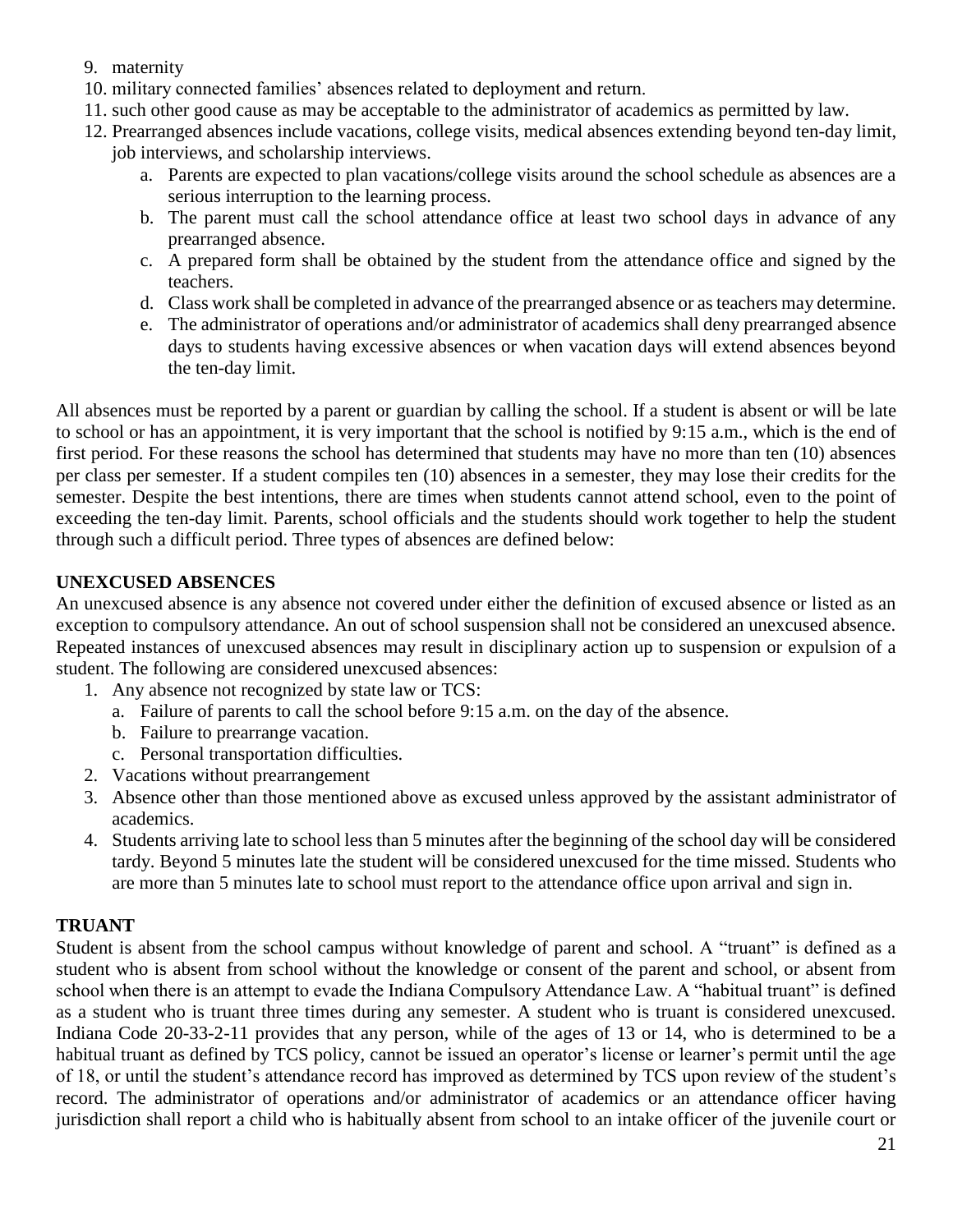9. maternity
10. military connected families' absences related to deployment and return.
11. such other good cause as may be acceptable to the administrator of academics as permitted by law.
12. Prearranged absences include vacations, college visits, medical absences extending beyond ten-day limit, job interviews, and scholarship interviews.
    a. Parents are expected to plan vacations/college visits around the school schedule as absences are a serious interruption to the learning process.
    b. The parent must call the school attendance office at least two school days in advance of any prearranged absence.
    c. A prepared form shall be obtained by the student from the attendance office and signed by the teachers.
    d. Class work shall be completed in advance of the prearranged absence or as teachers may determine.
    e. The administrator of operations and/or administrator of academics shall deny prearranged absence days to students having excessive absences or when vacation days will extend absences beyond the ten-day limit.

All absences must be reported by a parent or guardian by calling the school. If a student is absent or will be late to school or has an appointment, it is very important that the school is notified by 9:15 a.m., which is the end of first period. For these reasons the school has determined that students may have no more than ten (10) absences per class per semester. If a student compiles ten (10) absences in a semester, they may lose their credits for the semester. Despite the best intentions, there are times when students cannot attend school, even to the point of exceeding the ten-day limit. Parents, school officials and the students should work together to help the student through such a difficult period. Three types of absences are defined below:

**UNEXCUSED ABSENCES**

An unexcused absence is any absence not covered under either the definition of excused absence or listed as an exception to compulsory attendance. An out of school suspension shall not be considered an unexcused absence. Repeated instances of unexcused absences may result in disciplinary action up to suspension or expulsion of a student. The following are considered unexcused absences:

1. Any absence not recognized by state law or TCS:
    a. Failure of parents to call the school before 9:15 a.m. on the day of the absence.
    b. Failure to prearrange vacation.
    c. Personal transportation difficulties.
2. Vacations without prearrangement
3. Absence other than those mentioned above as excused unless approved by the assistant administrator of academics.
4. Students arriving late to school less than 5 minutes after the beginning of the school day will be considered tardy. Beyond 5 minutes late the student will be considered unexcused for the time missed. Students who are more than 5 minutes late to school must report to the attendance office upon arrival and sign in.

**TRUANT**

Student is absent from the school campus without knowledge of parent and school. A "truant" is defined as a student who is absent from school without the knowledge or consent of the parent and school, or absent from school when there is an attempt to evade the Indiana Compulsory Attendance Law. A "habitual truant" is defined as a student who is truant three times during any semester. A student who is truant is considered unexcused. Indiana Code 20-33-2-11 provides that any person, while of the ages of 13 or 14, who is determined to be a habitual truant as defined by TCS policy, cannot be issued an operator's license or learner's permit until the age of 18, or until the student's attendance record has improved as determined by TCS upon review of the student's record. The administrator of operations and/or administrator of academics or an attendance officer having jurisdiction shall report a child who is habitually absent from school to an intake officer of the juvenile court or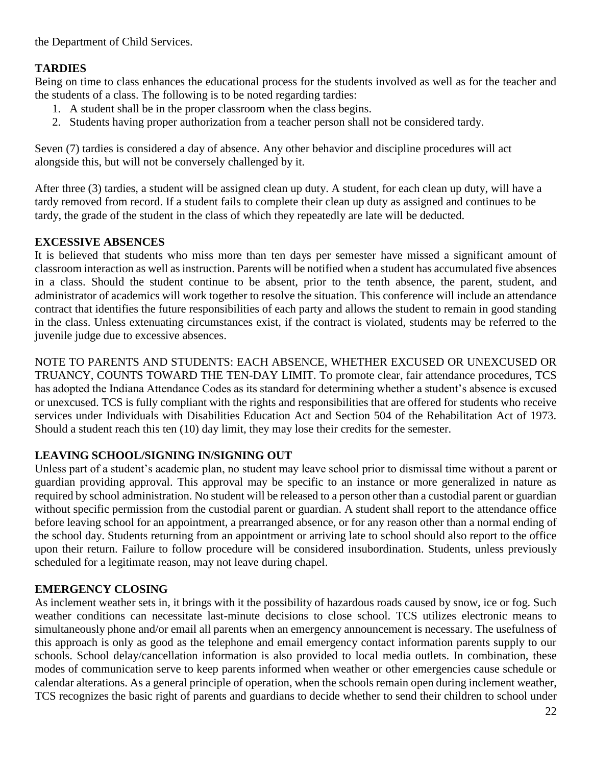the Department of Child Services.

## TARDIES

Being on time to class enhances the educational process for the students involved as well as for the teacher and the students of a class. The following is to be noted regarding tardies:

1. A student shall be in the proper classroom when the class begins.
2. Students having proper authorization from a teacher person shall not be considered tardy.

Seven (7) tardies is considered a day of absence. Any other behavior and discipline procedures will act alongside this, but will not be conversely challenged by it.

After three (3) tardies, a student will be assigned clean up duty. A student, for each clean up duty, will have a tardy removed from record. If a student fails to complete their clean up duty as assigned and continues to be tardy, the grade of the student in the class of which they repeatedly are late will be deducted.

## EXCESSIVE ABSENCES

It is believed that students who miss more than ten days per semester have missed a significant amount of classroom interaction as well as instruction. Parents will be notified when a student has accumulated five absences in a class. Should the student continue to be absent, prior to the tenth absence, the parent, student, and administrator of academics will work together to resolve the situation. This conference will include an attendance contract that identifies the future responsibilities of each party and allows the student to remain in good standing in the class. Unless extenuating circumstances exist, if the contract is violated, students may be referred to the juvenile judge due to excessive absences.

NOTE TO PARENTS AND STUDENTS: EACH ABSENCE, WHETHER EXCUSED OR UNEXCUSED OR TRUANCY, COUNTS TOWARD THE TEN-DAY LIMIT. To promote clear, fair attendance procedures, TCS has adopted the Indiana Attendance Codes as its standard for determining whether a student's absence is excused or unexcused. TCS is fully compliant with the rights and responsibilities that are offered for students who receive services under Individuals with Disabilities Education Act and Section 504 of the Rehabilitation Act of 1973. Should a student reach this ten (10) day limit, they may lose their credits for the semester.

## LEAVING SCHOOL/SIGNING IN/SIGNING OUT

Unless part of a student's academic plan, no student may leave school prior to dismissal time without a parent or guardian providing approval. This approval may be specific to an instance or more generalized in nature as required by school administration. No student will be released to a person other than a custodial parent or guardian without specific permission from the custodial parent or guardian. A student shall report to the attendance office before leaving school for an appointment, a prearranged absence, or for any reason other than a normal ending of the school day. Students returning from an appointment or arriving late to school should also report to the office upon their return. Failure to follow procedure will be considered insubordination. Students, unless previously scheduled for a legitimate reason, may not leave during chapel.

## EMERGENCY CLOSING

As inclement weather sets in, it brings with it the possibility of hazardous roads caused by snow, ice or fog. Such weather conditions can necessitate last-minute decisions to close school. TCS utilizes electronic means to simultaneously phone and/or email all parents when an emergency announcement is necessary. The usefulness of this approach is only as good as the telephone and email emergency contact information parents supply to our schools. School delay/cancellation information is also provided to local media outlets. In combination, these modes of communication serve to keep parents informed when weather or other emergencies cause schedule or calendar alterations. As a general principle of operation, when the schools remain open during inclement weather, TCS recognizes the basic right of parents and guardians to decide whether to send their children to school under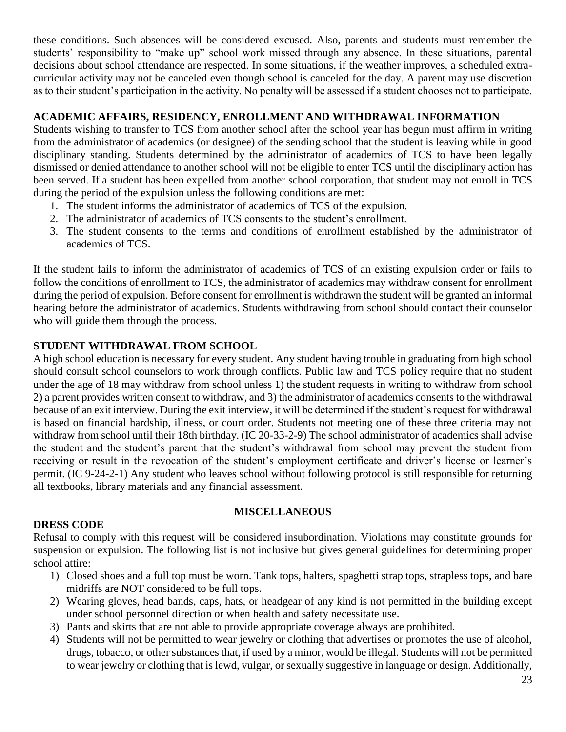these conditions. Such absences will be considered excused. Also, parents and students must remember the students' responsibility to "make up" school work missed through any absence. In these situations, parental decisions about school attendance are respected. In some situations, if the weather improves, a scheduled extra-curricular activity may not be canceled even though school is canceled for the day. A parent may use discretion as to their student's participation in the activity. No penalty will be assessed if a student chooses not to participate.

## ACADEMIC AFFAIRS, RESIDENCY, ENROLLMENT AND WITHDRAWAL INFORMATION

Students wishing to transfer to TCS from another school after the school year has begun must affirm in writing from the administrator of academics (or designee) of the sending school that the student is leaving while in good disciplinary standing. Students determined by the administrator of academics of TCS to have been legally dismissed or denied attendance to another school will not be eligible to enter TCS until the disciplinary action has been served. If a student has been expelled from another school corporation, that student may not enroll in TCS during the period of the expulsion unless the following conditions are met:

1. The student informs the administrator of academics of TCS of the expulsion.
2. The administrator of academics of TCS consents to the student's enrollment.
3. The student consents to the terms and conditions of enrollment established by the administrator of academics of TCS.

If the student fails to inform the administrator of academics of TCS of an existing expulsion order or fails to follow the conditions of enrollment to TCS, the administrator of academics may withdraw consent for enrollment during the period of expulsion. Before consent for enrollment is withdrawn the student will be granted an informal hearing before the administrator of academics. Students withdrawing from school should contact their counselor who will guide them through the process.

## STUDENT WITHDRAWAL FROM SCHOOL

A high school education is necessary for every student. Any student having trouble in graduating from high school should consult school counselors to work through conflicts. Public law and TCS policy require that no student under the age of 18 may withdraw from school unless 1) the student requests in writing to withdraw from school 2) a parent provides written consent to withdraw, and 3) the administrator of academics consents to the withdrawal because of an exit interview. During the exit interview, it will be determined if the student's request for withdrawal is based on financial hardship, illness, or court order. Students not meeting one of these three criteria may not withdraw from school until their 18th birthday. (IC 20-33-2-9) The school administrator of academics shall advise the student and the student's parent that the student's withdrawal from school may prevent the student from receiving or result in the revocation of the student's employment certificate and driver's license or learner's permit. (IC 9-24-2-1) Any student who leaves school without following protocol is still responsible for returning all textbooks, library materials and any financial assessment.

# MISCELLANEOUS

## DRESS CODE

Refusal to comply with this request will be considered insubordination. Violations may constitute grounds for suspension or expulsion. The following list is not inclusive but gives general guidelines for determining proper school attire:

1) Closed shoes and a full top must be worn. Tank tops, halters, spaghetti strap tops, strapless tops, and bare midriffs are NOT considered to be full tops.
2) Wearing gloves, head bands, caps, hats, or headgear of any kind is not permitted in the building except under school personnel direction or when health and safety necessitate use.
3) Pants and skirts that are not able to provide appropriate coverage always are prohibited.
4) Students will not be permitted to wear jewelry or clothing that advertises or promotes the use of alcohol, drugs, tobacco, or other substances that, if used by a minor, would be illegal. Students will not be permitted to wear jewelry or clothing that is lewd, vulgar, or sexually suggestive in language or design. Additionally,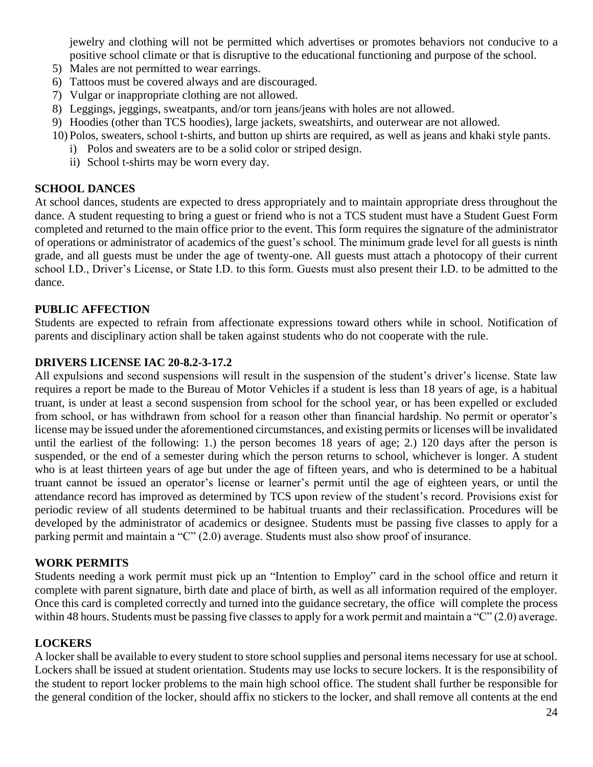jewelry and clothing will not be permitted which advertises or promotes behaviors not conducive to a positive school climate or that is disruptive to the educational functioning and purpose of the school.

5) Males are not permitted to wear earrings.
6) Tattoos must be covered always and are discouraged.
7) Vulgar or inappropriate clothing are not allowed.
8) Leggings, jeggings, sweatpants, and/or torn jeans/jeans with holes are not allowed.
9) Hoodies (other than TCS hoodies), large jackets, sweatshirts, and outerwear are not allowed.
10) Polos, sweaters, school t-shirts, and button up shirts are required, as well as jeans and khaki style pants.
    i) Polos and sweaters are to be a solid color or striped design.
    ii) School t-shirts may be worn every day.

**SCHOOL DANCES**

At school dances, students are expected to dress appropriately and to maintain appropriate dress throughout the dance. A student requesting to bring a guest or friend who is not a TCS student must have a Student Guest Form completed and returned to the main office prior to the event. This form requires the signature of the administrator of operations or administrator of academics of the guest's school. The minimum grade level for all guests is ninth grade, and all guests must be under the age of twenty-one. All guests must attach a photocopy of their current school I.D., Driver's License, or State I.D. to this form. Guests must also present their I.D. to be admitted to the dance.

**PUBLIC AFFECTION**

Students are expected to refrain from affectionate expressions toward others while in school. Notification of parents and disciplinary action shall be taken against students who do not cooperate with the rule.

**DRIVERS LICENSE IAC 20-8.2-3-17.2**

All expulsions and second suspensions will result in the suspension of the student's driver's license. State law requires a report be made to the Bureau of Motor Vehicles if a student is less than 18 years of age, is a habitual truant, is under at least a second suspension from school for the school year, or has been expelled or excluded from school, or has withdrawn from school for a reason other than financial hardship. No permit or operator's license may be issued under the aforementioned circumstances, and existing permits or licenses will be invalidated until the earliest of the following: 1.) the person becomes 18 years of age; 2.) 120 days after the person is suspended, or the end of a semester during which the person returns to school, whichever is longer. A student who is at least thirteen years of age but under the age of fifteen years, and who is determined to be a habitual truant cannot be issued an operator's license or learner's permit until the age of eighteen years, or until the attendance record has improved as determined by TCS upon review of the student's record. Provisions exist for periodic review of all students determined to be habitual truants and their reclassification. Procedures will be developed by the administrator of academics or designee. Students must be passing five classes to apply for a parking permit and maintain a "C" (2.0) average. Students must also show proof of insurance.

**WORK PERMITS**

Students needing a work permit must pick up an "Intention to Employ" card in the school office and return it complete with parent signature, birth date and place of birth, as well as all information required of the employer. Once this card is completed correctly and turned into the guidance secretary, the office will complete the process within 48 hours. Students must be passing five classes to apply for a work permit and maintain a "C" (2.0) average.

**LOCKERS**

A locker shall be available to every student to store school supplies and personal items necessary for use at school. Lockers shall be issued at student orientation. Students may use locks to secure lockers. It is the responsibility of the student to report locker problems to the main high school office. The student shall further be responsible for the general condition of the locker, should affix no stickers to the locker, and shall remove all contents at the end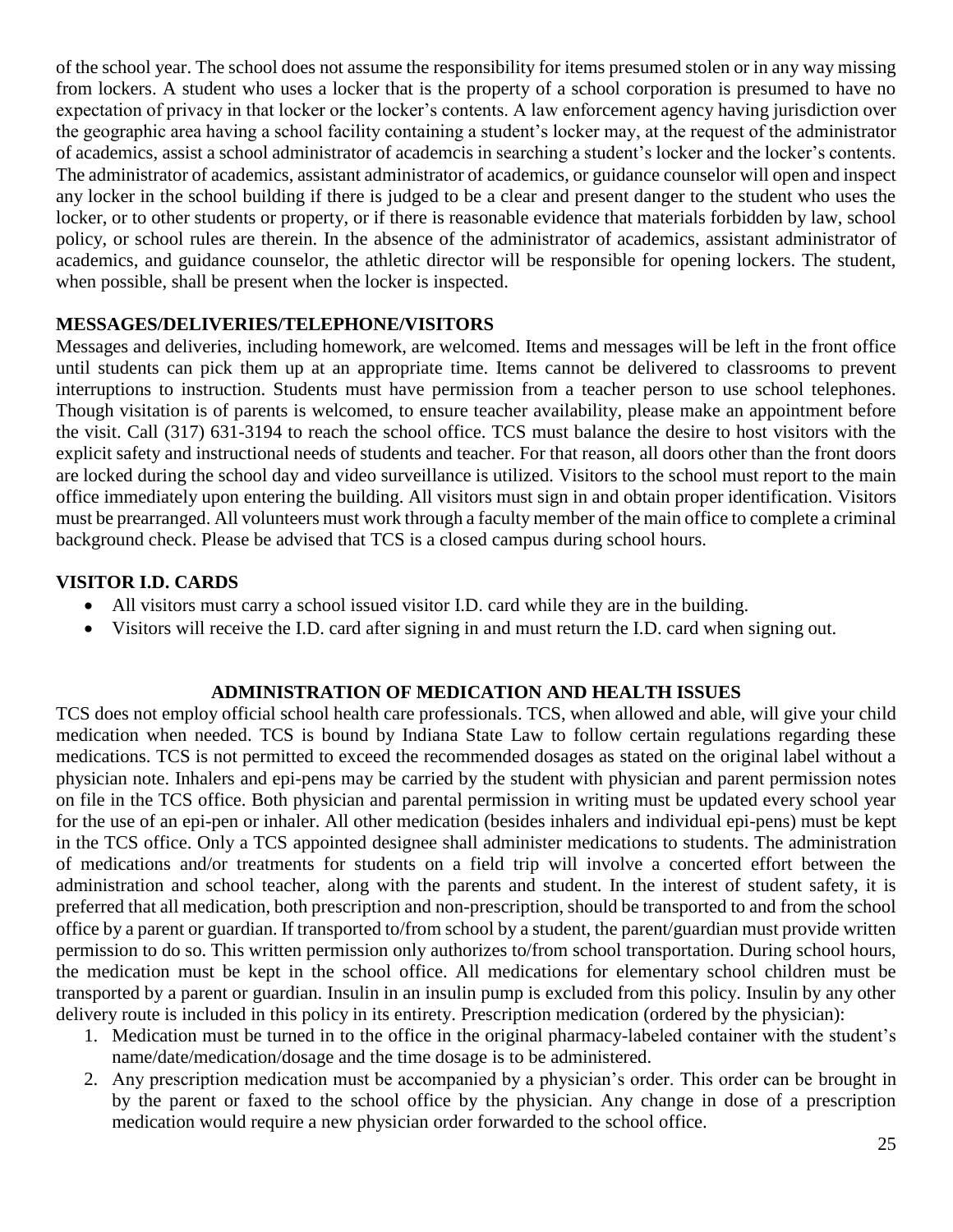of the school year. The school does not assume the responsibility for items presumed stolen or in any way missing from lockers. A student who uses a locker that is the property of a school corporation is presumed to have no expectation of privacy in that locker or the locker's contents. A law enforcement agency having jurisdiction over the geographic area having a school facility containing a student's locker may, at the request of the administrator of academics, assist a school administrator of academcis in searching a student's locker and the locker's contents. The administrator of academics, assistant administrator of academics, or guidance counselor will open and inspect any locker in the school building if there is judged to be a clear and present danger to the student who uses the locker, or to other students or property, or if there is reasonable evidence that materials forbidden by law, school policy, or school rules are therein. In the absence of the administrator of academics, assistant administrator of academics, and guidance counselor, the athletic director will be responsible for opening lockers. The student, when possible, shall be present when the locker is inspected.

**MESSAGES/DELIVERIES/TELEPHONE/VISITORS**

Messages and deliveries, including homework, are welcomed. Items and messages will be left in the front office until students can pick them up at an appropriate time. Items cannot be delivered to classrooms to prevent interruptions to instruction. Students must have permission from a teacher person to use school telephones. Though visitation is of parents is welcomed, to ensure teacher availability, please make an appointment before the visit. Call (317) 631-3194 to reach the school office. TCS must balance the desire to host visitors with the explicit safety and instructional needs of students and teacher. For that reason, all doors other than the front doors are locked during the school day and video surveillance is utilized. Visitors to the school must report to the main office immediately upon entering the building. All visitors must sign in and obtain proper identification. Visitors must be prearranged. All volunteers must work through a faculty member of the main office to complete a criminal background check. Please be advised that TCS is a closed campus during school hours.

**VISITOR I.D. CARDS**

- All visitors must carry a school issued visitor I.D. card while they are in the building.
- Visitors will receive the I.D. card after signing in and must return the I.D. card when signing out.

## ADMINISTRATION OF MEDICATION AND HEALTH ISSUES

TCS does not employ official school health care professionals. TCS, when allowed and able, will give your child medication when needed. TCS is bound by Indiana State Law to follow certain regulations regarding these medications. TCS is not permitted to exceed the recommended dosages as stated on the original label without a physician note. Inhalers and epi-pens may be carried by the student with physician and parent permission notes on file in the TCS office. Both physician and parental permission in writing must be updated every school year for the use of an epi-pen or inhaler. All other medication (besides inhalers and individual epi-pens) must be kept in the TCS office. Only a TCS appointed designee shall administer medications to students. The administration of medications and/or treatments for students on a field trip will involve a concerted effort between the administration and school teacher, along with the parents and student. In the interest of student safety, it is preferred that all medication, both prescription and non-prescription, should be transported to and from the school office by a parent or guardian. If transported to/from school by a student, the parent/guardian must provide written permission to do so. This written permission only authorizes to/from school transportation. During school hours, the medication must be kept in the school office. All medications for elementary school children must be transported by a parent or guardian. Insulin in an insulin pump is excluded from this policy. Insulin by any other delivery route is included in this policy in its entirety. Prescription medication (ordered by the physician):

1. Medication must be turned in to the office in the original pharmacy-labeled container with the student's name/date/medication/dosage and the time dosage is to be administered.
2. Any prescription medication must be accompanied by a physician's order. This order can be brought in by the parent or faxed to the school office by the physician. Any change in dose of a prescription medication would require a new physician order forwarded to the school office.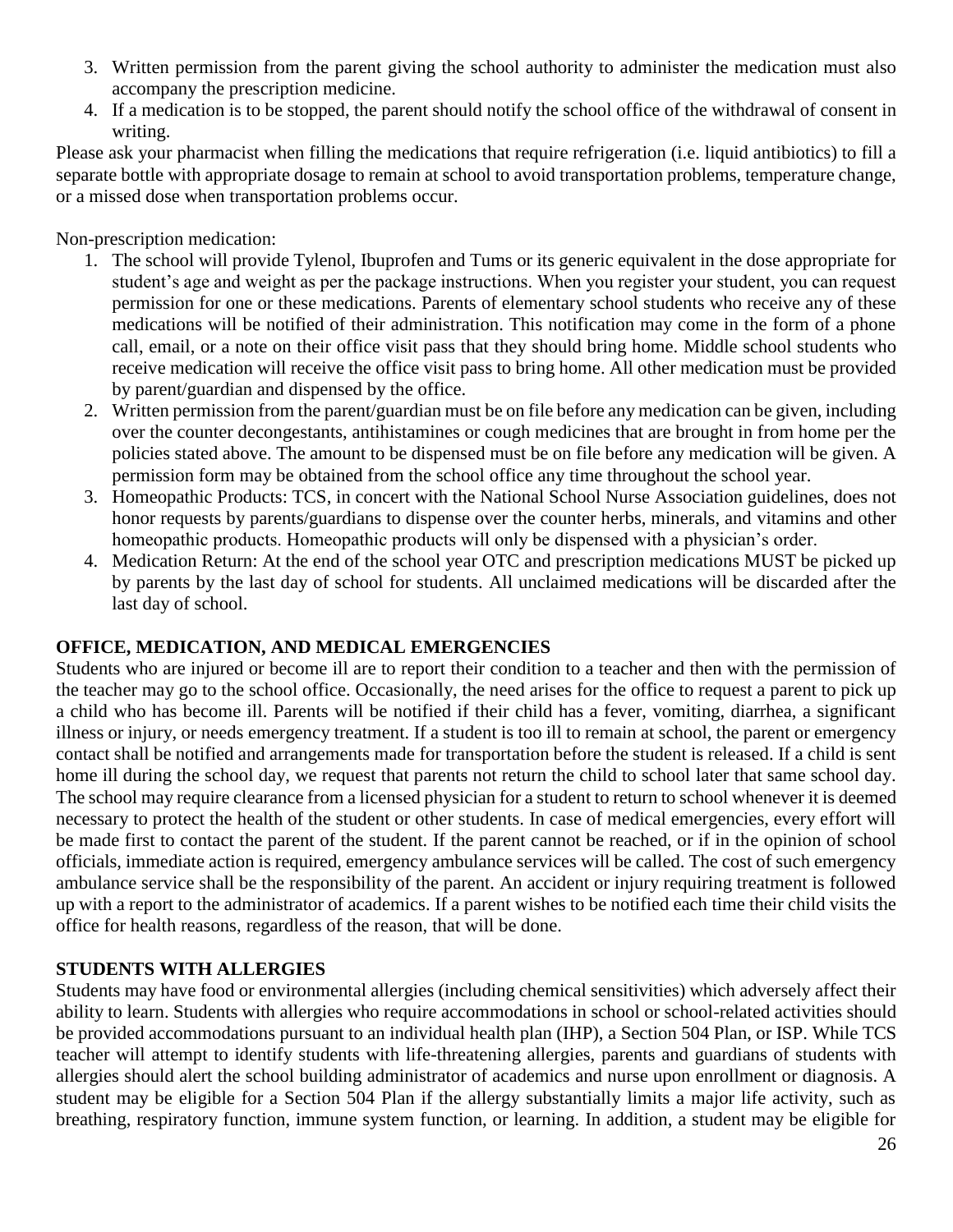3. Written permission from the parent giving the school authority to administer the medication must also accompany the prescription medicine.
4. If a medication is to be stopped, the parent should notify the school office of the withdrawal of consent in writing.

Please ask your pharmacist when filling the medications that require refrigeration (i.e. liquid antibiotics) to fill a separate bottle with appropriate dosage to remain at school to avoid transportation problems, temperature change, or a missed dose when transportation problems occur.

Non-prescription medication:

1. The school will provide Tylenol, Ibuprofen and Tums or its generic equivalent in the dose appropriate for student's age and weight as per the package instructions. When you register your student, you can request permission for one or these medications. Parents of elementary school students who receive any of these medications will be notified of their administration. This notification may come in the form of a phone call, email, or a note on their office visit pass that they should bring home. Middle school students who receive medication will receive the office visit pass to bring home. All other medication must be provided by parent/guardian and dispensed by the office.
2. Written permission from the parent/guardian must be on file before any medication can be given, including over the counter decongestants, antihistamines or cough medicines that are brought in from home per the policies stated above. The amount to be dispensed must be on file before any medication will be given. A permission form may be obtained from the school office any time throughout the school year.
3. Homeopathic Products: TCS, in concert with the National School Nurse Association guidelines, does not honor requests by parents/guardians to dispense over the counter herbs, minerals, and vitamins and other homeopathic products. Homeopathic products will only be dispensed with a physician's order.
4. Medication Return: At the end of the school year OTC and prescription medications MUST be picked up by parents by the last day of school for students. All unclaimed medications will be discarded after the last day of school.

## OFFICE, MEDICATION, AND MEDICAL EMERGENCIES

Students who are injured or become ill are to report their condition to a teacher and then with the permission of the teacher may go to the school office. Occasionally, the need arises for the office to request a parent to pick up a child who has become ill. Parents will be notified if their child has a fever, vomiting, diarrhea, a significant illness or injury, or needs emergency treatment. If a student is too ill to remain at school, the parent or emergency contact shall be notified and arrangements made for transportation before the student is released. If a child is sent home ill during the school day, we request that parents not return the child to school later that same school day. The school may require clearance from a licensed physician for a student to return to school whenever it is deemed necessary to protect the health of the student or other students. In case of medical emergencies, every effort will be made first to contact the parent of the student. If the parent cannot be reached, or if in the opinion of school officials, immediate action is required, emergency ambulance services will be called. The cost of such emergency ambulance service shall be the responsibility of the parent. An accident or injury requiring treatment is followed up with a report to the administrator of academics. If a parent wishes to be notified each time their child visits the office for health reasons, regardless of the reason, that will be done.

## STUDENTS WITH ALLERGIES

Students may have food or environmental allergies (including chemical sensitivities) which adversely affect their ability to learn. Students with allergies who require accommodations in school or school-related activities should be provided accommodations pursuant to an individual health plan (IHP), a Section 504 Plan, or ISP. While TCS teacher will attempt to identify students with life-threatening allergies, parents and guardians of students with allergies should alert the school building administrator of academics and nurse upon enrollment or diagnosis. A student may be eligible for a Section 504 Plan if the allergy substantially limits a major life activity, such as breathing, respiratory function, immune system function, or learning. In addition, a student may be eligible for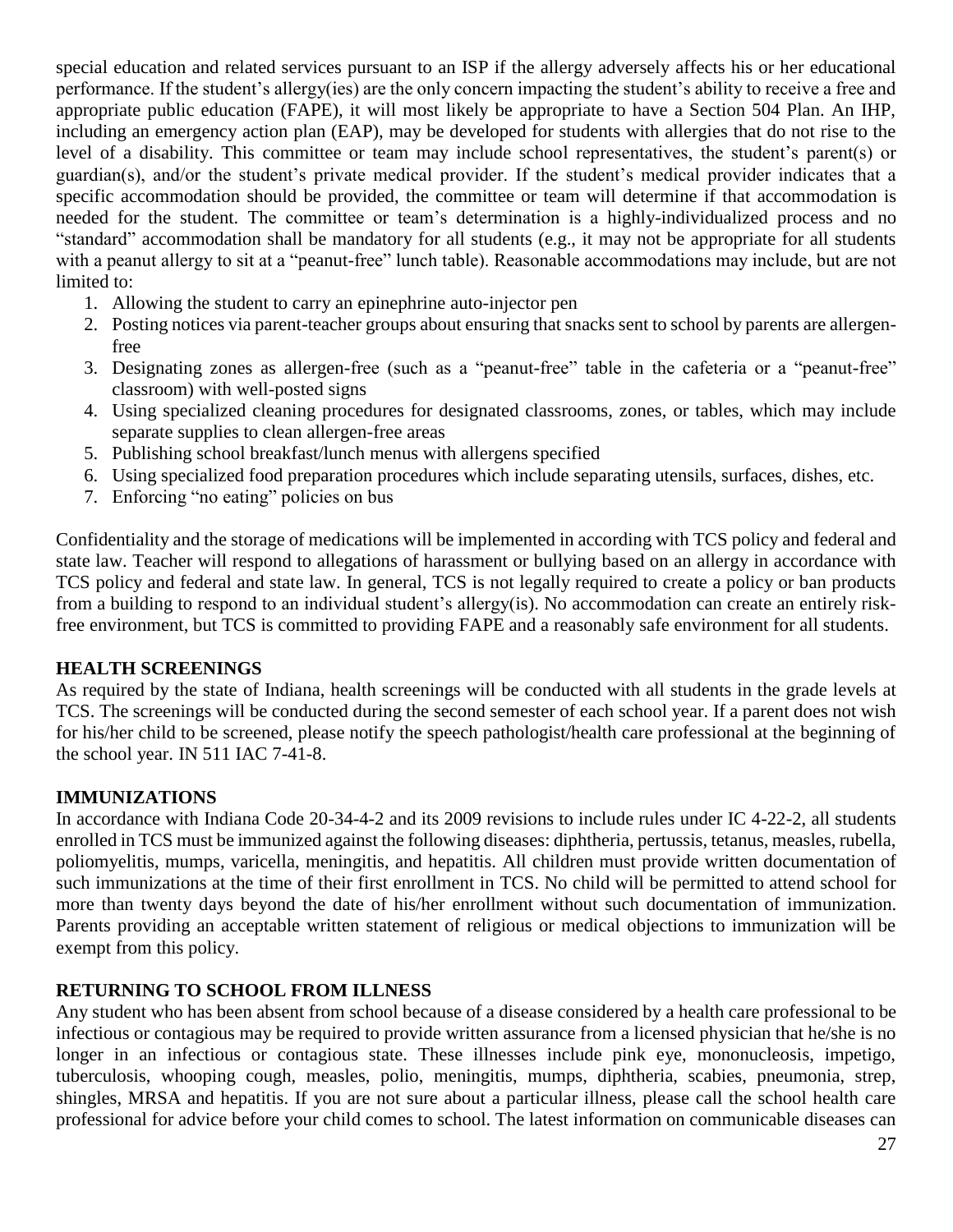special education and related services pursuant to an ISP if the allergy adversely affects his or her educational performance. If the student's allergy(ies) are the only concern impacting the student's ability to receive a free and appropriate public education (FAPE), it will most likely be appropriate to have a Section 504 Plan. An IHP, including an emergency action plan (EAP), may be developed for students with allergies that do not rise to the level of a disability. This committee or team may include school representatives, the student's parent(s) or guardian(s), and/or the student's private medical provider. If the student's medical provider indicates that a specific accommodation should be provided, the committee or team will determine if that accommodation is needed for the student. The committee or team's determination is a highly-individualized process and no "standard" accommodation shall be mandatory for all students (e.g., it may not be appropriate for all students with a peanut allergy to sit at a "peanut-free" lunch table). Reasonable accommodations may include, but are not limited to:

1. Allowing the student to carry an epinephrine auto-injector pen
2. Posting notices via parent-teacher groups about ensuring that snacks sent to school by parents are allergen-free
3. Designating zones as allergen-free (such as a "peanut-free" table in the cafeteria or a "peanut-free" classroom) with well-posted signs
4. Using specialized cleaning procedures for designated classrooms, zones, or tables, which may include separate supplies to clean allergen-free areas
5. Publishing school breakfast/lunch menus with allergens specified
6. Using specialized food preparation procedures which include separating utensils, surfaces, dishes, etc.
7. Enforcing "no eating" policies on bus

Confidentiality and the storage of medications will be implemented in according with TCS policy and federal and state law. Teacher will respond to allegations of harassment or bullying based on an allergy in accordance with TCS policy and federal and state law. In general, TCS is not legally required to create a policy or ban products from a building to respond to an individual student's allergy(is). No accommodation can create an entirely risk-free environment, but TCS is committed to providing FAPE and a reasonably safe environment for all students.

## HEALTH SCREENINGS

As required by the state of Indiana, health screenings will be conducted with all students in the grade levels at TCS. The screenings will be conducted during the second semester of each school year. If a parent does not wish for his/her child to be screened, please notify the speech pathologist/health care professional at the beginning of the school year. IN 511 IAC 7-41-8.

## IMMUNIZATIONS

In accordance with Indiana Code 20-34-4-2 and its 2009 revisions to include rules under IC 4-22-2, all students enrolled in TCS must be immunized against the following diseases: diphtheria, pertussis, tetanus, measles, rubella, poliomyelitis, mumps, varicella, meningitis, and hepatitis. All children must provide written documentation of such immunizations at the time of their first enrollment in TCS. No child will be permitted to attend school for more than twenty days beyond the date of his/her enrollment without such documentation of immunization. Parents providing an acceptable written statement of religious or medical objections to immunization will be exempt from this policy.

## RETURNING TO SCHOOL FROM ILLNESS

Any student who has been absent from school because of a disease considered by a health care professional to be infectious or contagious may be required to provide written assurance from a licensed physician that he/she is no longer in an infectious or contagious state. These illnesses include pink eye, mononucleosis, impetigo, tuberculosis, whooping cough, measles, polio, meningitis, mumps, diphtheria, scabies, pneumonia, strep, shingles, MRSA and hepatitis. If you are not sure about a particular illness, please call the school health care professional for advice before your child comes to school. The latest information on communicable diseases can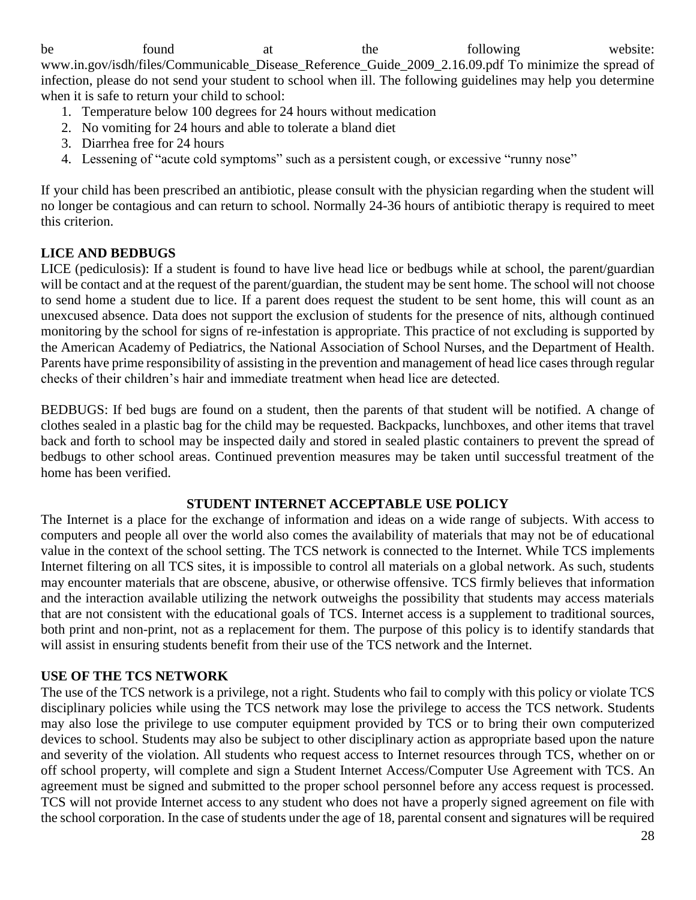be found at the following website: www.in.gov/isdh/files/Communicable_Disease_Reference_Guide_2009_2.16.09.pdf To minimize the spread of infection, please do not send your student to school when ill. The following guidelines may help you determine when it is safe to return your child to school:

1. Temperature below 100 degrees for 24 hours without medication
2. No vomiting for 24 hours and able to tolerate a bland diet
3. Diarrhea free for 24 hours
4. Lessening of "acute cold symptoms" such as a persistent cough, or excessive "runny nose"

If your child has been prescribed an antibiotic, please consult with the physician regarding when the student will no longer be contagious and can return to school. Normally 24-36 hours of antibiotic therapy is required to meet this criterion.

**LICE AND BEDBUGS**

LICE (pediculosis): If a student is found to have live head lice or bedbugs while at school, the parent/guardian will be contact and at the request of the parent/guardian, the student may be sent home. The school will not choose to send home a student due to lice. If a parent does request the student to be sent home, this will count as an unexcused absence. Data does not support the exclusion of students for the presence of nits, although continued monitoring by the school for signs of re-infestation is appropriate. This practice of not excluding is supported by the American Academy of Pediatrics, the National Association of School Nurses, and the Department of Health. Parents have prime responsibility of assisting in the prevention and management of head lice cases through regular checks of their children's hair and immediate treatment when head lice are detected.

BEDBUGS: If bed bugs are found on a student, then the parents of that student will be notified. A change of clothes sealed in a plastic bag for the child may be requested. Backpacks, lunchboxes, and other items that travel back and forth to school may be inspected daily and stored in sealed plastic containers to prevent the spread of bedbugs to other school areas. Continued prevention measures may be taken until successful treatment of the home has been verified.

## STUDENT INTERNET ACCEPTABLE USE POLICY

The Internet is a place for the exchange of information and ideas on a wide range of subjects. With access to computers and people all over the world also comes the availability of materials that may not be of educational value in the context of the school setting. The TCS network is connected to the Internet. While TCS implements Internet filtering on all TCS sites, it is impossible to control all materials on a global network. As such, students may encounter materials that are obscene, abusive, or otherwise offensive. TCS firmly believes that information and the interaction available utilizing the network outweighs the possibility that students may access materials that are not consistent with the educational goals of TCS. Internet access is a supplement to traditional sources, both print and non-print, not as a replacement for them. The purpose of this policy is to identify standards that will assist in ensuring students benefit from their use of the TCS network and the Internet.

**USE OF THE TCS NETWORK**

The use of the TCS network is a privilege, not a right. Students who fail to comply with this policy or violate TCS disciplinary policies while using the TCS network may lose the privilege to access the TCS network. Students may also lose the privilege to use computer equipment provided by TCS or to bring their own computerized devices to school. Students may also be subject to other disciplinary action as appropriate based upon the nature and severity of the violation. All students who request access to Internet resources through TCS, whether on or off school property, will complete and sign a Student Internet Access/Computer Use Agreement with TCS. An agreement must be signed and submitted to the proper school personnel before any access request is processed. TCS will not provide Internet access to any student who does not have a properly signed agreement on file with the school corporation. In the case of students under the age of 18, parental consent and signatures will be required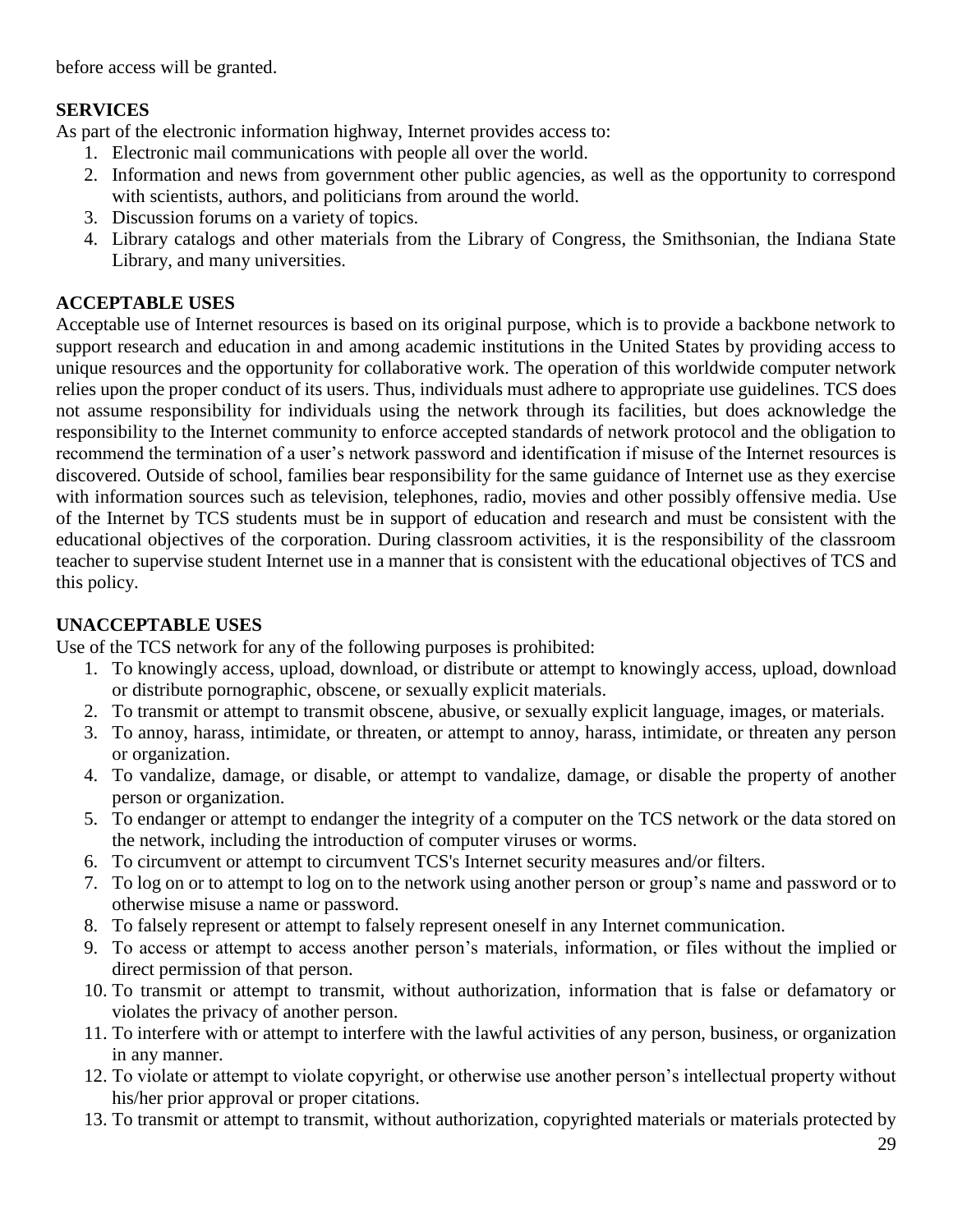before access will be granted.

**SERVICES**

As part of the electronic information highway, Internet provides access to:

1. Electronic mail communications with people all over the world.
2. Information and news from government other public agencies, as well as the opportunity to correspond with scientists, authors, and politicians from around the world.
3. Discussion forums on a variety of topics.
4. Library catalogs and other materials from the Library of Congress, the Smithsonian, the Indiana State Library, and many universities.

**ACCEPTABLE USES**

Acceptable use of Internet resources is based on its original purpose, which is to provide a backbone network to support research and education in and among academic institutions in the United States by providing access to unique resources and the opportunity for collaborative work. The operation of this worldwide computer network relies upon the proper conduct of its users. Thus, individuals must adhere to appropriate use guidelines. TCS does not assume responsibility for individuals using the network through its facilities, but does acknowledge the responsibility to the Internet community to enforce accepted standards of network protocol and the obligation to recommend the termination of a user's network password and identification if misuse of the Internet resources is discovered. Outside of school, families bear responsibility for the same guidance of Internet use as they exercise with information sources such as television, telephones, radio, movies and other possibly offensive media. Use of the Internet by TCS students must be in support of education and research and must be consistent with the educational objectives of the corporation. During classroom activities, it is the responsibility of the classroom teacher to supervise student Internet use in a manner that is consistent with the educational objectives of TCS and this policy.

**UNACCEPTABLE USES**

Use of the TCS network for any of the following purposes is prohibited:

1. To knowingly access, upload, download, or distribute or attempt to knowingly access, upload, download or distribute pornographic, obscene, or sexually explicit materials.
2. To transmit or attempt to transmit obscene, abusive, or sexually explicit language, images, or materials.
3. To annoy, harass, intimidate, or threaten, or attempt to annoy, harass, intimidate, or threaten any person or organization.
4. To vandalize, damage, or disable, or attempt to vandalize, damage, or disable the property of another person or organization.
5. To endanger or attempt to endanger the integrity of a computer on the TCS network or the data stored on the network, including the introduction of computer viruses or worms.
6. To circumvent or attempt to circumvent TCS's Internet security measures and/or filters.
7. To log on or to attempt to log on to the network using another person or group's name and password or to otherwise misuse a name or password.
8. To falsely represent or attempt to falsely represent oneself in any Internet communication.
9. To access or attempt to access another person's materials, information, or files without the implied or direct permission of that person.
10. To transmit or attempt to transmit, without authorization, information that is false or defamatory or violates the privacy of another person.
11. To interfere with or attempt to interfere with the lawful activities of any person, business, or organization in any manner.
12. To violate or attempt to violate copyright, or otherwise use another person's intellectual property without his/her prior approval or proper citations.
13. To transmit or attempt to transmit, without authorization, copyrighted materials or materials protected by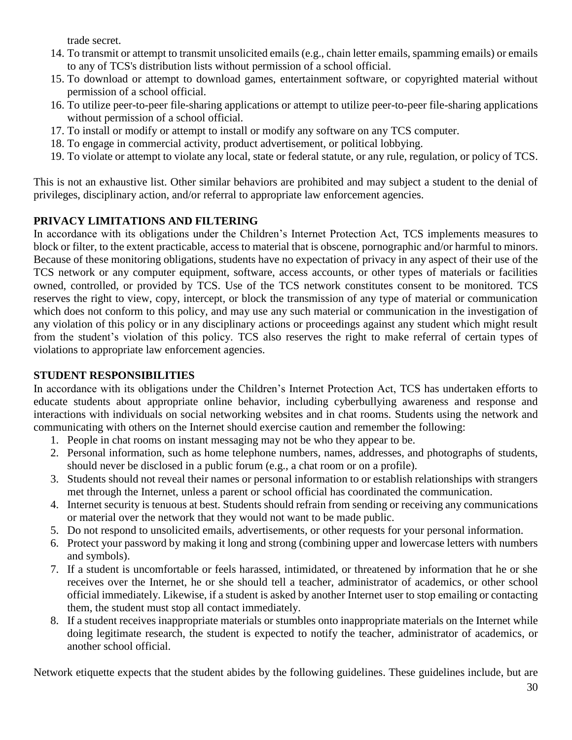trade secret.

14. To transmit or attempt to transmit unsolicited emails (e.g., chain letter emails, spamming emails) or emails to any of TCS's distribution lists without permission of a school official.
15. To download or attempt to download games, entertainment software, or copyrighted material without permission of a school official.
16. To utilize peer-to-peer file-sharing applications or attempt to utilize peer-to-peer file-sharing applications without permission of a school official.
17. To install or modify or attempt to install or modify any software on any TCS computer.
18. To engage in commercial activity, product advertisement, or political lobbying.
19. To violate or attempt to violate any local, state or federal statute, or any rule, regulation, or policy of TCS.

This is not an exhaustive list. Other similar behaviors are prohibited and may subject a student to the denial of privileges, disciplinary action, and/or referral to appropriate law enforcement agencies.

**PRIVACY LIMITATIONS AND FILTERING**

In accordance with its obligations under the Children's Internet Protection Act, TCS implements measures to block or filter, to the extent practicable, access to material that is obscene, pornographic and/or harmful to minors. Because of these monitoring obligations, students have no expectation of privacy in any aspect of their use of the TCS network or any computer equipment, software, access accounts, or other types of materials or facilities owned, controlled, or provided by TCS. Use of the TCS network constitutes consent to be monitored. TCS reserves the right to view, copy, intercept, or block the transmission of any type of material or communication which does not conform to this policy, and may use any such material or communication in the investigation of any violation of this policy or in any disciplinary actions or proceedings against any student which might result from the student's violation of this policy. TCS also reserves the right to make referral of certain types of violations to appropriate law enforcement agencies.

**STUDENT RESPONSIBILITIES**

In accordance with its obligations under the Children's Internet Protection Act, TCS has undertaken efforts to educate students about appropriate online behavior, including cyberbullying awareness and response and interactions with individuals on social networking websites and in chat rooms. Students using the network and communicating with others on the Internet should exercise caution and remember the following:

1. People in chat rooms on instant messaging may not be who they appear to be.
2. Personal information, such as home telephone numbers, names, addresses, and photographs of students, should never be disclosed in a public forum (e.g., a chat room or on a profile).
3. Students should not reveal their names or personal information to or establish relationships with strangers met through the Internet, unless a parent or school official has coordinated the communication.
4. Internet security is tenuous at best. Students should refrain from sending or receiving any communications or material over the network that they would not want to be made public.
5. Do not respond to unsolicited emails, advertisements, or other requests for your personal information.
6. Protect your password by making it long and strong (combining upper and lowercase letters with numbers and symbols).
7. If a student is uncomfortable or feels harassed, intimidated, or threatened by information that he or she receives over the Internet, he or she should tell a teacher, administrator of academics, or other school official immediately. Likewise, if a student is asked by another Internet user to stop emailing or contacting them, the student must stop all contact immediately.
8. If a student receives inappropriate materials or stumbles onto inappropriate materials on the Internet while doing legitimate research, the student is expected to notify the teacher, administrator of academics, or another school official.

Network etiquette expects that the student abides by the following guidelines. These guidelines include, but are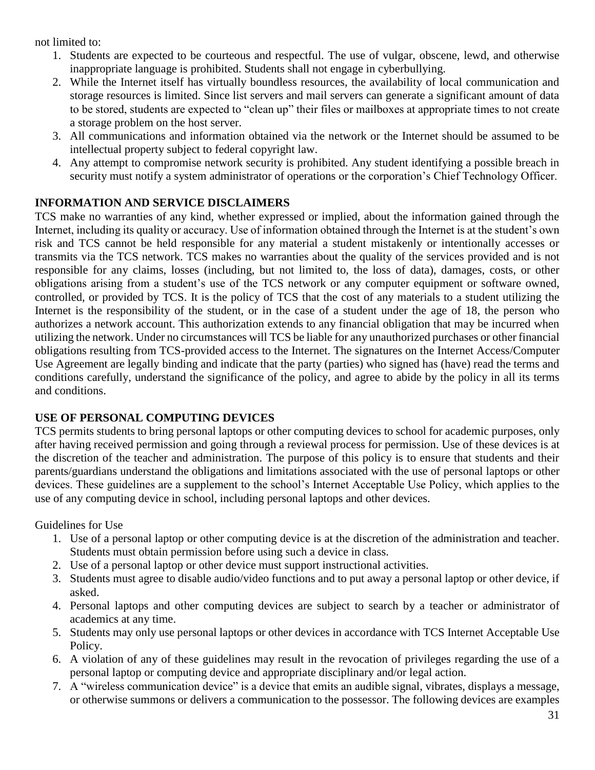not limited to:

1. Students are expected to be courteous and respectful. The use of vulgar, obscene, lewd, and otherwise inappropriate language is prohibited. Students shall not engage in cyberbullying.
2. While the Internet itself has virtually boundless resources, the availability of local communication and storage resources is limited. Since list servers and mail servers can generate a significant amount of data to be stored, students are expected to "clean up" their files or mailboxes at appropriate times to not create a storage problem on the host server.
3. All communications and information obtained via the network or the Internet should be assumed to be intellectual property subject to federal copyright law.
4. Any attempt to compromise network security is prohibited. Any student identifying a possible breach in security must notify a system administrator of operations or the corporation's Chief Technology Officer.

**INFORMATION AND SERVICE DISCLAIMERS**

TCS make no warranties of any kind, whether expressed or implied, about the information gained through the Internet, including its quality or accuracy. Use of information obtained through the Internet is at the student's own risk and TCS cannot be held responsible for any material a student mistakenly or intentionally accesses or transmits via the TCS network. TCS makes no warranties about the quality of the services provided and is not responsible for any claims, losses (including, but not limited to, the loss of data), damages, costs, or other obligations arising from a student's use of the TCS network or any computer equipment or software owned, controlled, or provided by TCS. It is the policy of TCS that the cost of any materials to a student utilizing the Internet is the responsibility of the student, or in the case of a student under the age of 18, the person who authorizes a network account. This authorization extends to any financial obligation that may be incurred when utilizing the network. Under no circumstances will TCS be liable for any unauthorized purchases or other financial obligations resulting from TCS-provided access to the Internet. The signatures on the Internet Access/Computer Use Agreement are legally binding and indicate that the party (parties) who signed has (have) read the terms and conditions carefully, understand the significance of the policy, and agree to abide by the policy in all its terms and conditions.

**USE OF PERSONAL COMPUTING DEVICES**

TCS permits students to bring personal laptops or other computing devices to school for academic purposes, only after having received permission and going through a reviewal process for permission. Use of these devices is at the discretion of the teacher and administration. The purpose of this policy is to ensure that students and their parents/guardians understand the obligations and limitations associated with the use of personal laptops or other devices. These guidelines are a supplement to the school's Internet Acceptable Use Policy, which applies to the use of any computing device in school, including personal laptops and other devices.

Guidelines for Use

1. Use of a personal laptop or other computing device is at the discretion of the administration and teacher. Students must obtain permission before using such a device in class.
2. Use of a personal laptop or other device must support instructional activities.
3. Students must agree to disable audio/video functions and to put away a personal laptop or other device, if asked.
4. Personal laptops and other computing devices are subject to search by a teacher or administrator of academics at any time.
5. Students may only use personal laptops or other devices in accordance with TCS Internet Acceptable Use Policy.
6. A violation of any of these guidelines may result in the revocation of privileges regarding the use of a personal laptop or computing device and appropriate disciplinary and/or legal action.
7. A "wireless communication device" is a device that emits an audible signal, vibrates, displays a message, or otherwise summons or delivers a communication to the possessor. The following devices are examples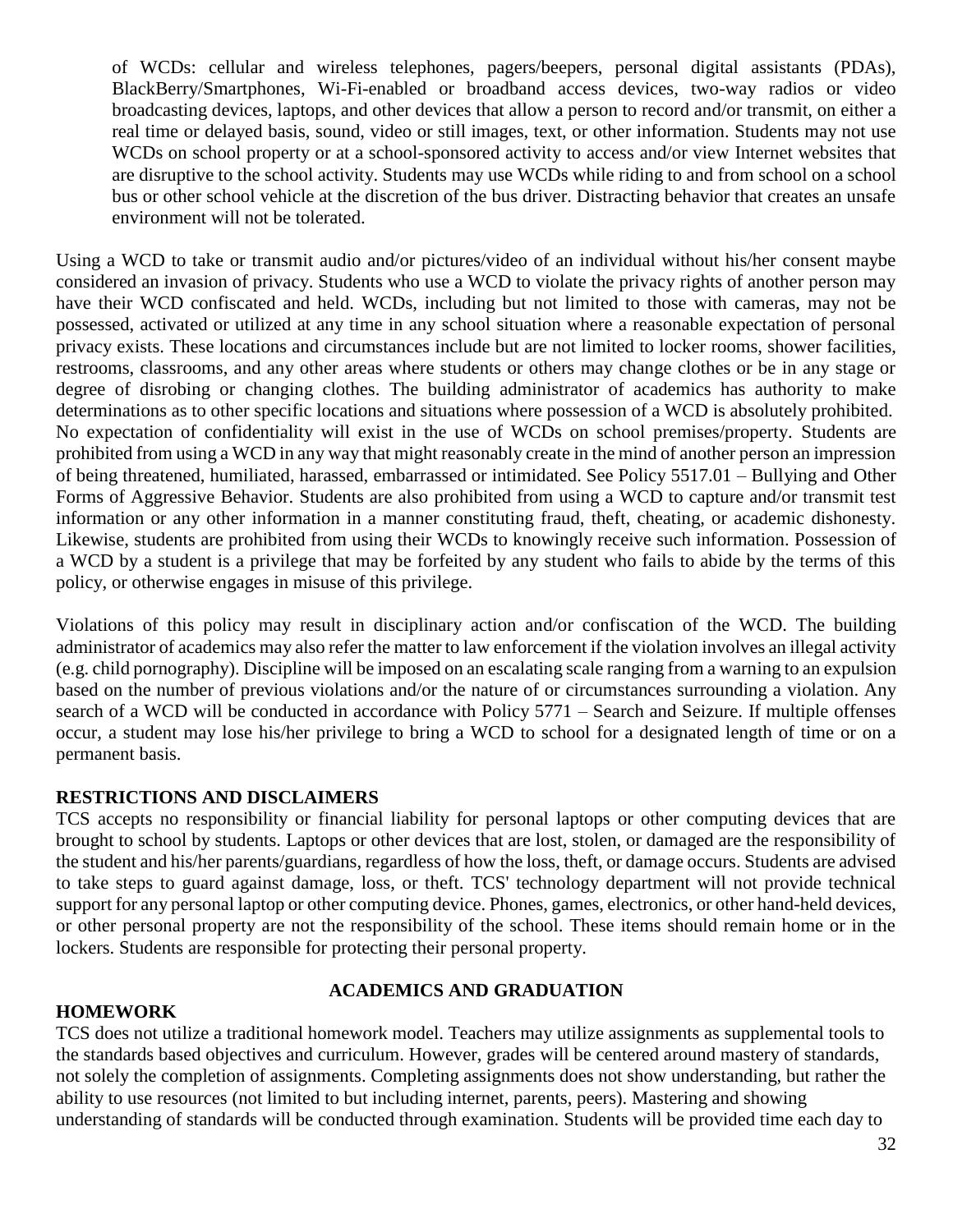of WCDs: cellular and wireless telephones, pagers/beepers, personal digital assistants (PDAs), BlackBerry/Smartphones, Wi-Fi-enabled or broadband access devices, two-way radios or video broadcasting devices, laptops, and other devices that allow a person to record and/or transmit, on either a real time or delayed basis, sound, video or still images, text, or other information. Students may not use WCDs on school property or at a school-sponsored activity to access and/or view Internet websites that are disruptive to the school activity. Students may use WCDs while riding to and from school on a school bus or other school vehicle at the discretion of the bus driver. Distracting behavior that creates an unsafe environment will not be tolerated.

Using a WCD to take or transmit audio and/or pictures/video of an individual without his/her consent maybe considered an invasion of privacy. Students who use a WCD to violate the privacy rights of another person may have their WCD confiscated and held. WCDs, including but not limited to those with cameras, may not be possessed, activated or utilized at any time in any school situation where a reasonable expectation of personal privacy exists. These locations and circumstances include but are not limited to locker rooms, shower facilities, restrooms, classrooms, and any other areas where students or others may change clothes or be in any stage or degree of disrobing or changing clothes. The building administrator of academics has authority to make determinations as to other specific locations and situations where possession of a WCD is absolutely prohibited. No expectation of confidentiality will exist in the use of WCDs on school premises/property. Students are prohibited from using a WCD in any way that might reasonably create in the mind of another person an impression of being threatened, humiliated, harassed, embarrassed or intimidated. See Policy 5517.01 – Bullying and Other Forms of Aggressive Behavior. Students are also prohibited from using a WCD to capture and/or transmit test information or any other information in a manner constituting fraud, theft, cheating, or academic dishonesty. Likewise, students are prohibited from using their WCDs to knowingly receive such information. Possession of a WCD by a student is a privilege that may be forfeited by any student who fails to abide by the terms of this policy, or otherwise engages in misuse of this privilege.

Violations of this policy may result in disciplinary action and/or confiscation of the WCD. The building administrator of academics may also refer the matter to law enforcement if the violation involves an illegal activity (e.g. child pornography). Discipline will be imposed on an escalating scale ranging from a warning to an expulsion based on the number of previous violations and/or the nature of or circumstances surrounding a violation. Any search of a WCD will be conducted in accordance with Policy 5771 – Search and Seizure. If multiple offenses occur, a student may lose his/her privilege to bring a WCD to school for a designated length of time or on a permanent basis.

**RESTRICTIONS AND DISCLAIMERS**

TCS accepts no responsibility or financial liability for personal laptops or other computing devices that are brought to school by students. Laptops or other devices that are lost, stolen, or damaged are the responsibility of the student and his/her parents/guardians, regardless of how the loss, theft, or damage occurs. Students are advised to take steps to guard against damage, loss, or theft. TCS' technology department will not provide technical support for any personal laptop or other computing device. Phones, games, electronics, or other hand-held devices, or other personal property are not the responsibility of the school. These items should remain home or in the lockers. Students are responsible for protecting their personal property.

## ACADEMICS AND GRADUATION

**HOMEWORK**

TCS does not utilize a traditional homework model. Teachers may utilize assignments as supplemental tools to the standards based objectives and curriculum. However, grades will be centered around mastery of standards, not solely the completion of assignments. Completing assignments does not show understanding, but rather the ability to use resources (not limited to but including internet, parents, peers). Mastering and showing understanding of standards will be conducted through examination. Students will be provided time each day to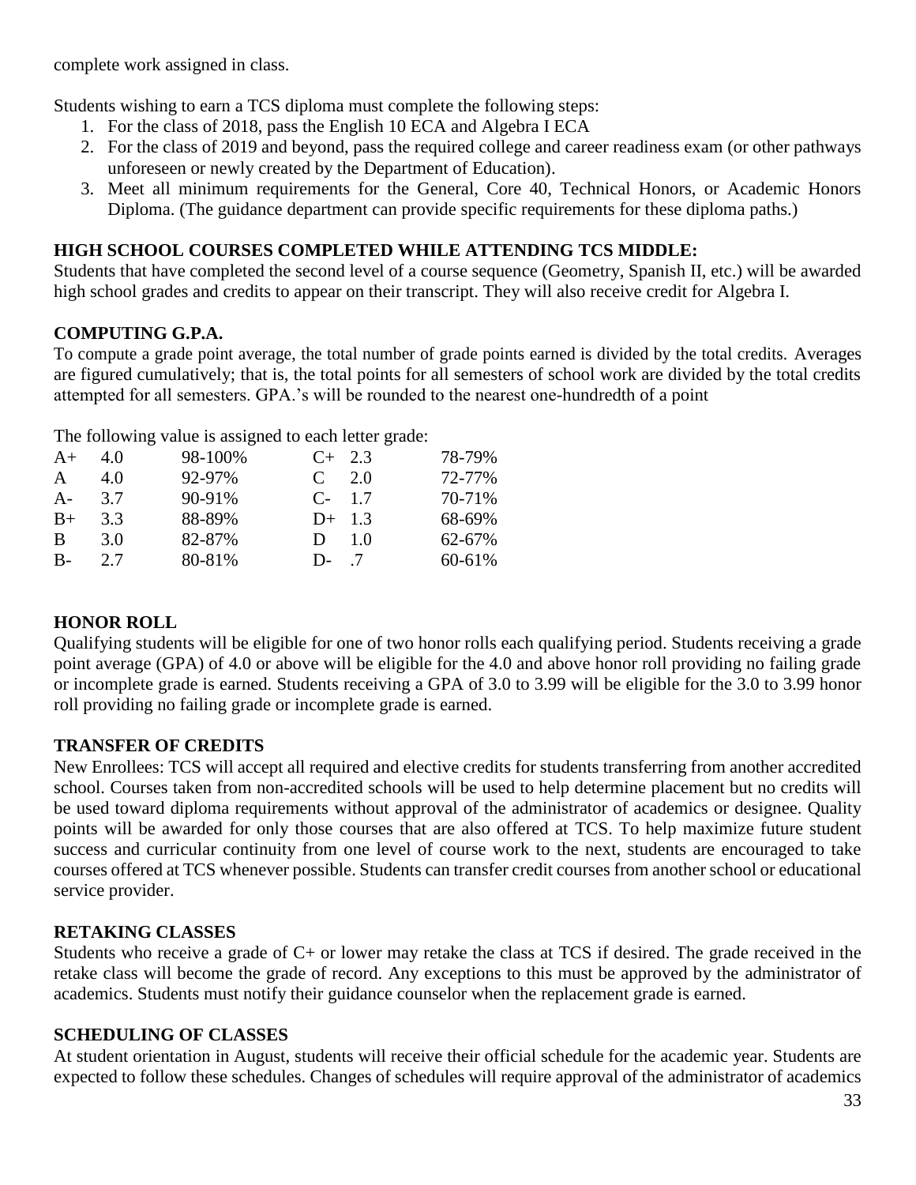complete work assigned in class.

Students wishing to earn a TCS diploma must complete the following steps:

1. For the class of 2018, pass the English 10 ECA and Algebra I ECA
2. For the class of 2019 and beyond, pass the required college and career readiness exam (or other pathways unforeseen or newly created by the Department of Education).
3. Meet all minimum requirements for the General, Core 40, Technical Honors, or Academic Honors Diploma. (The guidance department can provide specific requirements for these diploma paths.)

**HIGH SCHOOL COURSES COMPLETED WHILE ATTENDING TCS MIDDLE:**

Students that have completed the second level of a course sequence (Geometry, Spanish II, etc.) will be awarded high school grades and credits to appear on their transcript. They will also receive credit for Algebra I.

**COMPUTING G.P.A.**

To compute a grade point average, the total number of grade points earned is divided by the total credits. Averages are figured cumulatively; that is, the total points for all semesters of school work are divided by the total credits attempted for all semesters. GPA.'s will be rounded to the nearest one-hundredth of a point

The following value is assigned to each letter grade:

| | | | | | |
|---|---|---|---|---|---|
| A+ | 4.0 | 98-100% | C+ | 2.3 | 78-79% |
| A | 4.0 | 92-97% | C | 2.0 | 72-77% |
| A- | 3.7 | 90-91% | C- | 1.7 | 70-71% |
| B+ | 3.3 | 88-89% | D+ | 1.3 | 68-69% |
| B | 3.0 | 82-87% | D | 1.0 | 62-67% |
| B- | 2.7 | 80-81% | D- | .7 | 60-61% |

**HONOR ROLL**

Qualifying students will be eligible for one of two honor rolls each qualifying period. Students receiving a grade point average (GPA) of 4.0 or above will be eligible for the 4.0 and above honor roll providing no failing grade or incomplete grade is earned. Students receiving a GPA of 3.0 to 3.99 will be eligible for the 3.0 to 3.99 honor roll providing no failing grade or incomplete grade is earned.

**TRANSFER OF CREDITS**

New Enrollees: TCS will accept all required and elective credits for students transferring from another accredited school. Courses taken from non-accredited schools will be used to help determine placement but no credits will be used toward diploma requirements without approval of the administrator of academics or designee. Quality points will be awarded for only those courses that are also offered at TCS. To help maximize future student success and curricular continuity from one level of course work to the next, students are encouraged to take courses offered at TCS whenever possible. Students can transfer credit courses from another school or educational service provider.

**RETAKING CLASSES**

Students who receive a grade of C+ or lower may retake the class at TCS if desired. The grade received in the retake class will become the grade of record. Any exceptions to this must be approved by the administrator of academics. Students must notify their guidance counselor when the replacement grade is earned.

**SCHEDULING OF CLASSES**

At student orientation in August, students will receive their official schedule for the academic year. Students are expected to follow these schedules. Changes of schedules will require approval of the administrator of academics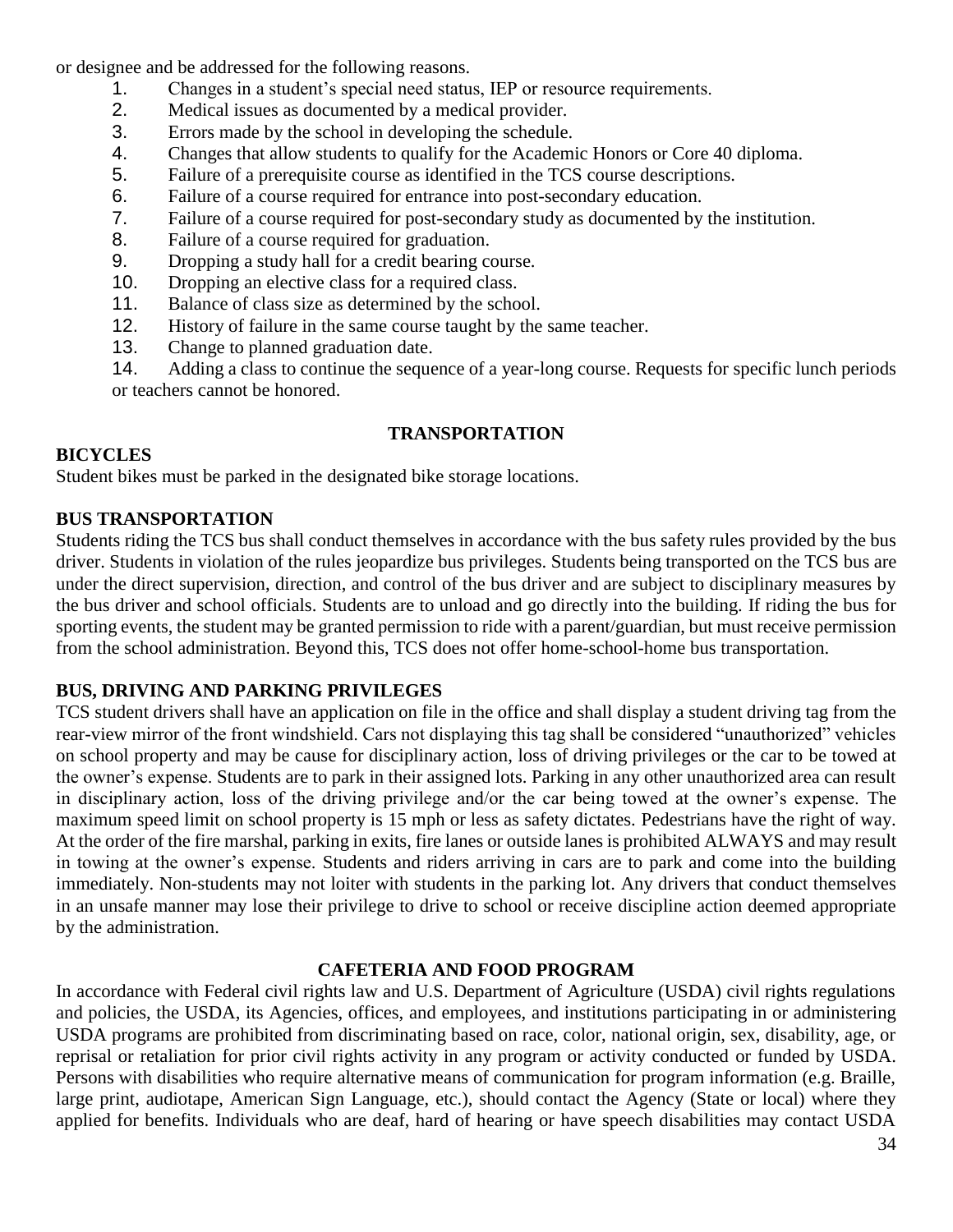or designee and be addressed for the following reasons.

1. Changes in a student's special need status, IEP or resource requirements.
2. Medical issues as documented by a medical provider.
3. Errors made by the school in developing the schedule.
4. Changes that allow students to qualify for the Academic Honors or Core 40 diploma.
5. Failure of a prerequisite course as identified in the TCS course descriptions.
6. Failure of a course required for entrance into post-secondary education.
7. Failure of a course required for post-secondary study as documented by the institution.
8. Failure of a course required for graduation.
9. Dropping a study hall for a credit bearing course.
10. Dropping an elective class for a required class.
11. Balance of class size as determined by the school.
12. History of failure in the same course taught by the same teacher.
13. Change to planned graduation date.
14. Adding a class to continue the sequence of a year-long course. Requests for specific lunch periods or teachers cannot be honored.

## TRANSPORTATION

**BICYCLES**

Student bikes must be parked in the designated bike storage locations.

**BUS TRANSPORTATION**

Students riding the TCS bus shall conduct themselves in accordance with the bus safety rules provided by the bus driver. Students in violation of the rules jeopardize bus privileges. Students being transported on the TCS bus are under the direct supervision, direction, and control of the bus driver and are subject to disciplinary measures by the bus driver and school officials. Students are to unload and go directly into the building. If riding the bus for sporting events, the student may be granted permission to ride with a parent/guardian, but must receive permission from the school administration. Beyond this, TCS does not offer home-school-home bus transportation.

**BUS, DRIVING AND PARKING PRIVILEGES**

TCS student drivers shall have an application on file in the office and shall display a student driving tag from the rear-view mirror of the front windshield. Cars not displaying this tag shall be considered "unauthorized" vehicles on school property and may be cause for disciplinary action, loss of driving privileges or the car to be towed at the owner's expense. Students are to park in their assigned lots. Parking in any other unauthorized area can result in disciplinary action, loss of the driving privilege and/or the car being towed at the owner's expense. The maximum speed limit on school property is 15 mph or less as safety dictates. Pedestrians have the right of way. At the order of the fire marshal, parking in exits, fire lanes or outside lanes is prohibited ALWAYS and may result in towing at the owner's expense. Students and riders arriving in cars are to park and come into the building immediately. Non-students may not loiter with students in the parking lot. Any drivers that conduct themselves in an unsafe manner may lose their privilege to drive to school or receive discipline action deemed appropriate by the administration.

## CAFETERIA AND FOOD PROGRAM

In accordance with Federal civil rights law and U.S. Department of Agriculture (USDA) civil rights regulations and policies, the USDA, its Agencies, offices, and employees, and institutions participating in or administering USDA programs are prohibited from discriminating based on race, color, national origin, sex, disability, age, or reprisal or retaliation for prior civil rights activity in any program or activity conducted or funded by USDA. Persons with disabilities who require alternative means of communication for program information (e.g. Braille, large print, audiotape, American Sign Language, etc.), should contact the Agency (State or local) where they applied for benefits. Individuals who are deaf, hard of hearing or have speech disabilities may contact USDA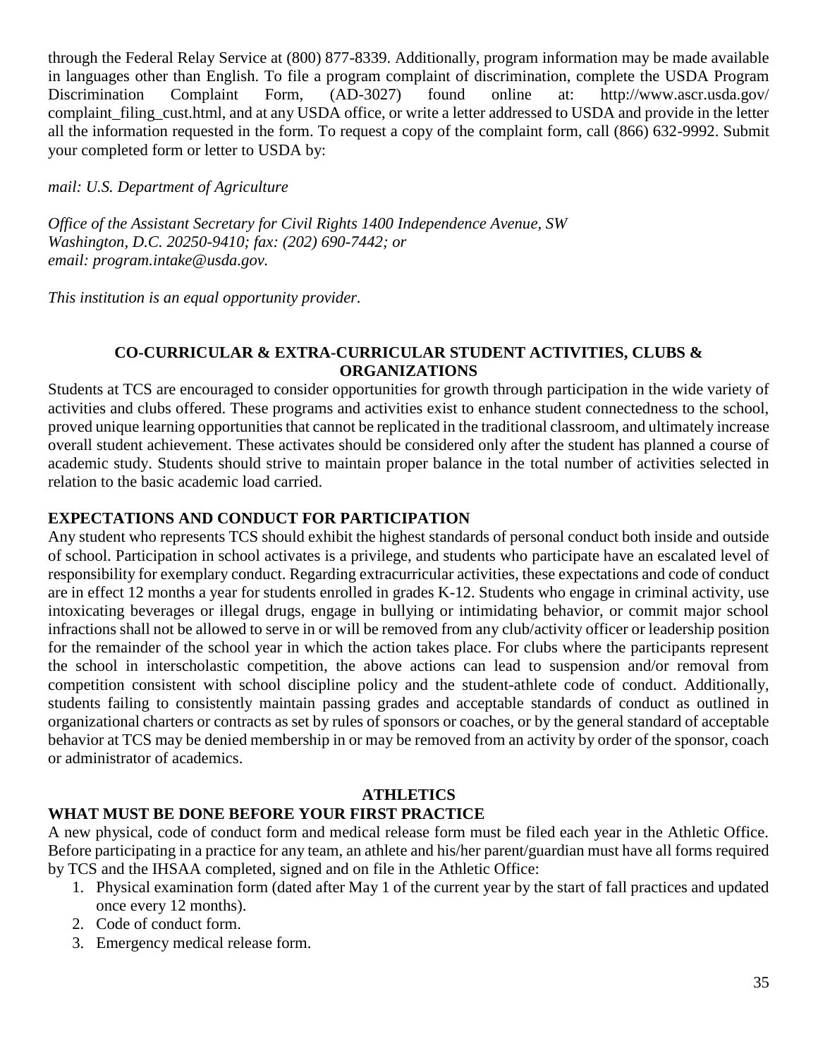through the Federal Relay Service at (800) 877-8339. Additionally, program information may be made available in languages other than English. To file a program complaint of discrimination, complete the USDA Program Discrimination Complaint Form, (AD-3027) found online at: http://www.ascr.usda.gov/ complaint_filing_cust.html, and at any USDA office, or write a letter addressed to USDA and provide in the letter all the information requested in the form. To request a copy of the complaint form, call (866) 632-9992. Submit your completed form or letter to USDA by:

*mail: U.S. Department of Agriculture*

*Office of the Assistant Secretary for Civil Rights 1400 Independence Avenue, SW*
*Washington, D.C. 20250-9410; fax: (202) 690-7442; or*
*email: program.intake@usda.gov.*

*This institution is an equal opportunity provider.*

## CO-CURRICULAR & EXTRA-CURRICULAR STUDENT ACTIVITIES, CLUBS & ORGANIZATIONS

Students at TCS are encouraged to consider opportunities for growth through participation in the wide variety of activities and clubs offered. These programs and activities exist to enhance student connectedness to the school, proved unique learning opportunities that cannot be replicated in the traditional classroom, and ultimately increase overall student achievement. These activates should be considered only after the student has planned a course of academic study. Students should strive to maintain proper balance in the total number of activities selected in relation to the basic academic load carried.

### EXPECTATIONS AND CONDUCT FOR PARTICIPATION

Any student who represents TCS should exhibit the highest standards of personal conduct both inside and outside of school. Participation in school activates is a privilege, and students who participate have an escalated level of responsibility for exemplary conduct. Regarding extracurricular activities, these expectations and code of conduct are in effect 12 months a year for students enrolled in grades K-12. Students who engage in criminal activity, use intoxicating beverages or illegal drugs, engage in bullying or intimidating behavior, or commit major school infractions shall not be allowed to serve in or will be removed from any club/activity officer or leadership position for the remainder of the school year in which the action takes place. For clubs where the participants represent the school in interscholastic competition, the above actions can lead to suspension and/or removal from competition consistent with school discipline policy and the student-athlete code of conduct. Additionally, students failing to consistently maintain passing grades and acceptable standards of conduct as outlined in organizational charters or contracts as set by rules of sponsors or coaches, or by the general standard of acceptable behavior at TCS may be denied membership in or may be removed from an activity by order of the sponsor, coach or administrator of academics.

## ATHLETICS

### WHAT MUST BE DONE BEFORE YOUR FIRST PRACTICE

A new physical, code of conduct form and medical release form must be filed each year in the Athletic Office. Before participating in a practice for any team, an athlete and his/her parent/guardian must have all forms required by TCS and the IHSAA completed, signed and on file in the Athletic Office:

1. Physical examination form (dated after May 1 of the current year by the start of fall practices and updated once every 12 months).
2. Code of conduct form.
3. Emergency medical release form.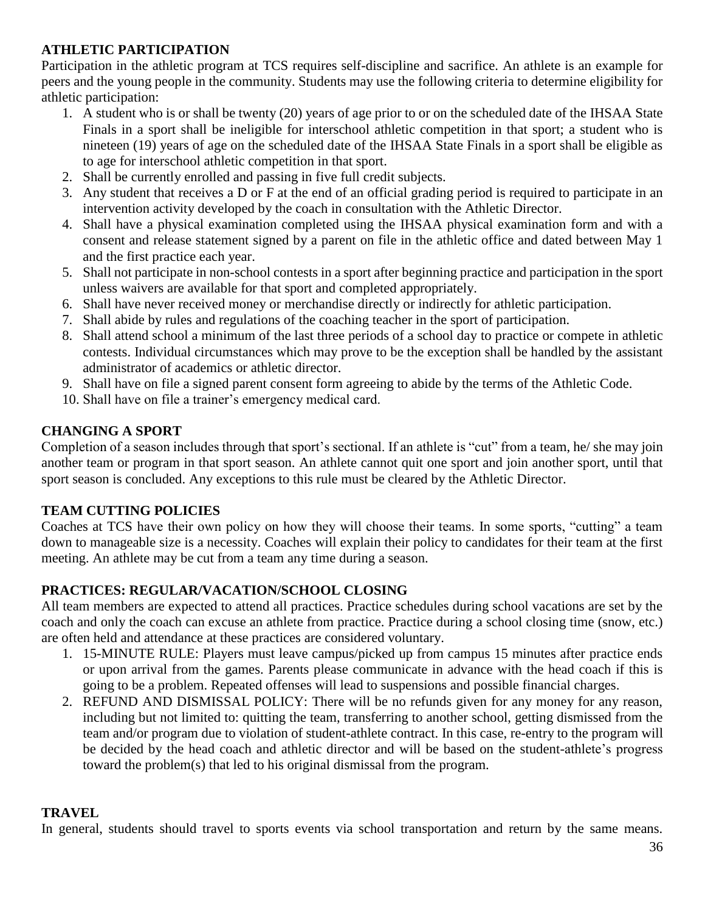## ATHLETIC PARTICIPATION

Participation in the athletic program at TCS requires self-discipline and sacrifice. An athlete is an example for peers and the young people in the community. Students may use the following criteria to determine eligibility for athletic participation:

1. A student who is or shall be twenty (20) years of age prior to or on the scheduled date of the IHSAA State Finals in a sport shall be ineligible for interschool athletic competition in that sport; a student who is nineteen (19) years of age on the scheduled date of the IHSAA State Finals in a sport shall be eligible as to age for interschool athletic competition in that sport.
2. Shall be currently enrolled and passing in five full credit subjects.
3. Any student that receives a D or F at the end of an official grading period is required to participate in an intervention activity developed by the coach in consultation with the Athletic Director.
4. Shall have a physical examination completed using the IHSAA physical examination form and with a consent and release statement signed by a parent on file in the athletic office and dated between May 1 and the first practice each year.
5. Shall not participate in non-school contests in a sport after beginning practice and participation in the sport unless waivers are available for that sport and completed appropriately.
6. Shall have never received money or merchandise directly or indirectly for athletic participation.
7. Shall abide by rules and regulations of the coaching teacher in the sport of participation.
8. Shall attend school a minimum of the last three periods of a school day to practice or compete in athletic contests. Individual circumstances which may prove to be the exception shall be handled by the assistant administrator of academics or athletic director.
9. Shall have on file a signed parent consent form agreeing to abide by the terms of the Athletic Code.
10. Shall have on file a trainer's emergency medical card.

## CHANGING A SPORT

Completion of a season includes through that sport's sectional. If an athlete is "cut" from a team, he/ she may join another team or program in that sport season. An athlete cannot quit one sport and join another sport, until that sport season is concluded. Any exceptions to this rule must be cleared by the Athletic Director.

## TEAM CUTTING POLICIES

Coaches at TCS have their own policy on how they will choose their teams. In some sports, "cutting" a team down to manageable size is a necessity. Coaches will explain their policy to candidates for their team at the first meeting. An athlete may be cut from a team any time during a season.

## PRACTICES: REGULAR/VACATION/SCHOOL CLOSING

All team members are expected to attend all practices. Practice schedules during school vacations are set by the coach and only the coach can excuse an athlete from practice. Practice during a school closing time (snow, etc.) are often held and attendance at these practices are considered voluntary.

1. 15-MINUTE RULE: Players must leave campus/picked up from campus 15 minutes after practice ends or upon arrival from the games. Parents please communicate in advance with the head coach if this is going to be a problem. Repeated offenses will lead to suspensions and possible financial charges.
2. REFUND AND DISMISSAL POLICY: There will be no refunds given for any money for any reason, including but not limited to: quitting the team, transferring to another school, getting dismissed from the team and/or program due to violation of student-athlete contract. In this case, re-entry to the program will be decided by the head coach and athletic director and will be based on the student-athlete's progress toward the problem(s) that led to his original dismissal from the program.

## TRAVEL

In general, students should travel to sports events via school transportation and return by the same means.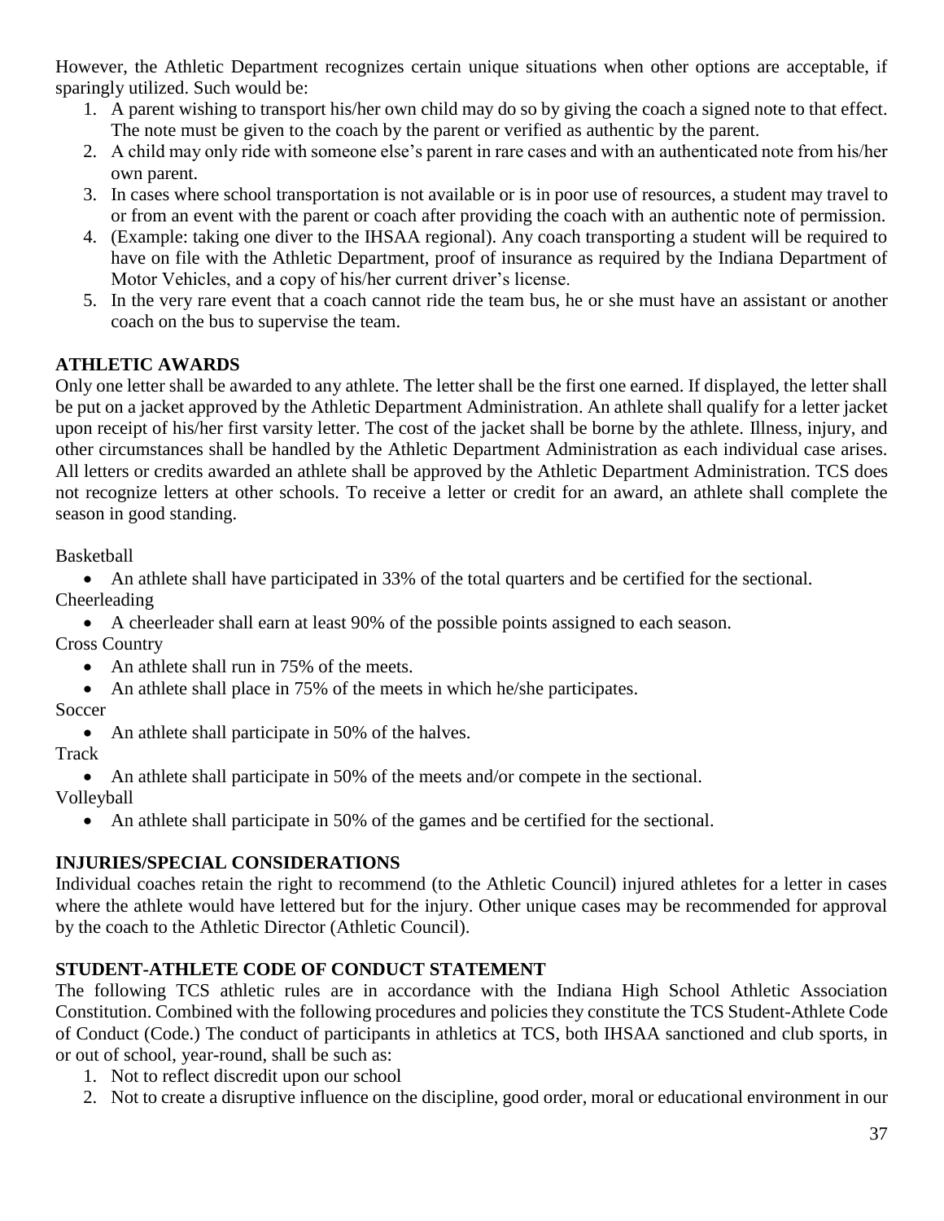However, the Athletic Department recognizes certain unique situations when other options are acceptable, if sparingly utilized. Such would be:

1. A parent wishing to transport his/her own child may do so by giving the coach a signed note to that effect. The note must be given to the coach by the parent or verified as authentic by the parent.
2. A child may only ride with someone else's parent in rare cases and with an authenticated note from his/her own parent.
3. In cases where school transportation is not available or is in poor use of resources, a student may travel to or from an event with the parent or coach after providing the coach with an authentic note of permission.
4. (Example: taking one diver to the IHSAA regional). Any coach transporting a student will be required to have on file with the Athletic Department, proof of insurance as required by the Indiana Department of Motor Vehicles, and a copy of his/her current driver's license.
5. In the very rare event that a coach cannot ride the team bus, he or she must have an assistant or another coach on the bus to supervise the team.

**ATHLETIC AWARDS**

Only one letter shall be awarded to any athlete. The letter shall be the first one earned. If displayed, the letter shall be put on a jacket approved by the Athletic Department Administration. An athlete shall qualify for a letter jacket upon receipt of his/her first varsity letter. The cost of the jacket shall be borne by the athlete. Illness, injury, and other circumstances shall be handled by the Athletic Department Administration as each individual case arises. All letters or credits awarded an athlete shall be approved by the Athletic Department Administration. TCS does not recognize letters at other schools. To receive a letter or credit for an award, an athlete shall complete the season in good standing.

Basketball

- An athlete shall have participated in 33% of the total quarters and be certified for the sectional.

Cheerleading

- A cheerleader shall earn at least 90% of the possible points assigned to each season.

Cross Country

- An athlete shall run in 75% of the meets.
- An athlete shall place in 75% of the meets in which he/she participates.

Soccer

- An athlete shall participate in 50% of the halves.

Track

- An athlete shall participate in 50% of the meets and/or compete in the sectional.

Volleyball

- An athlete shall participate in 50% of the games and be certified for the sectional.

**INJURIES/SPECIAL CONSIDERATIONS**

Individual coaches retain the right to recommend (to the Athletic Council) injured athletes for a letter in cases where the athlete would have lettered but for the injury. Other unique cases may be recommended for approval by the coach to the Athletic Director (Athletic Council).

**STUDENT-ATHLETE CODE OF CONDUCT STATEMENT**

The following TCS athletic rules are in accordance with the Indiana High School Athletic Association Constitution. Combined with the following procedures and policies they constitute the TCS Student-Athlete Code of Conduct (Code.) The conduct of participants in athletics at TCS, both IHSAA sanctioned and club sports, in or out of school, year-round, shall be such as:

1. Not to reflect discredit upon our school
2. Not to create a disruptive influence on the discipline, good order, moral or educational environment in our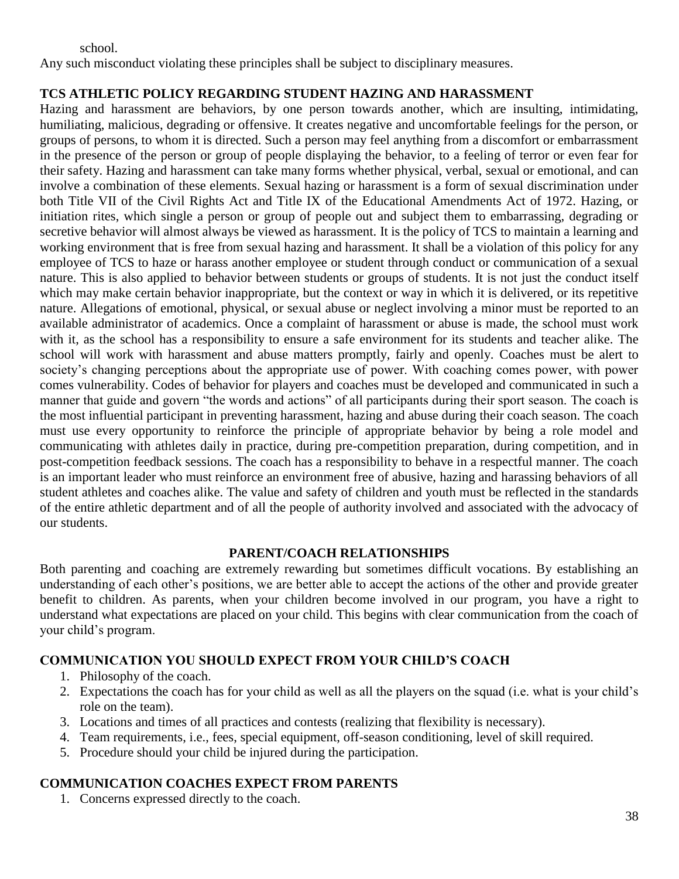school.

Any such misconduct violating these principles shall be subject to disciplinary measures.

## TCS ATHLETIC POLICY REGARDING STUDENT HAZING AND HARASSMENT

Hazing and harassment are behaviors, by one person towards another, which are insulting, intimidating, humiliating, malicious, degrading or offensive. It creates negative and uncomfortable feelings for the person, or groups of persons, to whom it is directed. Such a person may feel anything from a discomfort or embarrassment in the presence of the person or group of people displaying the behavior, to a feeling of terror or even fear for their safety. Hazing and harassment can take many forms whether physical, verbal, sexual or emotional, and can involve a combination of these elements. Sexual hazing or harassment is a form of sexual discrimination under both Title VII of the Civil Rights Act and Title IX of the Educational Amendments Act of 1972. Hazing, or initiation rites, which single a person or group of people out and subject them to embarrassing, degrading or secretive behavior will almost always be viewed as harassment. It is the policy of TCS to maintain a learning and working environment that is free from sexual hazing and harassment. It shall be a violation of this policy for any employee of TCS to haze or harass another employee or student through conduct or communication of a sexual nature. This is also applied to behavior between students or groups of students. It is not just the conduct itself which may make certain behavior inappropriate, but the context or way in which it is delivered, or its repetitive nature. Allegations of emotional, physical, or sexual abuse or neglect involving a minor must be reported to an available administrator of academics. Once a complaint of harassment or abuse is made, the school must work with it, as the school has a responsibility to ensure a safe environment for its students and teacher alike. The school will work with harassment and abuse matters promptly, fairly and openly. Coaches must be alert to society's changing perceptions about the appropriate use of power. With coaching comes power, with power comes vulnerability. Codes of behavior for players and coaches must be developed and communicated in such a manner that guide and govern "the words and actions" of all participants during their sport season. The coach is the most influential participant in preventing harassment, hazing and abuse during their coach season. The coach must use every opportunity to reinforce the principle of appropriate behavior by being a role model and communicating with athletes daily in practice, during pre-competition preparation, during competition, and in post-competition feedback sessions. The coach has a responsibility to behave in a respectful manner. The coach is an important leader who must reinforce an environment free of abusive, hazing and harassing behaviors of all student athletes and coaches alike. The value and safety of children and youth must be reflected in the standards of the entire athletic department and of all the people of authority involved and associated with the advocacy of our students.

## PARENT/COACH RELATIONSHIPS

Both parenting and coaching are extremely rewarding but sometimes difficult vocations. By establishing an understanding of each other's positions, we are better able to accept the actions of the other and provide greater benefit to children. As parents, when your children become involved in our program, you have a right to understand what expectations are placed on your child. This begins with clear communication from the coach of your child's program.

## COMMUNICATION YOU SHOULD EXPECT FROM YOUR CHILD'S COACH

1. Philosophy of the coach.
2. Expectations the coach has for your child as well as all the players on the squad (i.e. what is your child's role on the team).
3. Locations and times of all practices and contests (realizing that flexibility is necessary).
4. Team requirements, i.e., fees, special equipment, off-season conditioning, level of skill required.
5. Procedure should your child be injured during the participation.

## COMMUNICATION COACHES EXPECT FROM PARENTS

1. Concerns expressed directly to the coach.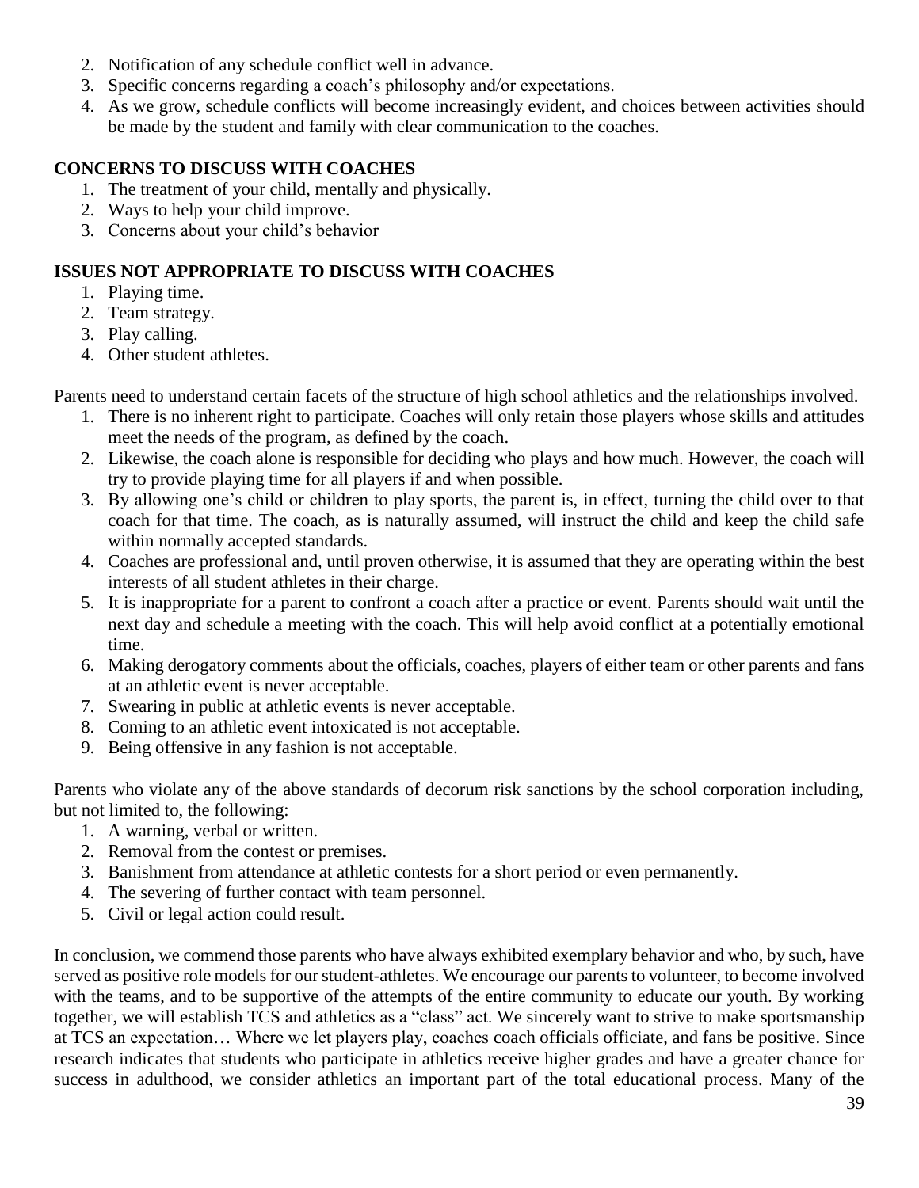2. Notification of any schedule conflict well in advance.
3. Specific concerns regarding a coach's philosophy and/or expectations.
4. As we grow, schedule conflicts will become increasingly evident, and choices between activities should be made by the student and family with clear communication to the coaches.

**CONCERNS TO DISCUSS WITH COACHES**

1. The treatment of your child, mentally and physically.
2. Ways to help your child improve.
3. Concerns about your child's behavior

**ISSUES NOT APPROPRIATE TO DISCUSS WITH COACHES**

1. Playing time.
2. Team strategy.
3. Play calling.
4. Other student athletes.

Parents need to understand certain facets of the structure of high school athletics and the relationships involved.

1. There is no inherent right to participate. Coaches will only retain those players whose skills and attitudes meet the needs of the program, as defined by the coach.
2. Likewise, the coach alone is responsible for deciding who plays and how much. However, the coach will try to provide playing time for all players if and when possible.
3. By allowing one's child or children to play sports, the parent is, in effect, turning the child over to that coach for that time. The coach, as is naturally assumed, will instruct the child and keep the child safe within normally accepted standards.
4. Coaches are professional and, until proven otherwise, it is assumed that they are operating within the best interests of all student athletes in their charge.
5. It is inappropriate for a parent to confront a coach after a practice or event. Parents should wait until the next day and schedule a meeting with the coach. This will help avoid conflict at a potentially emotional time.
6. Making derogatory comments about the officials, coaches, players of either team or other parents and fans at an athletic event is never acceptable.
7. Swearing in public at athletic events is never acceptable.
8. Coming to an athletic event intoxicated is not acceptable.
9. Being offensive in any fashion is not acceptable.

Parents who violate any of the above standards of decorum risk sanctions by the school corporation including, but not limited to, the following:

1. A warning, verbal or written.
2. Removal from the contest or premises.
3. Banishment from attendance at athletic contests for a short period or even permanently.
4. The severing of further contact with team personnel.
5. Civil or legal action could result.

In conclusion, we commend those parents who have always exhibited exemplary behavior and who, by such, have served as positive role models for our student-athletes. We encourage our parents to volunteer, to become involved with the teams, and to be supportive of the attempts of the entire community to educate our youth. By working together, we will establish TCS and athletics as a "class" act. We sincerely want to strive to make sportsmanship at TCS an expectation… Where we let players play, coaches coach officials officiate, and fans be positive. Since research indicates that students who participate in athletics receive higher grades and have a greater chance for success in adulthood, we consider athletics an important part of the total educational process. Many of the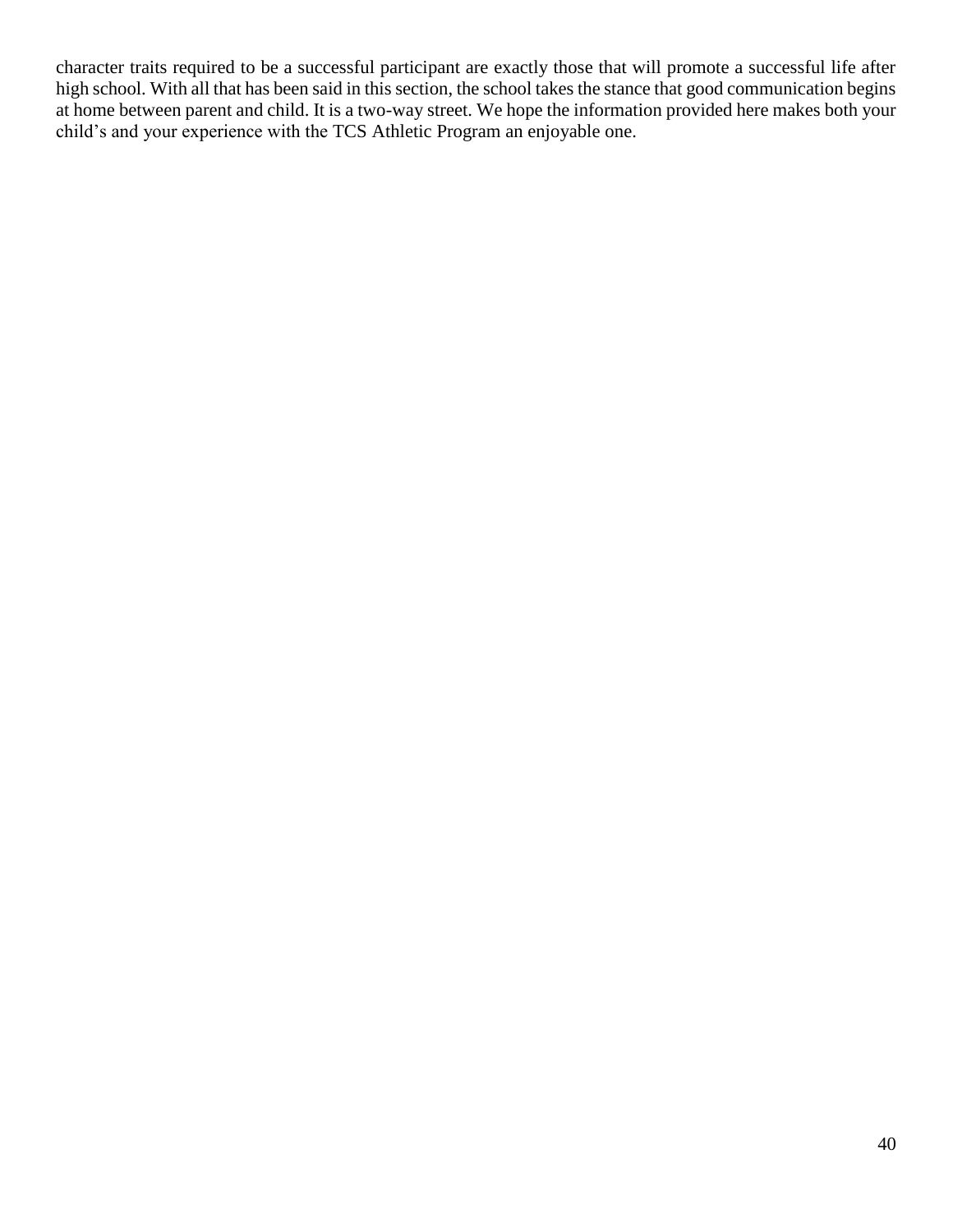character traits required to be a successful participant are exactly those that will promote a successful life after high school. With all that has been said in this section, the school takes the stance that good communication begins at home between parent and child. It is a two-way street. We hope the information provided here makes both your child's and your experience with the TCS Athletic Program an enjoyable one.